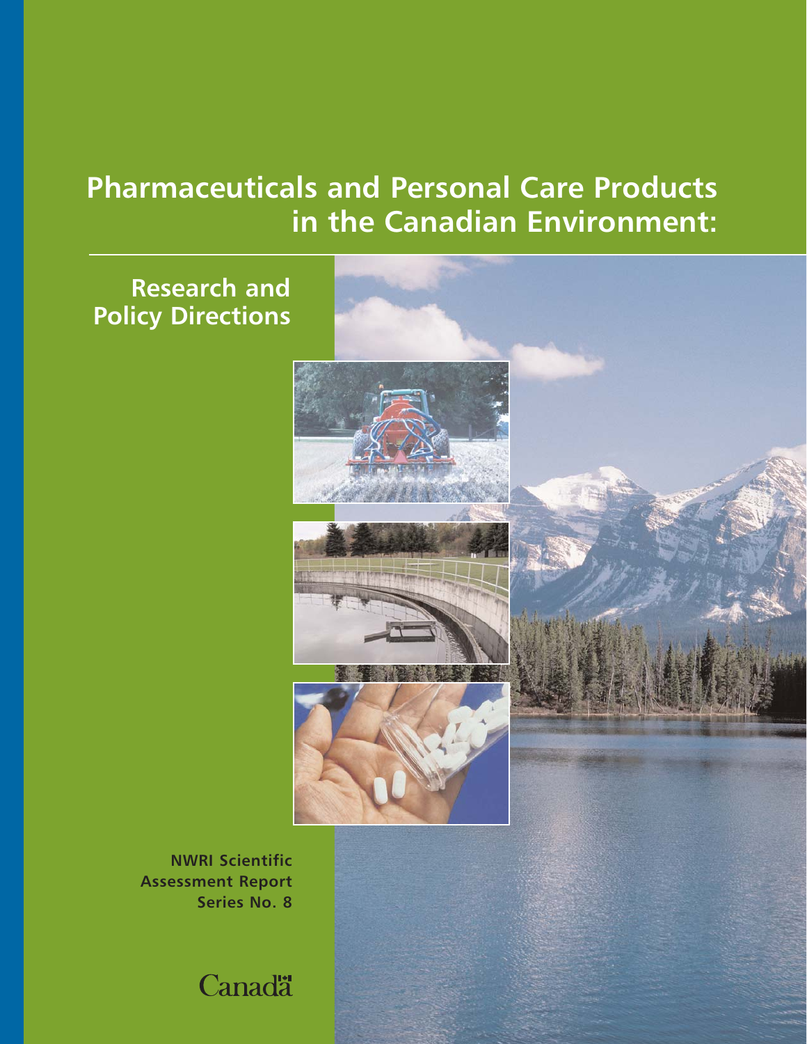# Pharmaceuticals and Personal Care Products in the Canadian Environment:

## Research and Policy Directions

**NWRI Scientific Assessment Report Series No. 8**

Canada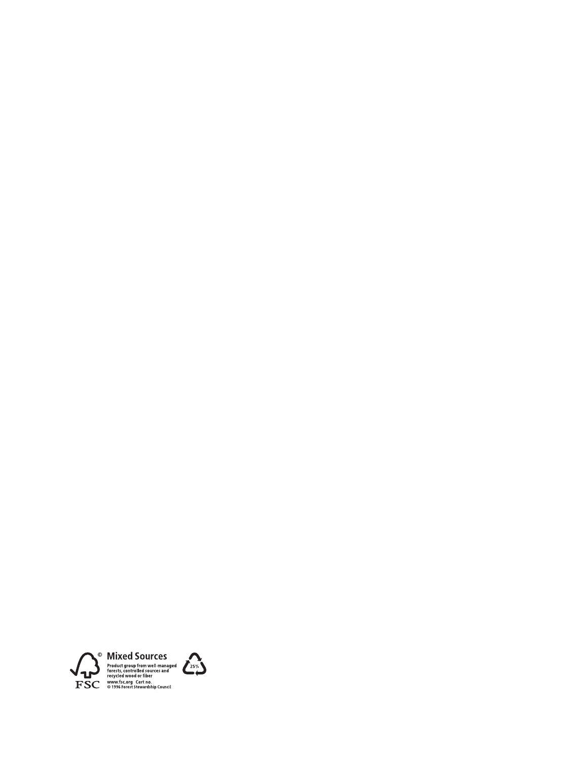FSC

**Mixed Sources**

Product group from well-managed forests, controlled sources and recycled wood or fiber

www.fsc.org Cert no.

© 1996 Forest Stewardship Council

25%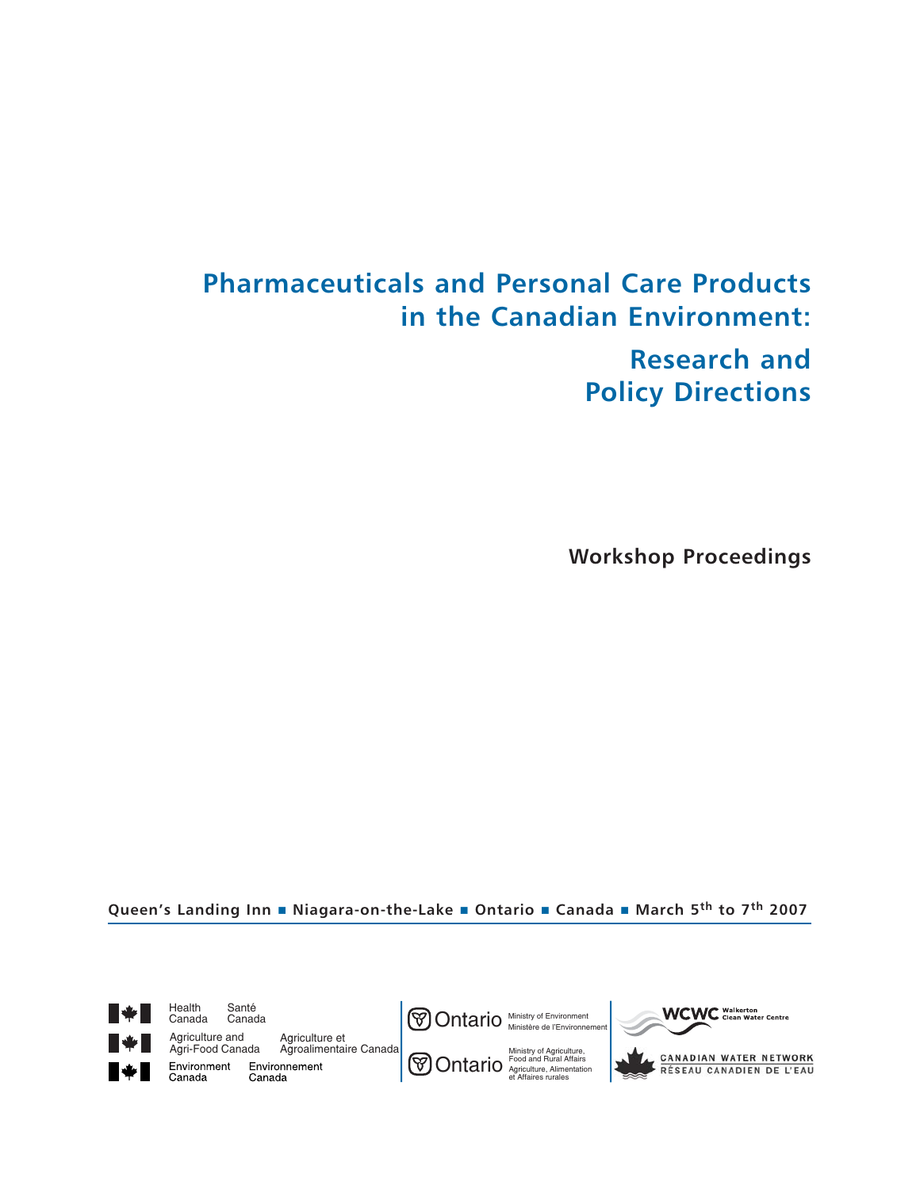# Pharmaceuticals and Personal Care Products in the Canadian Environment:

# Research and Policy Directions

**Workshop Proceedings**

**Queen's Landing Inn ■ Niagara-on-the-Lake ■ Ontario ■ Canada ■ March 5th to 7th 2007**

Health Canada Santé Canada

Agriculture and Agri-Food Canada Agriculture et Agroalimentaire Canada

Environment Canada Environnement Canada

Ontario Ministry of Environment Ministère de l'Environnement

Ontario Ministry of Agriculture, Food and Rural Affairs Agriculture, Alimentation et Affaires rurales

WCWC Walkerton Clean Water Centre

CANADIAN WATER NETWORK RÉSEAU CANADIEN DE L'EAU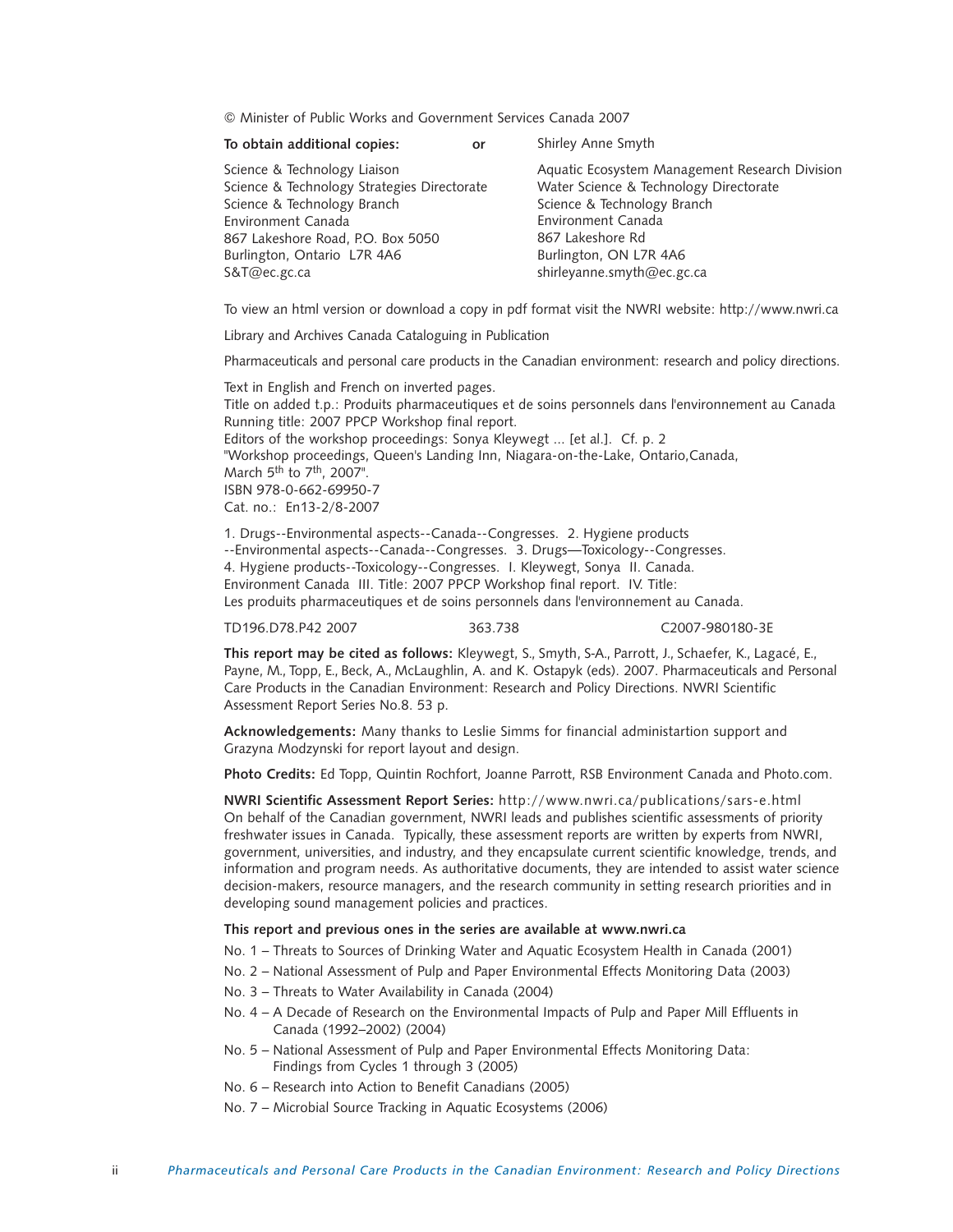© Minister of Public Works and Government Services Canada 2007

**To obtain additional copies:** **or**

Science & Technology Liaison
Science & Technology Strategies Directorate
Science & Technology Branch
Environment Canada
867 Lakeshore Road, P.O. Box 5050
Burlington, Ontario L7R 4A6
S&T@ec.gc.ca

Shirley Anne Smyth
Aquatic Ecosystem Management Research Division
Water Science & Technology Directorate
Science & Technology Branch
Environment Canada
867 Lakeshore Rd
Burlington, ON L7R 4A6
shirleyanne.smyth@ec.gc.ca

To view an html version or download a copy in pdf format visit the NWRI website: http://www.nwri.ca

Library and Archives Canada Cataloguing in Publication

Pharmaceuticals and personal care products in the Canadian environment: research and policy directions.

Text in English and French on inverted pages.
Title on added t.p.: Produits pharmaceutiques et de soins personnels dans l'environnement au Canada
Running title: 2007 PPCP Workshop final report.
Editors of the workshop proceedings: Sonya Kleywegt ... [et al.]. Cf. p. 2
"Workshop proceedings, Queen's Landing Inn, Niagara-on-the-Lake, Ontario,Canada, March 5th to 7th, 2007".
ISBN 978-0-662-69950-7
Cat. no.: En13-2/8-2007

1. Drugs--Environmental aspects--Canada--Congresses. 2. Hygiene products --Environmental aspects--Canada--Congresses. 3. Drugs—Toxicology--Congresses. 4. Hygiene products--Toxicology--Congresses. I. Kleywegt, Sonya II. Canada. Environment Canada III. Title: 2007 PPCP Workshop final report. IV. Title: Les produits pharmaceutiques et de soins personnels dans l'environnement au Canada.

TD196.D78.P42 2007 363.738 C2007-980180-3E

**This report may be cited as follows:** Kleywegt, S., Smyth, S-A., Parrott, J., Schaefer, K., Lagacé, E., Payne, M., Topp, E., Beck, A., McLaughlin, A. and K. Ostapyk (eds). 2007. Pharmaceuticals and Personal Care Products in the Canadian Environment: Research and Policy Directions. NWRI Scientific Assessment Report Series No.8. 53 p.

**Acknowledgements:** Many thanks to Leslie Simms for financial administartion support and Grazyna Modzynski for report layout and design.

**Photo Credits:** Ed Topp, Quintin Rochfort, Joanne Parrott, RSB Environment Canada and Photo.com.

**NWRI Scientific Assessment Report Series:** http://www.nwri.ca/publications/sars-e.html
On behalf of the Canadian government, NWRI leads and publishes scientific assessments of priority freshwater issues in Canada. Typically, these assessment reports are written by experts from NWRI, government, universities, and industry, and they encapsulate current scientific knowledge, trends, and information and program needs. As authoritative documents, they are intended to assist water science decision-makers, resource managers, and the research community in setting research priorities and in developing sound management policies and practices.

**This report and previous ones in the series are available at www.nwri.ca**

- No. 1 – Threats to Sources of Drinking Water and Aquatic Ecosystem Health in Canada (2001)
- No. 2 – National Assessment of Pulp and Paper Environmental Effects Monitoring Data (2003)
- No. 3 – Threats to Water Availability in Canada (2004)
- No. 4 – A Decade of Research on the Environmental Impacts of Pulp and Paper Mill Effluents in Canada (1992–2002) (2004)
- No. 5 – National Assessment of Pulp and Paper Environmental Effects Monitoring Data: Findings from Cycles 1 through 3 (2005)
- No. 6 – Research into Action to Benefit Canadians (2005)
- No. 7 – Microbial Source Tracking in Aquatic Ecosystems (2006)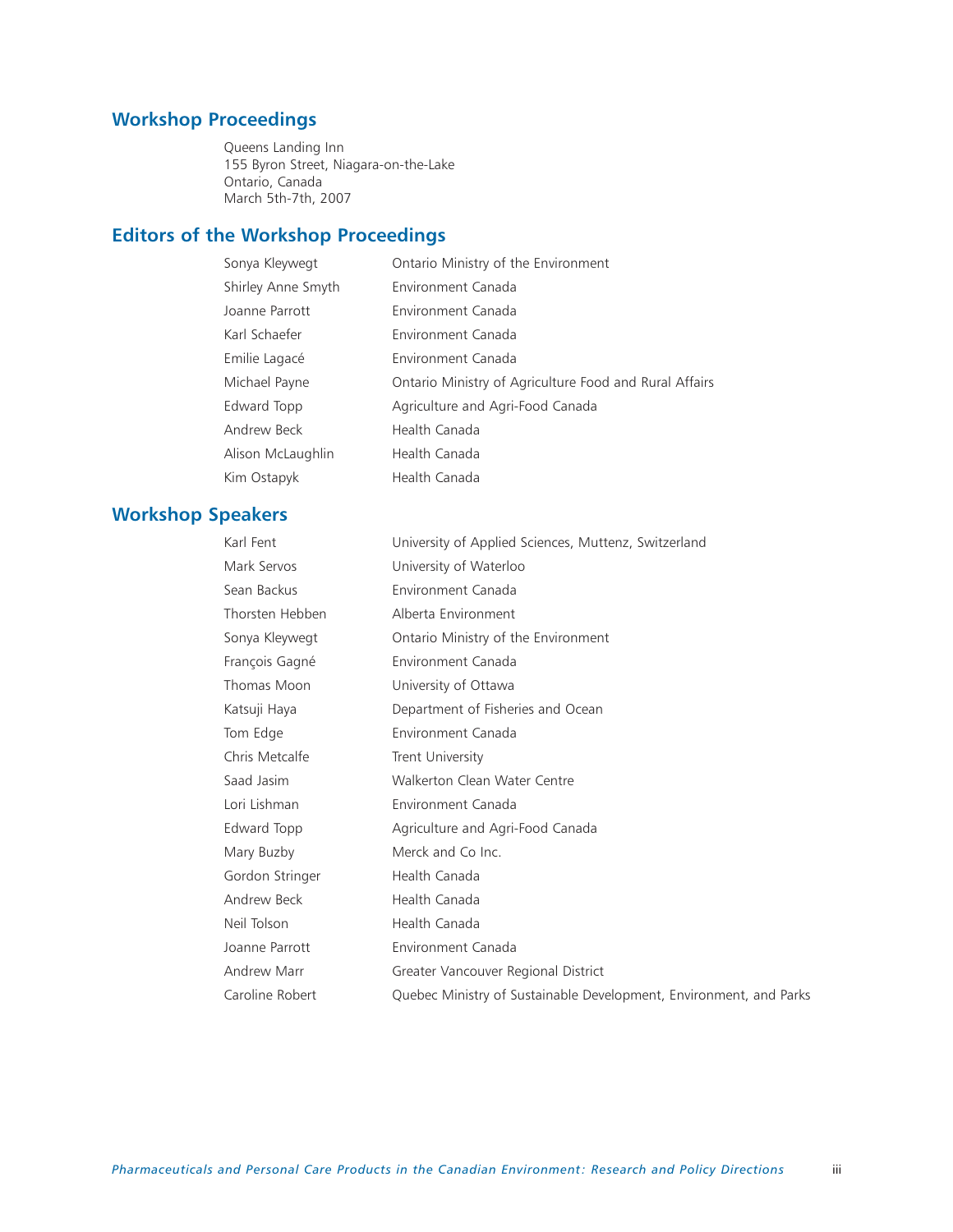## Workshop Proceedings

Queens Landing Inn
155 Byron Street, Niagara-on-the-Lake
Ontario, Canada
March 5th-7th, 2007

## Editors of the Workshop Proceedings

| | |
|---|---|
| Sonya Kleywegt | Ontario Ministry of the Environment |
| Shirley Anne Smyth | Environment Canada |
| Joanne Parrott | Environment Canada |
| Karl Schaefer | Environment Canada |
| Emilie Lagacé | Environment Canada |
| Michael Payne | Ontario Ministry of Agriculture Food and Rural Affairs |
| Edward Topp | Agriculture and Agri-Food Canada |
| Andrew Beck | Health Canada |
| Alison McLaughlin | Health Canada |
| Kim Ostapyk | Health Canada |

## Workshop Speakers

| | |
|---|---|
| Karl Fent | University of Applied Sciences, Muttenz, Switzerland |
| Mark Servos | University of Waterloo |
| Sean Backus | Environment Canada |
| Thorsten Hebben | Alberta Environment |
| Sonya Kleywegt | Ontario Ministry of the Environment |
| François Gagné | Environment Canada |
| Thomas Moon | University of Ottawa |
| Katsuji Haya | Department of Fisheries and Ocean |
| Tom Edge | Environment Canada |
| Chris Metcalfe | Trent University |
| Saad Jasim | Walkerton Clean Water Centre |
| Lori Lishman | Environment Canada |
| Edward Topp | Agriculture and Agri-Food Canada |
| Mary Buzby | Merck and Co Inc. |
| Gordon Stringer | Health Canada |
| Andrew Beck | Health Canada |
| Neil Tolson | Health Canada |
| Joanne Parrott | Environment Canada |
| Andrew Marr | Greater Vancouver Regional District |
| Caroline Robert | Quebec Ministry of Sustainable Development, Environment, and Parks |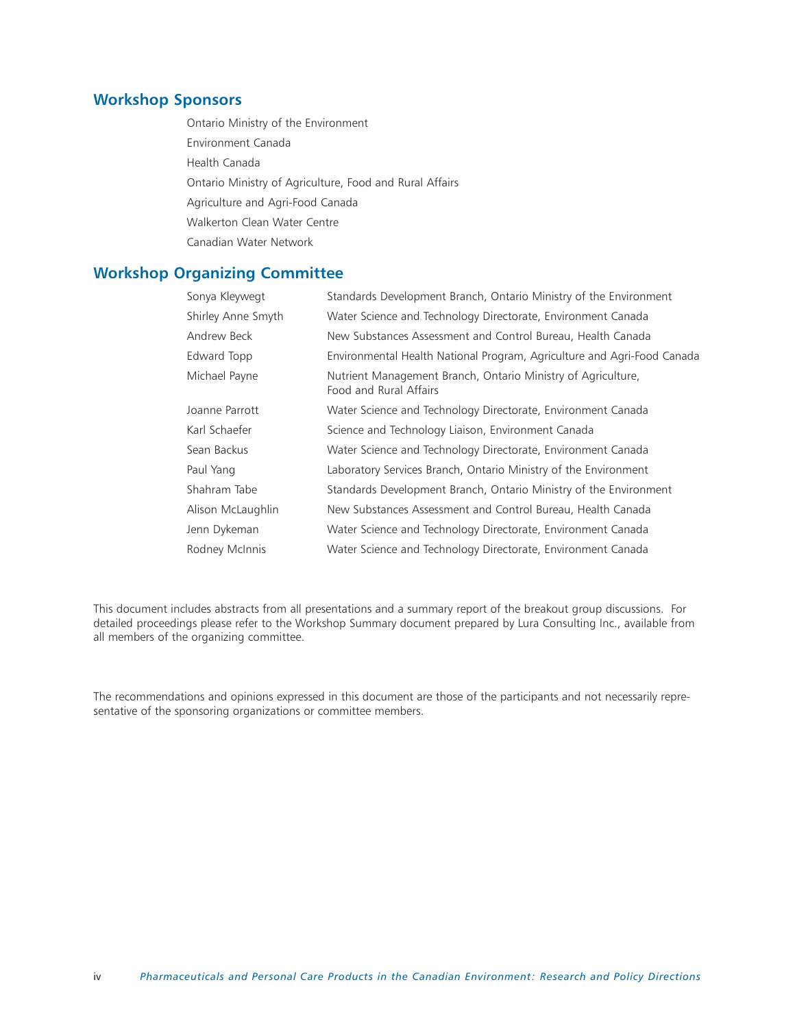## Workshop Sponsors

Ontario Ministry of the Environment

Environment Canada

Health Canada

Ontario Ministry of Agriculture, Food and Rural Affairs

Agriculture and Agri-Food Canada

Walkerton Clean Water Centre

Canadian Water Network

## Workshop Organizing Committee

| | |
|---|---|
| Sonya Kleywegt | Standards Development Branch, Ontario Ministry of the Environment |
| Shirley Anne Smyth | Water Science and Technology Directorate, Environment Canada |
| Andrew Beck | New Substances Assessment and Control Bureau, Health Canada |
| Edward Topp | Environmental Health National Program, Agriculture and Agri-Food Canada |
| Michael Payne | Nutrient Management Branch, Ontario Ministry of Agriculture, Food and Rural Affairs |
| Joanne Parrott | Water Science and Technology Directorate, Environment Canada |
| Karl Schaefer | Science and Technology Liaison, Environment Canada |
| Sean Backus | Water Science and Technology Directorate, Environment Canada |
| Paul Yang | Laboratory Services Branch, Ontario Ministry of the Environment |
| Shahram Tabe | Standards Development Branch, Ontario Ministry of the Environment |
| Alison McLaughlin | New Substances Assessment and Control Bureau, Health Canada |
| Jenn Dykeman | Water Science and Technology Directorate, Environment Canada |
| Rodney McInnis | Water Science and Technology Directorate, Environment Canada |

This document includes abstracts from all presentations and a summary report of the breakout group discussions. For detailed proceedings please refer to the Workshop Summary document prepared by Lura Consulting Inc., available from all members of the organizing committee.

The recommendations and opinions expressed in this document are those of the participants and not necessarily representative of the sponsoring organizations or committee members.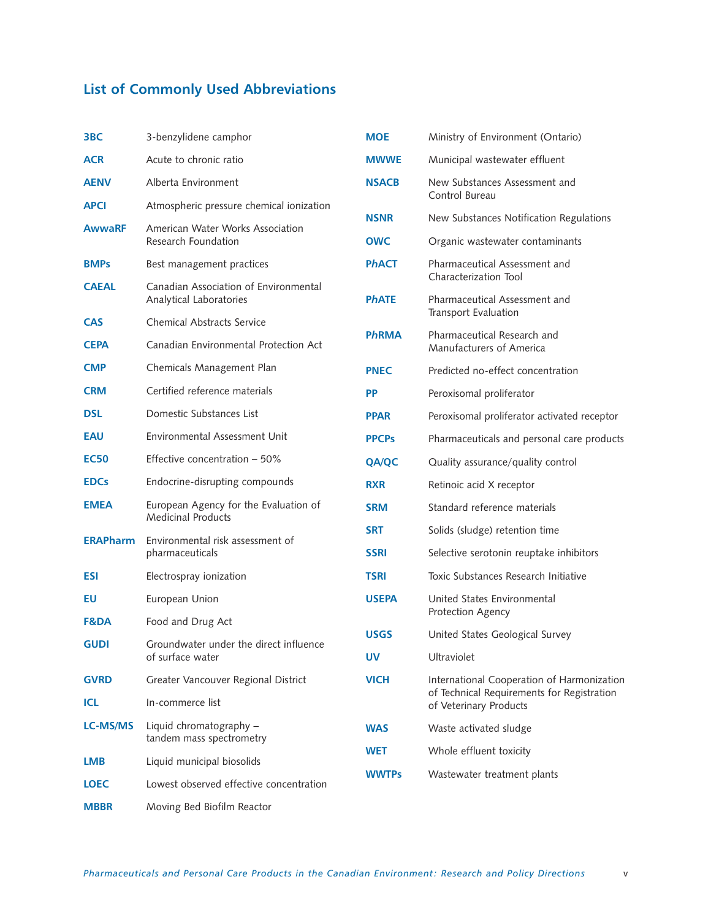## List of Commonly Used Abbreviations

| Abbreviation | Meaning |
| --- | --- |
| **3BC** | 3-benzylidene camphor |
| **ACR** | Acute to chronic ratio |
| **AENV** | Alberta Environment |
| **APCI** | Atmospheric pressure chemical ionization |
| **AwwaRF** | American Water Works Association Research Foundation |
| **BMPs** | Best management practices |
| **CAEAL** | Canadian Association of Environmental Analytical Laboratories |
| **CAS** | Chemical Abstracts Service |
| **CEPA** | Canadian Environmental Protection Act |
| **CMP** | Chemicals Management Plan |
| **CRM** | Certified reference materials |
| **DSL** | Domestic Substances List |
| **EAU** | Environmental Assessment Unit |
| **EC50** | Effective concentration – 50% |
| **EDCs** | Endocrine-disrupting compounds |
| **EMEA** | European Agency for the Evaluation of Medicinal Products |
| **ERAPharm** | Environmental risk assessment of pharmaceuticals |
| **ESI** | Electrospray ionization |
| **EU** | European Union |
| **F&DA** | Food and Drug Act |
| **GUDI** | Groundwater under the direct influence of surface water |
| **GVRD** | Greater Vancouver Regional District |
| **ICL** | In-commerce list |
| **LC-MS/MS** | Liquid chromatography – tandem mass spectrometry |
| **LMB** | Liquid municipal biosolids |
| **LOEC** | Lowest observed effective concentration |
| **MBBR** | Moving Bed Biofilm Reactor |
| **MOE** | Ministry of Environment (Ontario) |
| **MWWE** | Municipal wastewater effluent |
| **NSACB** | New Substances Assessment and Control Bureau |
| **NSNR** | New Substances Notification Regulations |
| **OWC** | Organic wastewater contaminants |
| **P*h*ACT** | Pharmaceutical Assessment and Characterization Tool |
| **P*h*ATE** | Pharmaceutical Assessment and Transport Evaluation |
| **P*h*RMA** | Pharmaceutical Research and Manufacturers of America |
| **PNEC** | Predicted no-effect concentration |
| **PP** | Peroxisomal proliferator |
| **PPAR** | Peroxisomal proliferator activated receptor |
| **PPCPs** | Pharmaceuticals and personal care products |
| **QA/QC** | Quality assurance/quality control |
| **RXR** | Retinoic acid X receptor |
| **SRM** | Standard reference materials |
| **SRT** | Solids (sludge) retention time |
| **SSRI** | Selective serotonin reuptake inhibitors |
| **TSRI** | Toxic Substances Research Initiative |
| **USEPA** | United States Environmental Protection Agency |
| **USGS** | United States Geological Survey |
| **UV** | Ultraviolet |
| **VICH** | International Cooperation of Harmonization of Technical Requirements for Registration of Veterinary Products |
| **WAS** | Waste activated sludge |
| **WET** | Whole effluent toxicity |
| **WWTPs** | Wastewater treatment plants |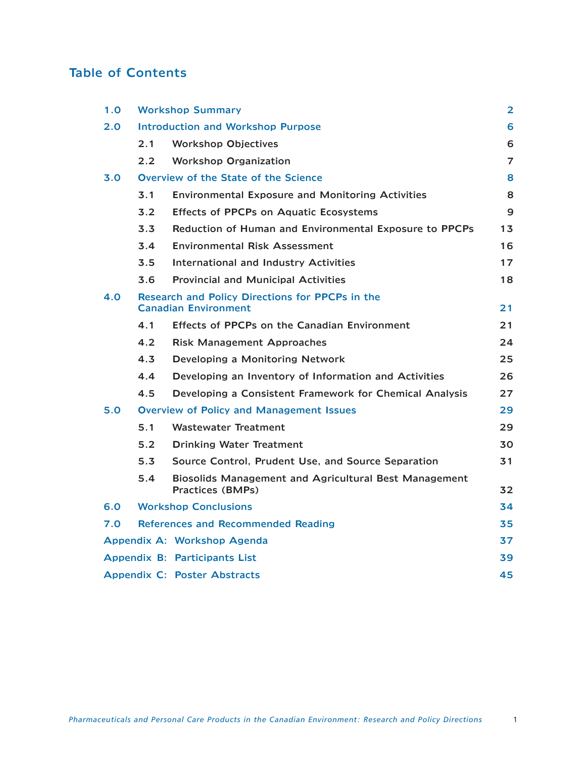# Table of Contents

| | | |
|---|---|---|
| 1.0 | Workshop Summary | 2 |
| 2.0 | Introduction and Workshop Purpose | 6 |
| 2.1 | Workshop Objectives | 6 |
| 2.2 | Workshop Organization | 7 |
| 3.0 | Overview of the State of the Science | 8 |
| 3.1 | Environmental Exposure and Monitoring Activities | 8 |
| 3.2 | Effects of PPCPs on Aquatic Ecosystems | 9 |
| 3.3 | Reduction of Human and Environmental Exposure to PPCPs | 13 |
| 3.4 | Environmental Risk Assessment | 16 |
| 3.5 | International and Industry Activities | 17 |
| 3.6 | Provincial and Municipal Activities | 18 |
| 4.0 | Research and Policy Directions for PPCPs in the Canadian Environment | 21 |
| 4.1 | Effects of PPCPs on the Canadian Environment | 21 |
| 4.2 | Risk Management Approaches | 24 |
| 4.3 | Developing a Monitoring Network | 25 |
| 4.4 | Developing an Inventory of Information and Activities | 26 |
| 4.5 | Developing a Consistent Framework for Chemical Analysis | 27 |
| 5.0 | Overview of Policy and Management Issues | 29 |
| 5.1 | Wastewater Treatment | 29 |
| 5.2 | Drinking Water Treatment | 30 |
| 5.3 | Source Control, Prudent Use, and Source Separation | 31 |
| 5.4 | Biosolids Management and Agricultural Best Management Practices (BMPs) | 32 |
| 6.0 | Workshop Conclusions | 34 |
| 7.0 | References and Recommended Reading | 35 |
| Appendix A: | Workshop Agenda | 37 |
| Appendix B: | Participants List | 39 |
| Appendix C: | Poster Abstracts | 45 |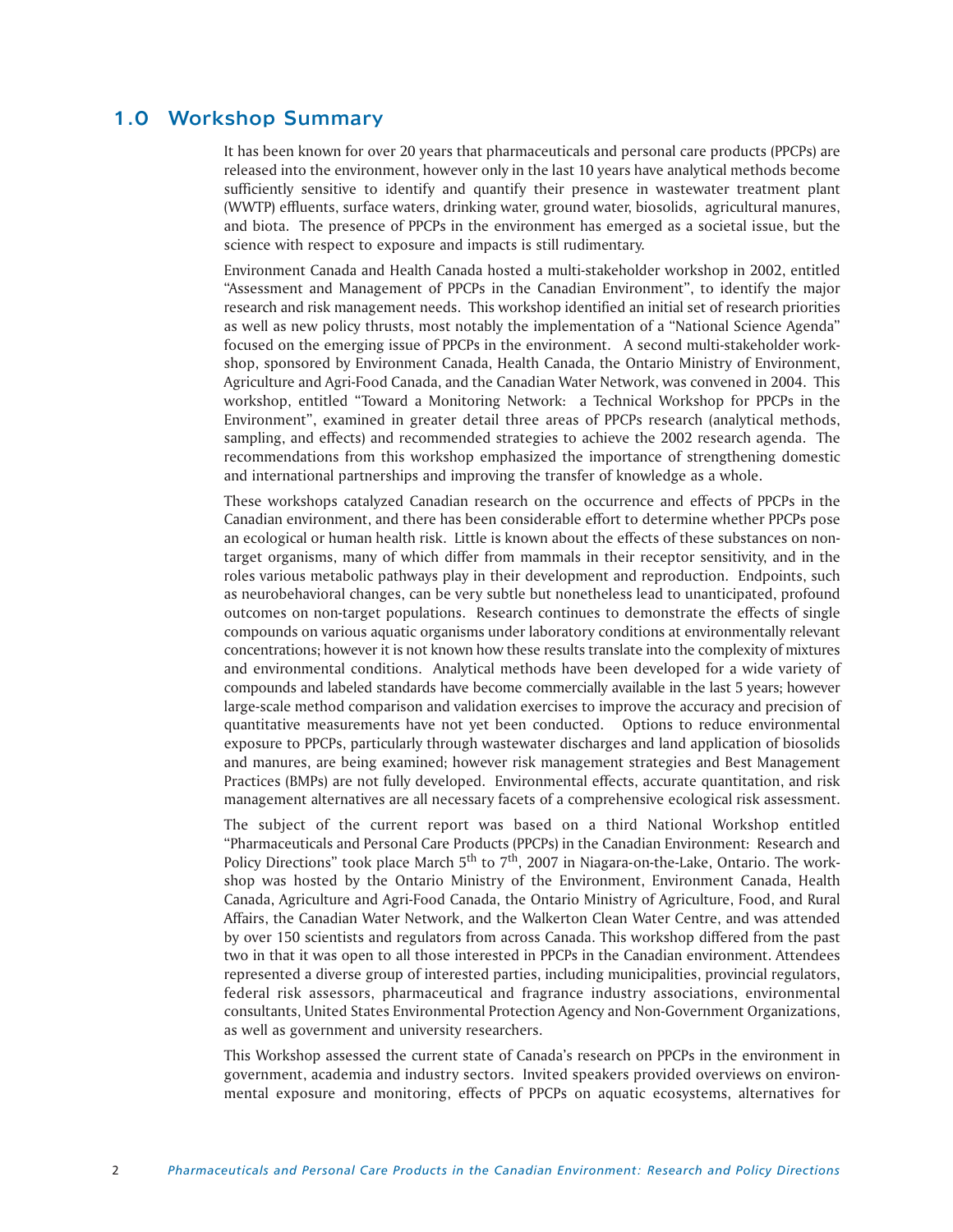## 1.0 Workshop Summary

It has been known for over 20 years that pharmaceuticals and personal care products (PPCPs) are released into the environment, however only in the last 10 years have analytical methods become sufficiently sensitive to identify and quantify their presence in wastewater treatment plant (WWTP) effluents, surface waters, drinking water, ground water, biosolids, agricultural manures, and biota. The presence of PPCPs in the environment has emerged as a societal issue, but the science with respect to exposure and impacts is still rudimentary.

Environment Canada and Health Canada hosted a multi-stakeholder workshop in 2002, entitled "Assessment and Management of PPCPs in the Canadian Environment", to identify the major research and risk management needs. This workshop identified an initial set of research priorities as well as new policy thrusts, most notably the implementation of a "National Science Agenda" focused on the emerging issue of PPCPs in the environment. A second multi-stakeholder workshop, sponsored by Environment Canada, Health Canada, the Ontario Ministry of Environment, Agriculture and Agri-Food Canada, and the Canadian Water Network, was convened in 2004. This workshop, entitled "Toward a Monitoring Network: a Technical Workshop for PPCPs in the Environment", examined in greater detail three areas of PPCPs research (analytical methods, sampling, and effects) and recommended strategies to achieve the 2002 research agenda. The recommendations from this workshop emphasized the importance of strengthening domestic and international partnerships and improving the transfer of knowledge as a whole.

These workshops catalyzed Canadian research on the occurrence and effects of PPCPs in the Canadian environment, and there has been considerable effort to determine whether PPCPs pose an ecological or human health risk. Little is known about the effects of these substances on non-target organisms, many of which differ from mammals in their receptor sensitivity, and in the roles various metabolic pathways play in their development and reproduction. Endpoints, such as neurobehavioral changes, can be very subtle but nonetheless lead to unanticipated, profound outcomes on non-target populations. Research continues to demonstrate the effects of single compounds on various aquatic organisms under laboratory conditions at environmentally relevant concentrations; however it is not known how these results translate into the complexity of mixtures and environmental conditions. Analytical methods have been developed for a wide variety of compounds and labeled standards have become commercially available in the last 5 years; however large-scale method comparison and validation exercises to improve the accuracy and precision of quantitative measurements have not yet been conducted. Options to reduce environmental exposure to PPCPs, particularly through wastewater discharges and land application of biosolids and manures, are being examined; however risk management strategies and Best Management Practices (BMPs) are not fully developed. Environmental effects, accurate quantitation, and risk management alternatives are all necessary facets of a comprehensive ecological risk assessment.

The subject of the current report was based on a third National Workshop entitled "Pharmaceuticals and Personal Care Products (PPCPs) in the Canadian Environment: Research and Policy Directions" took place March 5th to 7th, 2007 in Niagara-on-the-Lake, Ontario. The workshop was hosted by the Ontario Ministry of the Environment, Environment Canada, Health Canada, Agriculture and Agri-Food Canada, the Ontario Ministry of Agriculture, Food, and Rural Affairs, the Canadian Water Network, and the Walkerton Clean Water Centre, and was attended by over 150 scientists and regulators from across Canada. This workshop differed from the past two in that it was open to all those interested in PPCPs in the Canadian environment. Attendees represented a diverse group of interested parties, including municipalities, provincial regulators, federal risk assessors, pharmaceutical and fragrance industry associations, environmental consultants, United States Environmental Protection Agency and Non-Government Organizations, as well as government and university researchers.

This Workshop assessed the current state of Canada's research on PPCPs in the environment in government, academia and industry sectors. Invited speakers provided overviews on environmental exposure and monitoring, effects of PPCPs on aquatic ecosystems, alternatives for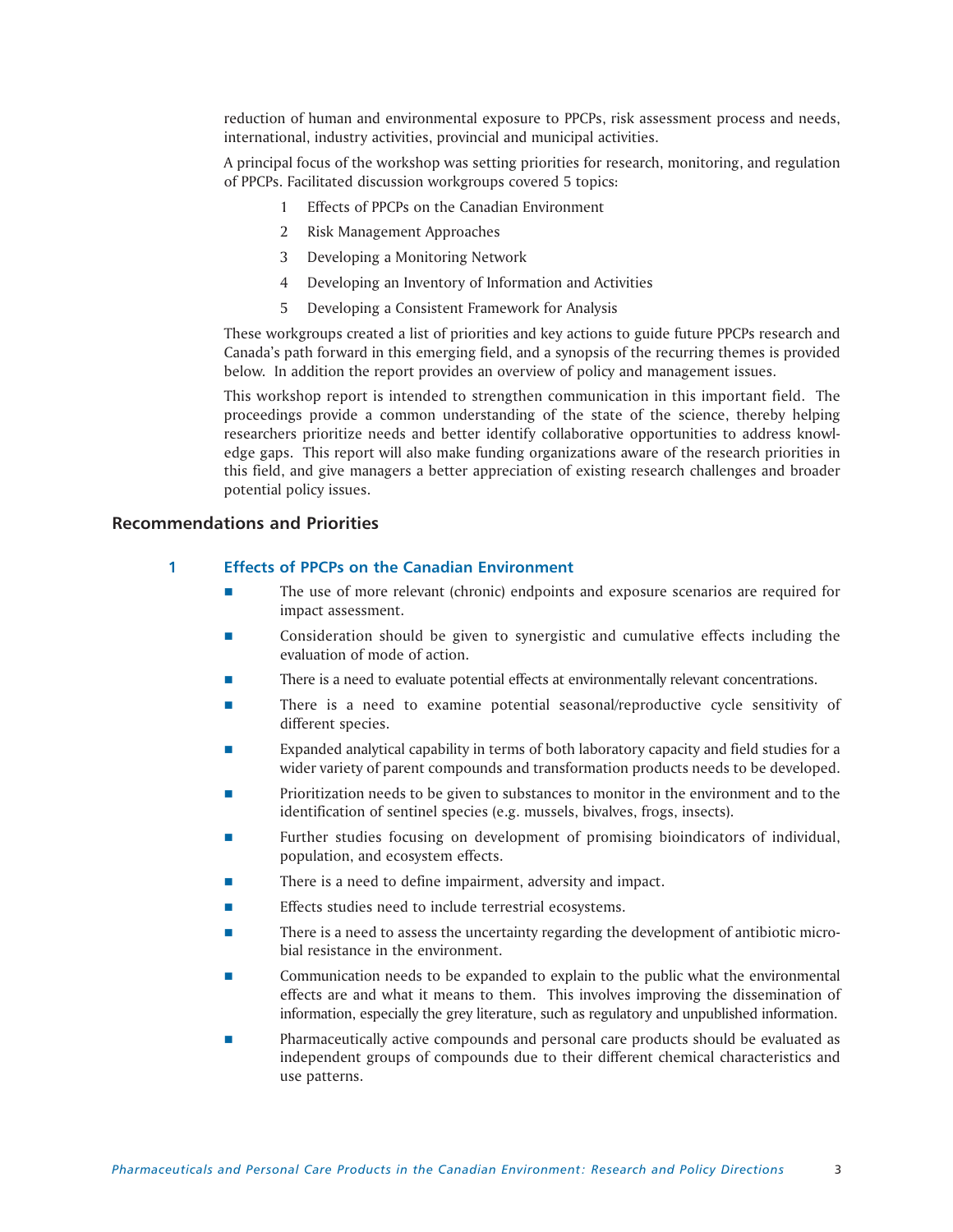reduction of human and environmental exposure to PPCPs, risk assessment process and needs, international, industry activities, provincial and municipal activities.

A principal focus of the workshop was setting priorities for research, monitoring, and regulation of PPCPs. Facilitated discussion workgroups covered 5 topics:

1. Effects of PPCPs on the Canadian Environment
2. Risk Management Approaches
3. Developing a Monitoring Network
4. Developing an Inventory of Information and Activities
5. Developing a Consistent Framework for Analysis

These workgroups created a list of priorities and key actions to guide future PPCPs research and Canada's path forward in this emerging field, and a synopsis of the recurring themes is provided below. In addition the report provides an overview of policy and management issues.

This workshop report is intended to strengthen communication in this important field. The proceedings provide a common understanding of the state of the science, thereby helping researchers prioritize needs and better identify collaborative opportunities to address knowledge gaps. This report will also make funding organizations aware of the research priorities in this field, and give managers a better appreciation of existing research challenges and broader potential policy issues.

## Recommendations and Priorities

### 1 Effects of PPCPs on the Canadian Environment

- The use of more relevant (chronic) endpoints and exposure scenarios are required for impact assessment.
- Consideration should be given to synergistic and cumulative effects including the evaluation of mode of action.
- There is a need to evaluate potential effects at environmentally relevant concentrations.
- There is a need to examine potential seasonal/reproductive cycle sensitivity of different species.
- Expanded analytical capability in terms of both laboratory capacity and field studies for a wider variety of parent compounds and transformation products needs to be developed.
- Prioritization needs to be given to substances to monitor in the environment and to the identification of sentinel species (e.g. mussels, bivalves, frogs, insects).
- Further studies focusing on development of promising bioindicators of individual, population, and ecosystem effects.
- There is a need to define impairment, adversity and impact.
- Effects studies need to include terrestrial ecosystems.
- There is a need to assess the uncertainty regarding the development of antibiotic microbial resistance in the environment.
- Communication needs to be expanded to explain to the public what the environmental effects are and what it means to them. This involves improving the dissemination of information, especially the grey literature, such as regulatory and unpublished information.
- Pharmaceutically active compounds and personal care products should be evaluated as independent groups of compounds due to their different chemical characteristics and use patterns.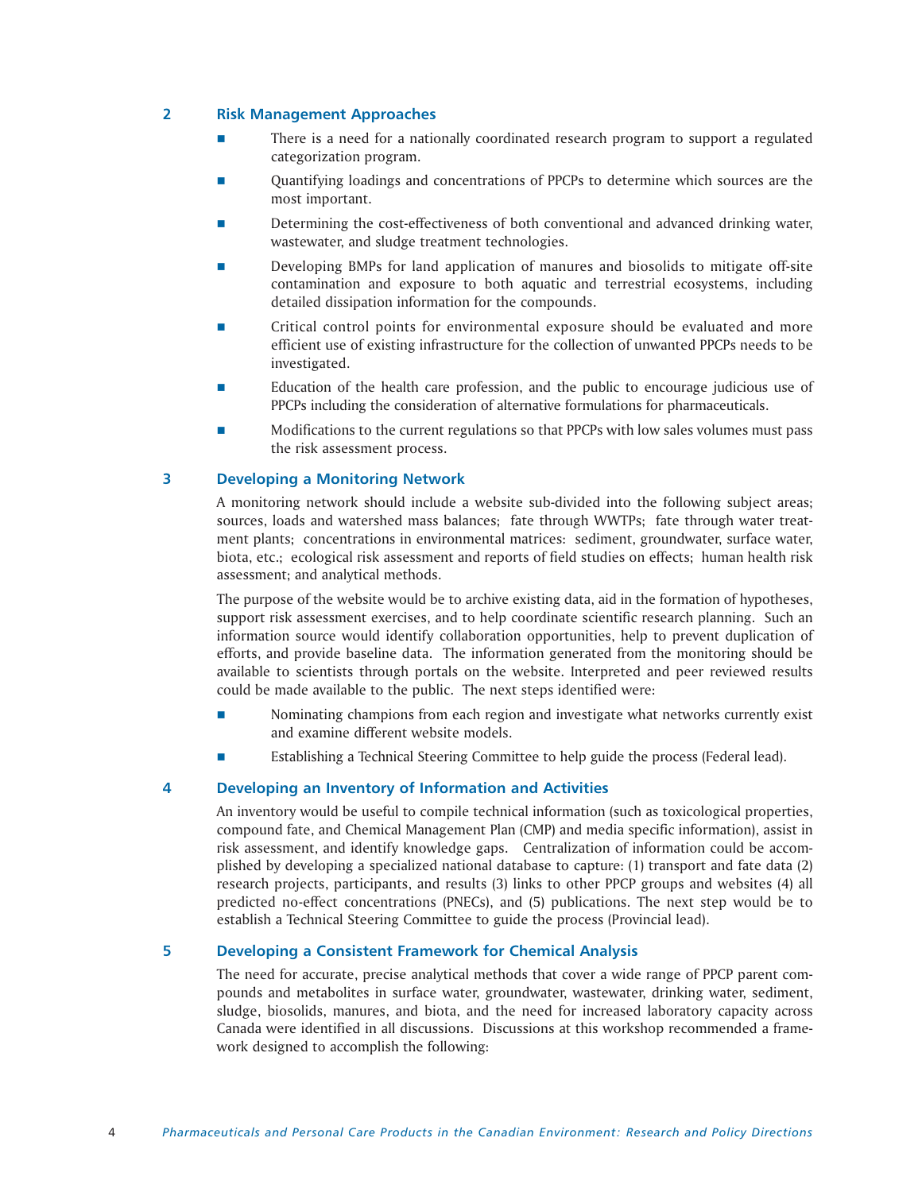## 2 Risk Management Approaches

- There is a need for a nationally coordinated research program to support a regulated categorization program.
- Quantifying loadings and concentrations of PPCPs to determine which sources are the most important.
- Determining the cost-effectiveness of both conventional and advanced drinking water, wastewater, and sludge treatment technologies.
- Developing BMPs for land application of manures and biosolids to mitigate off-site contamination and exposure to both aquatic and terrestrial ecosystems, including detailed dissipation information for the compounds.
- Critical control points for environmental exposure should be evaluated and more efficient use of existing infrastructure for the collection of unwanted PPCPs needs to be investigated.
- Education of the health care profession, and the public to encourage judicious use of PPCPs including the consideration of alternative formulations for pharmaceuticals.
- Modifications to the current regulations so that PPCPs with low sales volumes must pass the risk assessment process.

## 3 Developing a Monitoring Network

A monitoring network should include a website sub-divided into the following subject areas; sources, loads and watershed mass balances; fate through WWTPs; fate through water treatment plants; concentrations in environmental matrices: sediment, groundwater, surface water, biota, etc.; ecological risk assessment and reports of field studies on effects; human health risk assessment; and analytical methods.

The purpose of the website would be to archive existing data, aid in the formation of hypotheses, support risk assessment exercises, and to help coordinate scientific research planning. Such an information source would identify collaboration opportunities, help to prevent duplication of efforts, and provide baseline data. The information generated from the monitoring should be available to scientists through portals on the website. Interpreted and peer reviewed results could be made available to the public. The next steps identified were:

- Nominating champions from each region and investigate what networks currently exist and examine different website models.
- Establishing a Technical Steering Committee to help guide the process (Federal lead).

## 4 Developing an Inventory of Information and Activities

An inventory would be useful to compile technical information (such as toxicological properties, compound fate, and Chemical Management Plan (CMP) and media specific information), assist in risk assessment, and identify knowledge gaps. Centralization of information could be accomplished by developing a specialized national database to capture: (1) transport and fate data (2) research projects, participants, and results (3) links to other PPCP groups and websites (4) all predicted no-effect concentrations (PNECs), and (5) publications. The next step would be to establish a Technical Steering Committee to guide the process (Provincial lead).

## 5 Developing a Consistent Framework for Chemical Analysis

The need for accurate, precise analytical methods that cover a wide range of PPCP parent compounds and metabolites in surface water, groundwater, wastewater, drinking water, sediment, sludge, biosolids, manures, and biota, and the need for increased laboratory capacity across Canada were identified in all discussions. Discussions at this workshop recommended a framework designed to accomplish the following: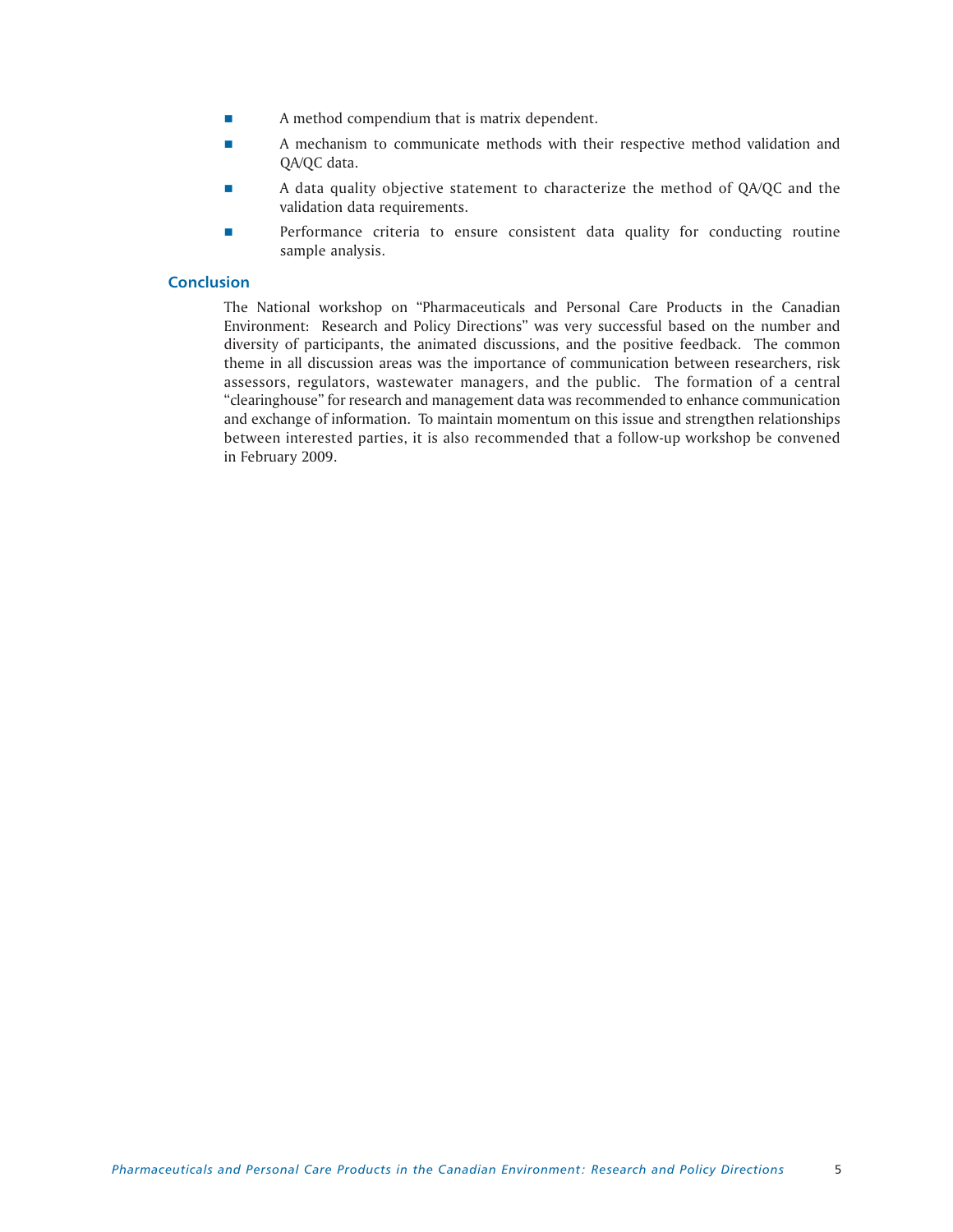- A method compendium that is matrix dependent.
- A mechanism to communicate methods with their respective method validation and QA/QC data.
- A data quality objective statement to characterize the method of QA/QC and the validation data requirements.
- Performance criteria to ensure consistent data quality for conducting routine sample analysis.

## Conclusion

The National workshop on "Pharmaceuticals and Personal Care Products in the Canadian Environment: Research and Policy Directions" was very successful based on the number and diversity of participants, the animated discussions, and the positive feedback. The common theme in all discussion areas was the importance of communication between researchers, risk assessors, regulators, wastewater managers, and the public. The formation of a central "clearinghouse" for research and management data was recommended to enhance communication and exchange of information. To maintain momentum on this issue and strengthen relationships between interested parties, it is also recommended that a follow-up workshop be convened in February 2009.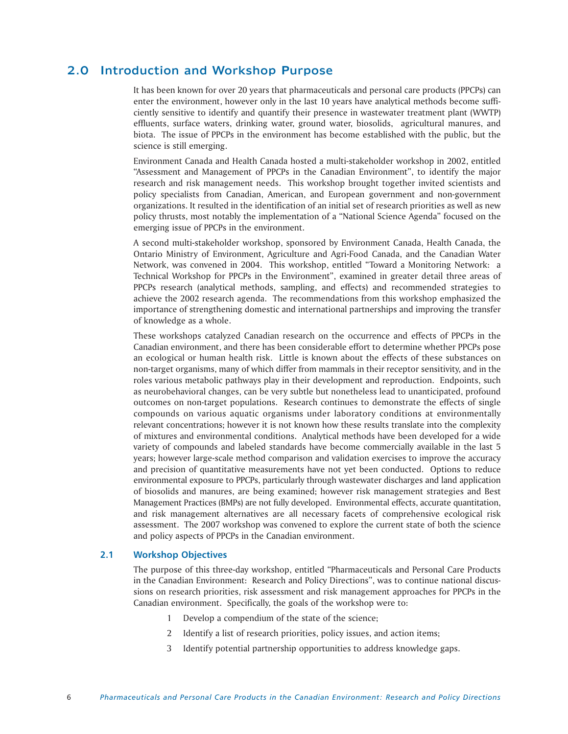## 2.0 Introduction and Workshop Purpose

It has been known for over 20 years that pharmaceuticals and personal care products (PPCPs) can enter the environment, however only in the last 10 years have analytical methods become sufficiently sensitive to identify and quantify their presence in wastewater treatment plant (WWTP) effluents, surface waters, drinking water, ground water, biosolids, agricultural manures, and biota. The issue of PPCPs in the environment has become established with the public, but the science is still emerging.

Environment Canada and Health Canada hosted a multi-stakeholder workshop in 2002, entitled "Assessment and Management of PPCPs in the Canadian Environment", to identify the major research and risk management needs. This workshop brought together invited scientists and policy specialists from Canadian, American, and European government and non-government organizations. It resulted in the identification of an initial set of research priorities as well as new policy thrusts, most notably the implementation of a "National Science Agenda" focused on the emerging issue of PPCPs in the environment.

A second multi-stakeholder workshop, sponsored by Environment Canada, Health Canada, the Ontario Ministry of Environment, Agriculture and Agri-Food Canada, and the Canadian Water Network, was convened in 2004. This workshop, entitled "Toward a Monitoring Network: a Technical Workshop for PPCPs in the Environment", examined in greater detail three areas of PPCPs research (analytical methods, sampling, and effects) and recommended strategies to achieve the 2002 research agenda. The recommendations from this workshop emphasized the importance of strengthening domestic and international partnerships and improving the transfer of knowledge as a whole.

These workshops catalyzed Canadian research on the occurrence and effects of PPCPs in the Canadian environment, and there has been considerable effort to determine whether PPCPs pose an ecological or human health risk. Little is known about the effects of these substances on non-target organisms, many of which differ from mammals in their receptor sensitivity, and in the roles various metabolic pathways play in their development and reproduction. Endpoints, such as neurobehavioral changes, can be very subtle but nonetheless lead to unanticipated, profound outcomes on non-target populations. Research continues to demonstrate the effects of single compounds on various aquatic organisms under laboratory conditions at environmentally relevant concentrations; however it is not known how these results translate into the complexity of mixtures and environmental conditions. Analytical methods have been developed for a wide variety of compounds and labeled standards have become commercially available in the last 5 years; however large-scale method comparison and validation exercises to improve the accuracy and precision of quantitative measurements have not yet been conducted. Options to reduce environmental exposure to PPCPs, particularly through wastewater discharges and land application of biosolids and manures, are being examined; however risk management strategies and Best Management Practices (BMPs) are not fully developed. Environmental effects, accurate quantitation, and risk management alternatives are all necessary facets of comprehensive ecological risk assessment. The 2007 workshop was convened to explore the current state of both the science and policy aspects of PPCPs in the Canadian environment.

### 2.1 Workshop Objectives

The purpose of this three-day workshop, entitled "Pharmaceuticals and Personal Care Products in the Canadian Environment: Research and Policy Directions", was to continue national discussions on research priorities, risk assessment and risk management approaches for PPCPs in the Canadian environment. Specifically, the goals of the workshop were to:

1. Develop a compendium of the state of the science;
2. Identify a list of research priorities, policy issues, and action items;
3. Identify potential partnership opportunities to address knowledge gaps.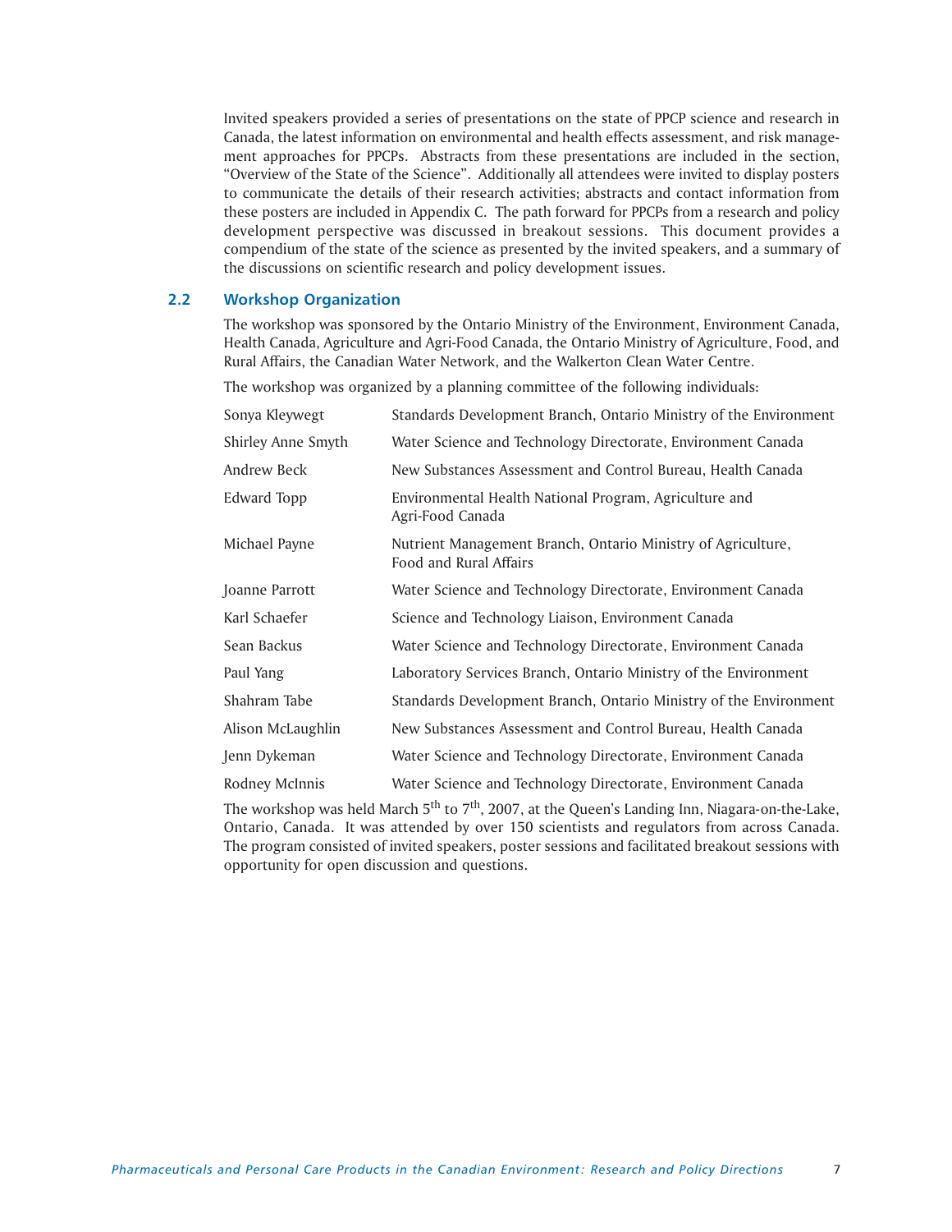Invited speakers provided a series of presentations on the state of PPCP science and research in Canada, the latest information on environmental and health effects assessment, and risk management approaches for PPCPs. Abstracts from these presentations are included in the section, "Overview of the State of the Science". Additionally all attendees were invited to display posters to communicate the details of their research activities; abstracts and contact information from these posters are included in Appendix C. The path forward for PPCPs from a research and policy development perspective was discussed in breakout sessions. This document provides a compendium of the state of the science as presented by the invited speakers, and a summary of the discussions on scientific research and policy development issues.

## 2.2 Workshop Organization

The workshop was sponsored by the Ontario Ministry of the Environment, Environment Canada, Health Canada, Agriculture and Agri-Food Canada, the Ontario Ministry of Agriculture, Food, and Rural Affairs, the Canadian Water Network, and the Walkerton Clean Water Centre.

The workshop was organized by a planning committee of the following individuals:

| | |
|---|---|
| Sonya Kleywegt | Standards Development Branch, Ontario Ministry of the Environment |
| Shirley Anne Smyth | Water Science and Technology Directorate, Environment Canada |
| Andrew Beck | New Substances Assessment and Control Bureau, Health Canada |
| Edward Topp | Environmental Health National Program, Agriculture and Agri-Food Canada |
| Michael Payne | Nutrient Management Branch, Ontario Ministry of Agriculture, Food and Rural Affairs |
| Joanne Parrott | Water Science and Technology Directorate, Environment Canada |
| Karl Schaefer | Science and Technology Liaison, Environment Canada |
| Sean Backus | Water Science and Technology Directorate, Environment Canada |
| Paul Yang | Laboratory Services Branch, Ontario Ministry of the Environment |
| Shahram Tabe | Standards Development Branch, Ontario Ministry of the Environment |
| Alison McLaughlin | New Substances Assessment and Control Bureau, Health Canada |
| Jenn Dykeman | Water Science and Technology Directorate, Environment Canada |
| Rodney McInnis | Water Science and Technology Directorate, Environment Canada |

The workshop was held March 5th to 7th, 2007, at the Queen's Landing Inn, Niagara-on-the-Lake, Ontario, Canada. It was attended by over 150 scientists and regulators from across Canada. The program consisted of invited speakers, poster sessions and facilitated breakout sessions with opportunity for open discussion and questions.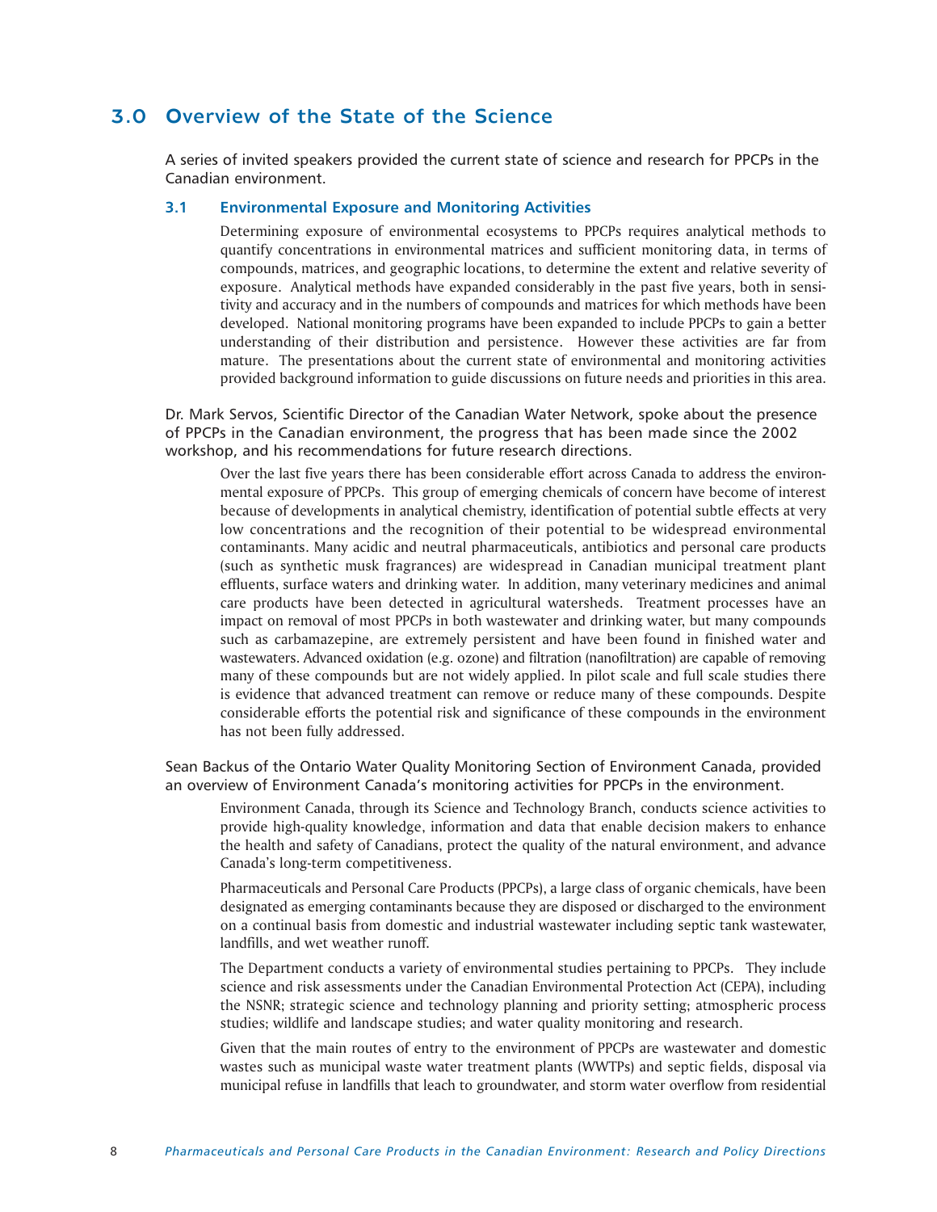## 3.0 Overview of the State of the Science

A series of invited speakers provided the current state of science and research for PPCPs in the Canadian environment.

### 3.1 Environmental Exposure and Monitoring Activities

Determining exposure of environmental ecosystems to PPCPs requires analytical methods to quantify concentrations in environmental matrices and sufficient monitoring data, in terms of compounds, matrices, and geographic locations, to determine the extent and relative severity of exposure. Analytical methods have expanded considerably in the past five years, both in sensitivity and accuracy and in the numbers of compounds and matrices for which methods have been developed. National monitoring programs have been expanded to include PPCPs to gain a better understanding of their distribution and persistence. However these activities are far from mature. The presentations about the current state of environmental and monitoring activities provided background information to guide discussions on future needs and priorities in this area.

Dr. Mark Servos, Scientific Director of the Canadian Water Network, spoke about the presence of PPCPs in the Canadian environment, the progress that has been made since the 2002 workshop, and his recommendations for future research directions.

Over the last five years there has been considerable effort across Canada to address the environmental exposure of PPCPs. This group of emerging chemicals of concern have become of interest because of developments in analytical chemistry, identification of potential subtle effects at very low concentrations and the recognition of their potential to be widespread environmental contaminants. Many acidic and neutral pharmaceuticals, antibiotics and personal care products (such as synthetic musk fragrances) are widespread in Canadian municipal treatment plant effluents, surface waters and drinking water. In addition, many veterinary medicines and animal care products have been detected in agricultural watersheds. Treatment processes have an impact on removal of most PPCPs in both wastewater and drinking water, but many compounds such as carbamazepine, are extremely persistent and have been found in finished water and wastewaters. Advanced oxidation (e.g. ozone) and filtration (nanofiltration) are capable of removing many of these compounds but are not widely applied. In pilot scale and full scale studies there is evidence that advanced treatment can remove or reduce many of these compounds. Despite considerable efforts the potential risk and significance of these compounds in the environment has not been fully addressed.

Sean Backus of the Ontario Water Quality Monitoring Section of Environment Canada, provided an overview of Environment Canada's monitoring activities for PPCPs in the environment.

Environment Canada, through its Science and Technology Branch, conducts science activities to provide high-quality knowledge, information and data that enable decision makers to enhance the health and safety of Canadians, protect the quality of the natural environment, and advance Canada's long-term competitiveness.

Pharmaceuticals and Personal Care Products (PPCPs), a large class of organic chemicals, have been designated as emerging contaminants because they are disposed or discharged to the environment on a continual basis from domestic and industrial wastewater including septic tank wastewater, landfills, and wet weather runoff.

The Department conducts a variety of environmental studies pertaining to PPCPs. They include science and risk assessments under the Canadian Environmental Protection Act (CEPA), including the NSNR; strategic science and technology planning and priority setting; atmospheric process studies; wildlife and landscape studies; and water quality monitoring and research.

Given that the main routes of entry to the environment of PPCPs are wastewater and domestic wastes such as municipal waste water treatment plants (WWTPs) and septic fields, disposal via municipal refuse in landfills that leach to groundwater, and storm water overflow from residential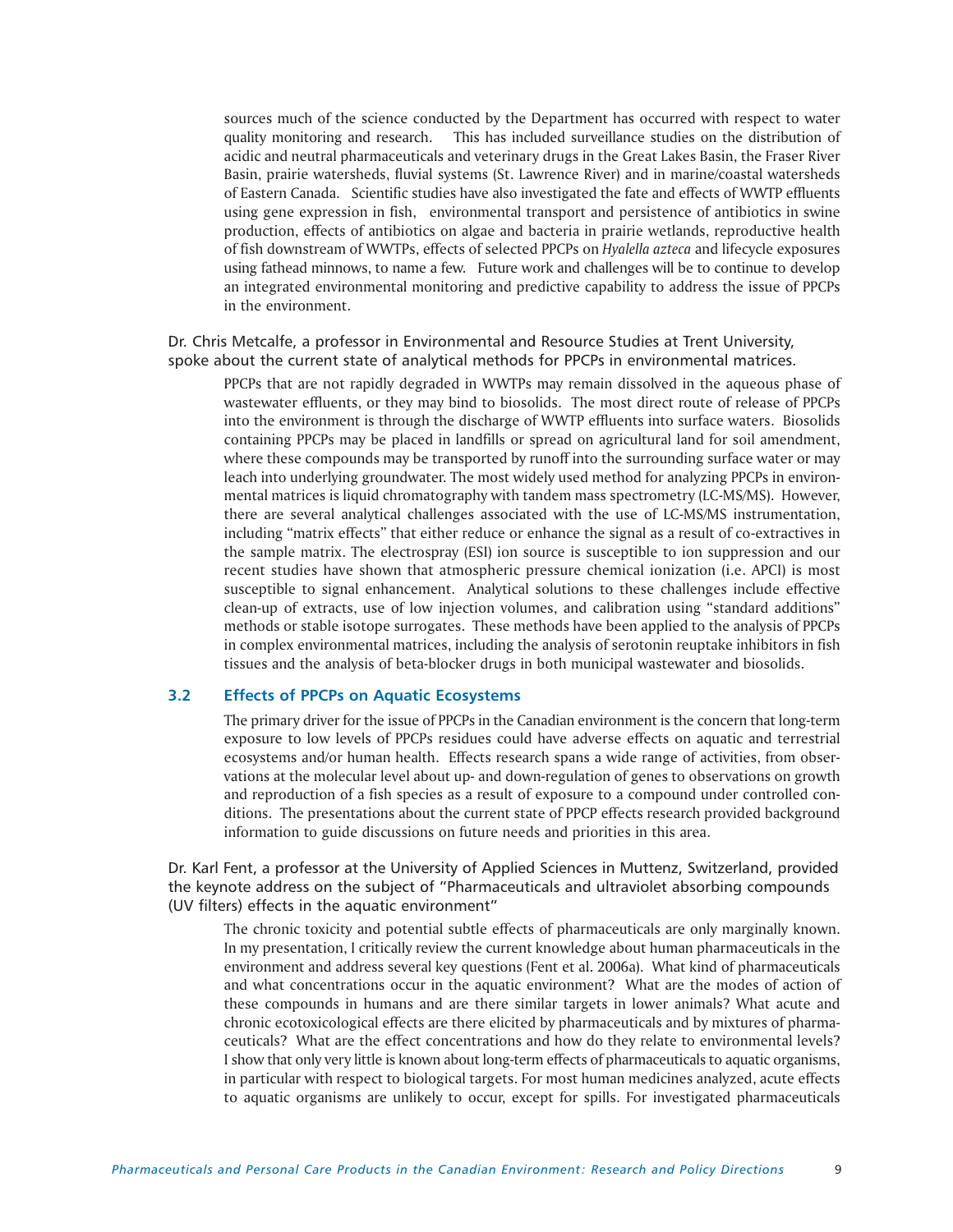sources much of the science conducted by the Department has occurred with respect to water quality monitoring and research. This has included surveillance studies on the distribution of acidic and neutral pharmaceuticals and veterinary drugs in the Great Lakes Basin, the Fraser River Basin, prairie watersheds, fluvial systems (St. Lawrence River) and in marine/coastal watersheds of Eastern Canada. Scientific studies have also investigated the fate and effects of WWTP effluents using gene expression in fish, environmental transport and persistence of antibiotics in swine production, effects of antibiotics on algae and bacteria in prairie wetlands, reproductive health of fish downstream of WWTPs, effects of selected PPCPs on *Hyalella azteca* and lifecycle exposures using fathead minnows, to name a few. Future work and challenges will be to continue to develop an integrated environmental monitoring and predictive capability to address the issue of PPCPs in the environment.

Dr. Chris Metcalfe, a professor in Environmental and Resource Studies at Trent University, spoke about the current state of analytical methods for PPCPs in environmental matrices.

PPCPs that are not rapidly degraded in WWTPs may remain dissolved in the aqueous phase of wastewater effluents, or they may bind to biosolids. The most direct route of release of PPCPs into the environment is through the discharge of WWTP effluents into surface waters. Biosolids containing PPCPs may be placed in landfills or spread on agricultural land for soil amendment, where these compounds may be transported by runoff into the surrounding surface water or may leach into underlying groundwater. The most widely used method for analyzing PPCPs in environmental matrices is liquid chromatography with tandem mass spectrometry (LC-MS/MS). However, there are several analytical challenges associated with the use of LC-MS/MS instrumentation, including "matrix effects" that either reduce or enhance the signal as a result of co-extractives in the sample matrix. The electrospray (ESI) ion source is susceptible to ion suppression and our recent studies have shown that atmospheric pressure chemical ionization (i.e. APCI) is most susceptible to signal enhancement. Analytical solutions to these challenges include effective clean-up of extracts, use of low injection volumes, and calibration using "standard additions" methods or stable isotope surrogates. These methods have been applied to the analysis of PPCPs in complex environmental matrices, including the analysis of serotonin reuptake inhibitors in fish tissues and the analysis of beta-blocker drugs in both municipal wastewater and biosolids.

### 3.2 Effects of PPCPs on Aquatic Ecosystems

The primary driver for the issue of PPCPs in the Canadian environment is the concern that long-term exposure to low levels of PPCPs residues could have adverse effects on aquatic and terrestrial ecosystems and/or human health. Effects research spans a wide range of activities, from observations at the molecular level about up- and down-regulation of genes to observations on growth and reproduction of a fish species as a result of exposure to a compound under controlled conditions. The presentations about the current state of PPCP effects research provided background information to guide discussions on future needs and priorities in this area.

Dr. Karl Fent, a professor at the University of Applied Sciences in Muttenz, Switzerland, provided the keynote address on the subject of "Pharmaceuticals and ultraviolet absorbing compounds (UV filters) effects in the aquatic environment"

The chronic toxicity and potential subtle effects of pharmaceuticals are only marginally known. In my presentation, I critically review the current knowledge about human pharmaceuticals in the environment and address several key questions (Fent et al. 2006a). What kind of pharmaceuticals and what concentrations occur in the aquatic environment? What are the modes of action of these compounds in humans and are there similar targets in lower animals? What acute and chronic ecotoxicological effects are there elicited by pharmaceuticals and by mixtures of pharmaceuticals? What are the effect concentrations and how do they relate to environmental levels? I show that only very little is known about long-term effects of pharmaceuticals to aquatic organisms, in particular with respect to biological targets. For most human medicines analyzed, acute effects to aquatic organisms are unlikely to occur, except for spills. For investigated pharmaceuticals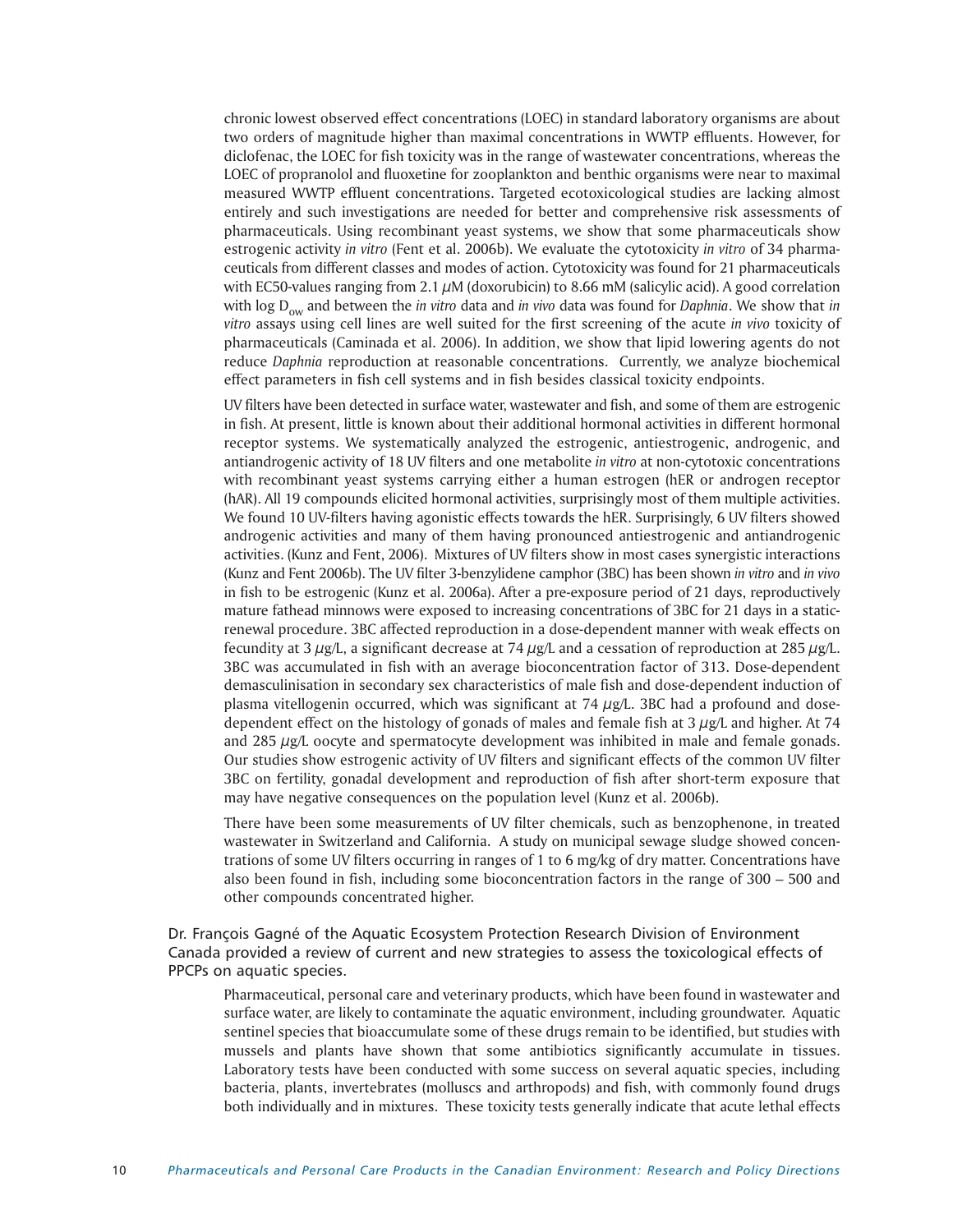chronic lowest observed effect concentrations (LOEC) in standard laboratory organisms are about two orders of magnitude higher than maximal concentrations in WWTP effluents. However, for diclofenac, the LOEC for fish toxicity was in the range of wastewater concentrations, whereas the LOEC of propranolol and fluoxetine for zooplankton and benthic organisms were near to maximal measured WWTP effluent concentrations. Targeted ecotoxicological studies are lacking almost entirely and such investigations are needed for better and comprehensive risk assessments of pharmaceuticals. Using recombinant yeast systems, we show that some pharmaceuticals show estrogenic activity *in vitro* (Fent et al. 2006b). We evaluate the cytotoxicity *in vitro* of 34 pharmaceuticals from different classes and modes of action. Cytotoxicity was found for 21 pharmaceuticals with EC50-values ranging from 2.1 $\mu$M (doxorubicin) to 8.66 mM (salicylic acid). A good correlation with log $D_{ow}$ and between the *in vitro* data and *in vivo* data was found for *Daphnia*. We show that *in vitro* assays using cell lines are well suited for the first screening of the acute *in vivo* toxicity of pharmaceuticals (Caminada et al. 2006). In addition, we show that lipid lowering agents do not reduce *Daphnia* reproduction at reasonable concentrations. Currently, we analyze biochemical effect parameters in fish cell systems and in fish besides classical toxicity endpoints.

UV filters have been detected in surface water, wastewater and fish, and some of them are estrogenic in fish. At present, little is known about their additional hormonal activities in different hormonal receptor systems. We systematically analyzed the estrogenic, antiestrogenic, androgenic, and antiandrogenic activity of 18 UV filters and one metabolite *in vitro* at non-cytotoxic concentrations with recombinant yeast systems carrying either a human estrogen (hER or androgen receptor (hAR). All 19 compounds elicited hormonal activities, surprisingly most of them multiple activities. We found 10 UV-filters having agonistic effects towards the hER. Surprisingly, 6 UV filters showed androgenic activities and many of them having pronounced antiestrogenic and antiandrogenic activities. (Kunz and Fent, 2006). Mixtures of UV filters show in most cases synergistic interactions (Kunz and Fent 2006b). The UV filter 3-benzylidene camphor (3BC) has been shown *in vitro* and *in vivo* in fish to be estrogenic (Kunz et al. 2006a). After a pre-exposure period of 21 days, reproductively mature fathead minnows were exposed to increasing concentrations of 3BC for 21 days in a static-renewal procedure. 3BC affected reproduction in a dose-dependent manner with weak effects on fecundity at 3 $\mu$g/L, a significant decrease at 74 $\mu$g/L and a cessation of reproduction at 285 $\mu$g/L. 3BC was accumulated in fish with an average bioconcentration factor of 313. Dose-dependent demasculinisation in secondary sex characteristics of male fish and dose-dependent induction of plasma vitellogenin occurred, which was significant at 74 $\mu$g/L. 3BC had a profound and dose-dependent effect on the histology of gonads of males and female fish at 3 $\mu$g/L and higher. At 74 and 285 $\mu$g/L oocyte and spermatocyte development was inhibited in male and female gonads. Our studies show estrogenic activity of UV filters and significant effects of the common UV filter 3BC on fertility, gonadal development and reproduction of fish after short-term exposure that may have negative consequences on the population level (Kunz et al. 2006b).

There have been some measurements of UV filter chemicals, such as benzophenone, in treated wastewater in Switzerland and California. A study on municipal sewage sludge showed concentrations of some UV filters occurring in ranges of 1 to 6 mg/kg of dry matter. Concentrations have also been found in fish, including some bioconcentration factors in the range of 300 – 500 and other compounds concentrated higher.

Dr. François Gagné of the Aquatic Ecosystem Protection Research Division of Environment Canada provided a review of current and new strategies to assess the toxicological effects of PPCPs on aquatic species.

Pharmaceutical, personal care and veterinary products, which have been found in wastewater and surface water, are likely to contaminate the aquatic environment, including groundwater. Aquatic sentinel species that bioaccumulate some of these drugs remain to be identified, but studies with mussels and plants have shown that some antibiotics significantly accumulate in tissues. Laboratory tests have been conducted with some success on several aquatic species, including bacteria, plants, invertebrates (molluscs and arthropods) and fish, with commonly found drugs both individually and in mixtures. These toxicity tests generally indicate that acute lethal effects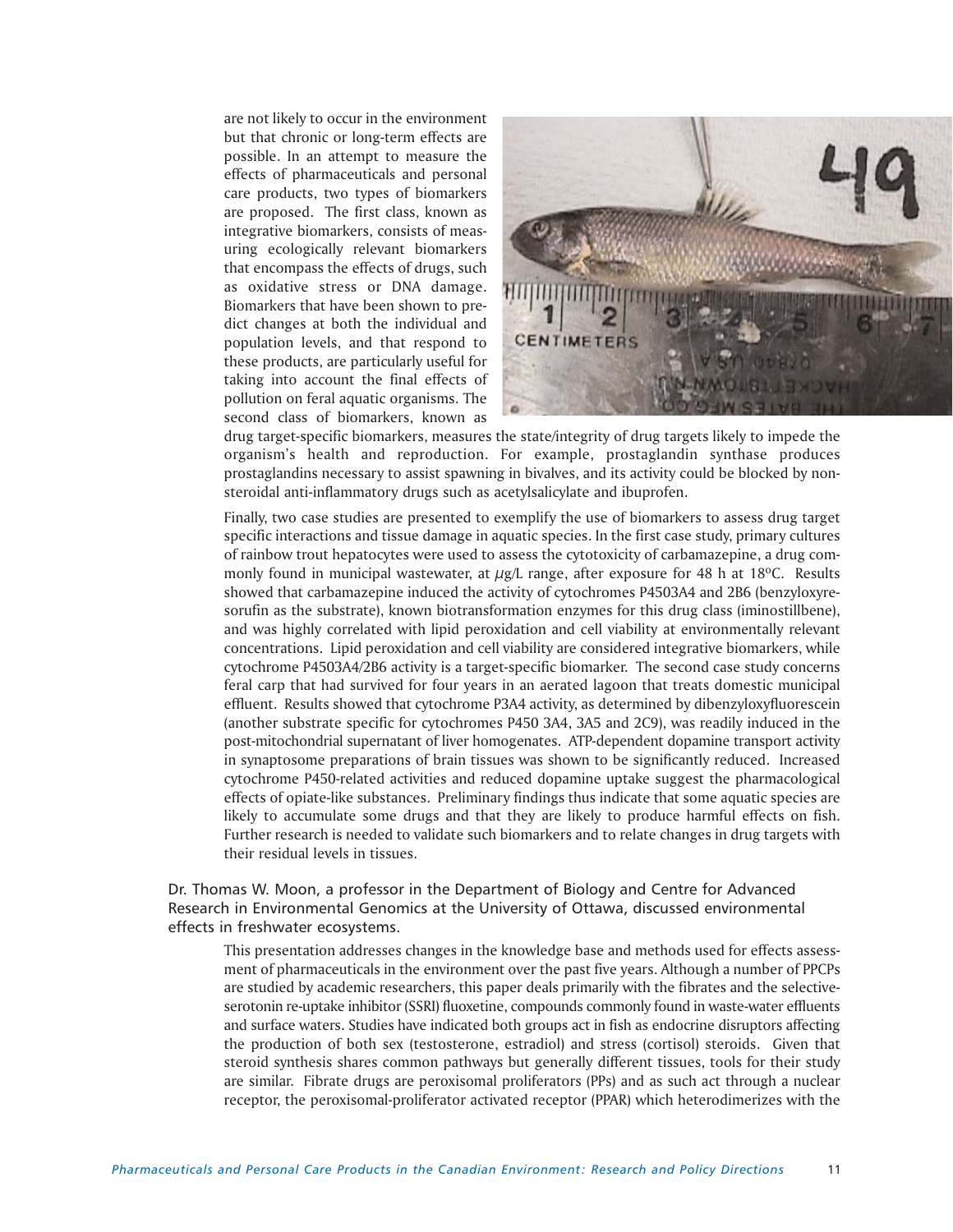are not likely to occur in the environment but that chronic or long-term effects are possible. In an attempt to measure the effects of pharmaceuticals and personal care products, two types of biomarkers are proposed. The first class, known as integrative biomarkers, consists of measuring ecologically relevant biomarkers that encompass the effects of drugs, such as oxidative stress or DNA damage. Biomarkers that have been shown to predict changes at both the individual and population levels, and that respond to these products, are particularly useful for taking into account the final effects of pollution on feral aquatic organisms. The second class of biomarkers, known as drug target-specific biomarkers, measures the state/integrity of drug targets likely to impede the organism's health and reproduction. For example, prostaglandin synthase produces prostaglandins necessary to assist spawning in bivalves, and its activity could be blocked by non-steroidal anti-inflammatory drugs such as acetylsalicylate and ibuprofen.

Finally, two case studies are presented to exemplify the use of biomarkers to assess drug target specific interactions and tissue damage in aquatic species. In the first case study, primary cultures of rainbow trout hepatocytes were used to assess the cytotoxicity of carbamazepine, a drug commonly found in municipal wastewater, at $\mu$g/L range, after exposure for 48 h at 18ºC. Results showed that carbamazepine induced the activity of cytochromes P4503A4 and 2B6 (benzyloxyresorufin as the substrate), known biotransformation enzymes for this drug class (iminostillbene), and was highly correlated with lipid peroxidation and cell viability at environmentally relevant concentrations. Lipid peroxidation and cell viability are considered integrative biomarkers, while cytochrome P4503A4/2B6 activity is a target-specific biomarker. The second case study concerns feral carp that had survived for four years in an aerated lagoon that treats domestic municipal effluent. Results showed that cytochrome P3A4 activity, as determined by dibenzyloxyfluorescein (another substrate specific for cytochromes P450 3A4, 3A5 and 2C9), was readily induced in the post-mitochondrial supernatant of liver homogenates. ATP-dependent dopamine transport activity in synaptosome preparations of brain tissues was shown to be significantly reduced. Increased cytochrome P450-related activities and reduced dopamine uptake suggest the pharmacological effects of opiate-like substances. Preliminary findings thus indicate that some aquatic species are likely to accumulate some drugs and that they are likely to produce harmful effects on fish. Further research is needed to validate such biomarkers and to relate changes in drug targets with their residual levels in tissues.

Dr. Thomas W. Moon, a professor in the Department of Biology and Centre for Advanced Research in Environmental Genomics at the University of Ottawa, discussed environmental effects in freshwater ecosystems.

This presentation addresses changes in the knowledge base and methods used for effects assessment of pharmaceuticals in the environment over the past five years. Although a number of PPCPs are studied by academic researchers, this paper deals primarily with the fibrates and the selective-serotonin re-uptake inhibitor (SSRI) fluoxetine, compounds commonly found in waste-water effluents and surface waters. Studies have indicated both groups act in fish as endocrine disruptors affecting the production of both sex (testosterone, estradiol) and stress (cortisol) steroids. Given that steroid synthesis shares common pathways but generally different tissues, tools for their study are similar. Fibrate drugs are peroxisomal proliferators (PPs) and as such act through a nuclear receptor, the peroxisomal-proliferator activated receptor (PPAR) which heterodimerizes with the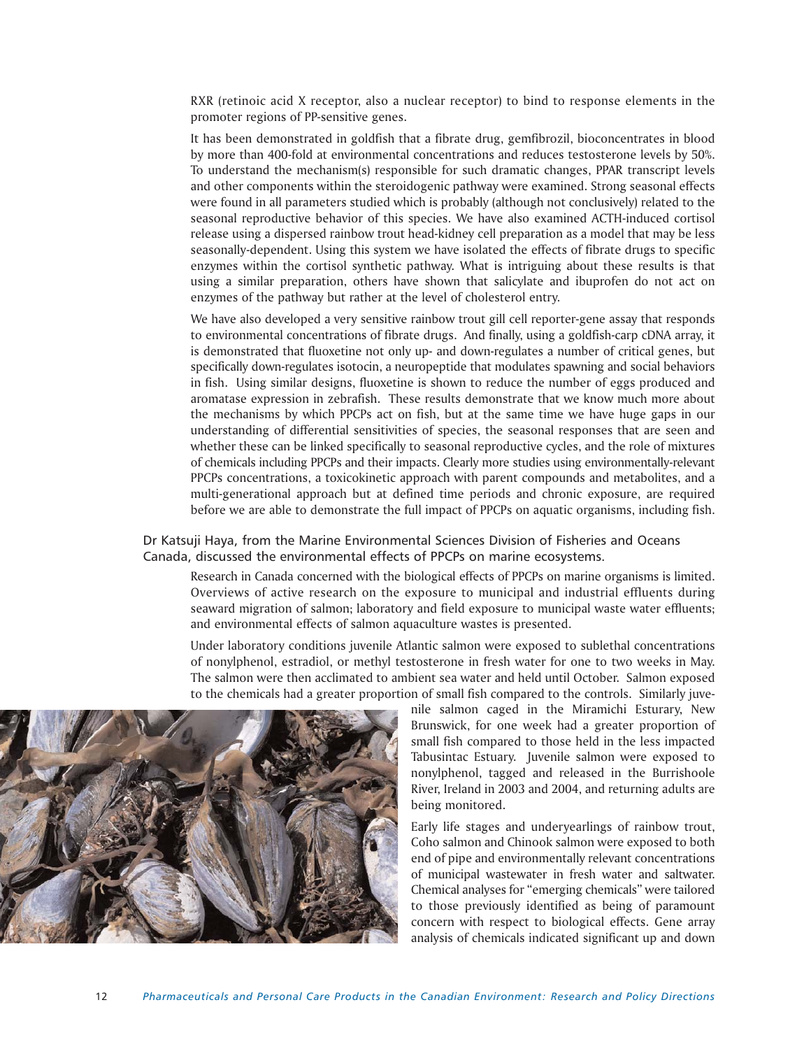RXR (retinoic acid X receptor, also a nuclear receptor) to bind to response elements in the promoter regions of PP-sensitive genes.

It has been demonstrated in goldfish that a fibrate drug, gemfibrozil, bioconcentrates in blood by more than 400-fold at environmental concentrations and reduces testosterone levels by 50%. To understand the mechanism(s) responsible for such dramatic changes, PPAR transcript levels and other components within the steroidogenic pathway were examined. Strong seasonal effects were found in all parameters studied which is probably (although not conclusively) related to the seasonal reproductive behavior of this species. We have also examined ACTH-induced cortisol release using a dispersed rainbow trout head-kidney cell preparation as a model that may be less seasonally-dependent. Using this system we have isolated the effects of fibrate drugs to specific enzymes within the cortisol synthetic pathway. What is intriguing about these results is that using a similar preparation, others have shown that salicylate and ibuprofen do not act on enzymes of the pathway but rather at the level of cholesterol entry.

We have also developed a very sensitive rainbow trout gill cell reporter-gene assay that responds to environmental concentrations of fibrate drugs. And finally, using a goldfish-carp cDNA array, it is demonstrated that fluoxetine not only up- and down-regulates a number of critical genes, but specifically down-regulates isotocin, a neuropeptide that modulates spawning and social behaviors in fish. Using similar designs, fluoxetine is shown to reduce the number of eggs produced and aromatase expression in zebrafish. These results demonstrate that we know much more about the mechanisms by which PPCPs act on fish, but at the same time we have huge gaps in our understanding of differential sensitivities of species, the seasonal responses that are seen and whether these can be linked specifically to seasonal reproductive cycles, and the role of mixtures of chemicals including PPCPs and their impacts. Clearly more studies using environmentally-relevant PPCPs concentrations, a toxicokinetic approach with parent compounds and metabolites, and a multi-generational approach but at defined time periods and chronic exposure, are required before we are able to demonstrate the full impact of PPCPs on aquatic organisms, including fish.

Dr Katsuji Haya, from the Marine Environmental Sciences Division of Fisheries and Oceans Canada, discussed the environmental effects of PPCPs on marine ecosystems.

Research in Canada concerned with the biological effects of PPCPs on marine organisms is limited. Overviews of active research on the exposure to municipal and industrial effluents during seaward migration of salmon; laboratory and field exposure to municipal waste water effluents; and environmental effects of salmon aquaculture wastes is presented.

Under laboratory conditions juvenile Atlantic salmon were exposed to sublethal concentrations of nonylphenol, estradiol, or methyl testosterone in fresh water for one to two weeks in May. The salmon were then acclimated to ambient sea water and held until October. Salmon exposed to the chemicals had a greater proportion of small fish compared to the controls. Similarly juvenile salmon caged in the Miramichi Esturary, New Brunswick, for one week had a greater proportion of small fish compared to those held in the less impacted Tabusintac Estuary. Juvenile salmon were exposed to nonylphenol, tagged and released in the Burrishoole River, Ireland in 2003 and 2004, and returning adults are being monitored.

Early life stages and underyearlings of rainbow trout, Coho salmon and Chinook salmon were exposed to both end of pipe and environmentally relevant concentrations of municipal wastewater in fresh water and saltwater. Chemical analyses for "emerging chemicals" were tailored to those previously identified as being of paramount concern with respect to biological effects. Gene array analysis of chemicals indicated significant up and down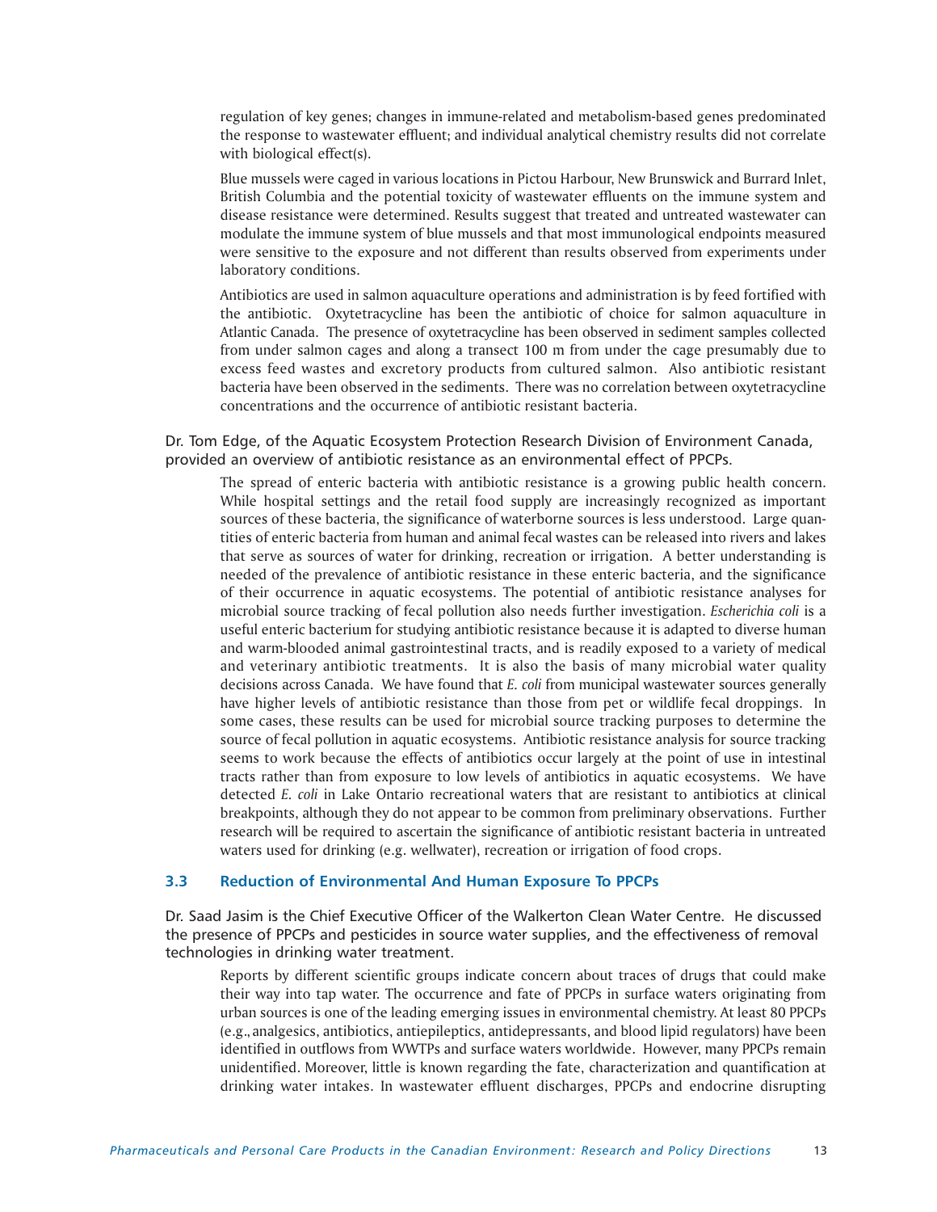regulation of key genes; changes in immune-related and metabolism-based genes predominated the response to wastewater effluent; and individual analytical chemistry results did not correlate with biological effect(s).

Blue mussels were caged in various locations in Pictou Harbour, New Brunswick and Burrard Inlet, British Columbia and the potential toxicity of wastewater effluents on the immune system and disease resistance were determined. Results suggest that treated and untreated wastewater can modulate the immune system of blue mussels and that most immunological endpoints measured were sensitive to the exposure and not different than results observed from experiments under laboratory conditions.

Antibiotics are used in salmon aquaculture operations and administration is by feed fortified with the antibiotic. Oxytetracycline has been the antibiotic of choice for salmon aquaculture in Atlantic Canada. The presence of oxytetracycline has been observed in sediment samples collected from under salmon cages and along a transect 100 m from under the cage presumably due to excess feed wastes and excretory products from cultured salmon. Also antibiotic resistant bacteria have been observed in the sediments. There was no correlation between oxytetracycline concentrations and the occurrence of antibiotic resistant bacteria.

Dr. Tom Edge, of the Aquatic Ecosystem Protection Research Division of Environment Canada, provided an overview of antibiotic resistance as an environmental effect of PPCPs.

The spread of enteric bacteria with antibiotic resistance is a growing public health concern. While hospital settings and the retail food supply are increasingly recognized as important sources of these bacteria, the significance of waterborne sources is less understood. Large quantities of enteric bacteria from human and animal fecal wastes can be released into rivers and lakes that serve as sources of water for drinking, recreation or irrigation. A better understanding is needed of the prevalence of antibiotic resistance in these enteric bacteria, and the significance of their occurrence in aquatic ecosystems. The potential of antibiotic resistance analyses for microbial source tracking of fecal pollution also needs further investigation. *Escherichia coli* is a useful enteric bacterium for studying antibiotic resistance because it is adapted to diverse human and warm-blooded animal gastrointestinal tracts, and is readily exposed to a variety of medical and veterinary antibiotic treatments. It is also the basis of many microbial water quality decisions across Canada. We have found that *E. coli* from municipal wastewater sources generally have higher levels of antibiotic resistance than those from pet or wildlife fecal droppings. In some cases, these results can be used for microbial source tracking purposes to determine the source of fecal pollution in aquatic ecosystems. Antibiotic resistance analysis for source tracking seems to work because the effects of antibiotics occur largely at the point of use in intestinal tracts rather than from exposure to low levels of antibiotics in aquatic ecosystems. We have detected *E. coli* in Lake Ontario recreational waters that are resistant to antibiotics at clinical breakpoints, although they do not appear to be common from preliminary observations. Further research will be required to ascertain the significance of antibiotic resistant bacteria in untreated waters used for drinking (e.g. wellwater), recreation or irrigation of food crops.

### 3.3 Reduction of Environmental And Human Exposure To PPCPs

Dr. Saad Jasim is the Chief Executive Officer of the Walkerton Clean Water Centre. He discussed the presence of PPCPs and pesticides in source water supplies, and the effectiveness of removal technologies in drinking water treatment.

Reports by different scientific groups indicate concern about traces of drugs that could make their way into tap water. The occurrence and fate of PPCPs in surface waters originating from urban sources is one of the leading emerging issues in environmental chemistry. At least 80 PPCPs (e.g., analgesics, antibiotics, antiepileptics, antidepressants, and blood lipid regulators) have been identified in outflows from WWTPs and surface waters worldwide. However, many PPCPs remain unidentified. Moreover, little is known regarding the fate, characterization and quantification at drinking water intakes. In wastewater effluent discharges, PPCPs and endocrine disrupting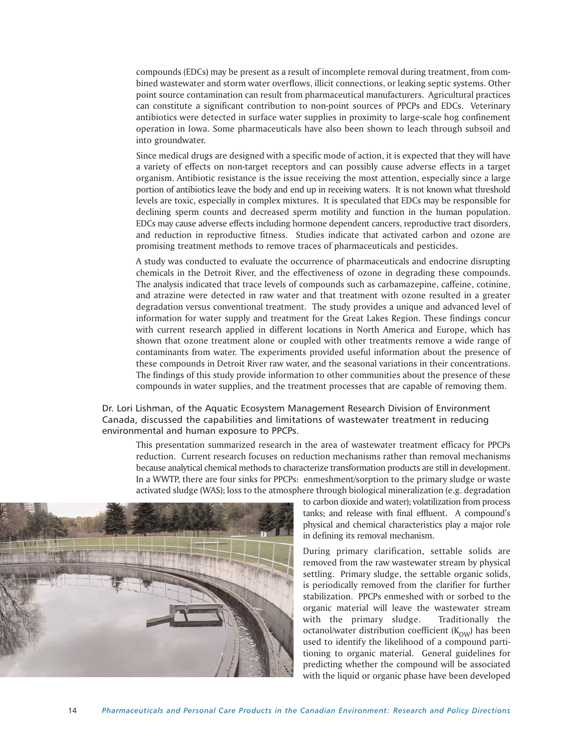compounds (EDCs) may be present as a result of incomplete removal during treatment, from combined wastewater and storm water overflows, illicit connections, or leaking septic systems. Other point source contamination can result from pharmaceutical manufacturers. Agricultural practices can constitute a significant contribution to non-point sources of PPCPs and EDCs. Veterinary antibiotics were detected in surface water supplies in proximity to large-scale hog confinement operation in Iowa. Some pharmaceuticals have also been shown to leach through subsoil and into groundwater.

Since medical drugs are designed with a specific mode of action, it is expected that they will have a variety of effects on non-target receptors and can possibly cause adverse effects in a target organism. Antibiotic resistance is the issue receiving the most attention, especially since a large portion of antibiotics leave the body and end up in receiving waters. It is not known what threshold levels are toxic, especially in complex mixtures. It is speculated that EDCs may be responsible for declining sperm counts and decreased sperm motility and function in the human population. EDCs may cause adverse effects including hormone dependent cancers, reproductive tract disorders, and reduction in reproductive fitness. Studies indicate that activated carbon and ozone are promising treatment methods to remove traces of pharmaceuticals and pesticides.

A study was conducted to evaluate the occurrence of pharmaceuticals and endocrine disrupting chemicals in the Detroit River, and the effectiveness of ozone in degrading these compounds. The analysis indicated that trace levels of compounds such as carbamazepine, caffeine, cotinine, and atrazine were detected in raw water and that treatment with ozone resulted in a greater degradation versus conventional treatment. The study provides a unique and advanced level of information for water supply and treatment for the Great Lakes Region. These findings concur with current research applied in different locations in North America and Europe, which has shown that ozone treatment alone or coupled with other treatments remove a wide range of contaminants from water. The experiments provided useful information about the presence of these compounds in Detroit River raw water, and the seasonal variations in their concentrations. The findings of this study provide information to other communities about the presence of these compounds in water supplies, and the treatment processes that are capable of removing them.

Dr. Lori Lishman, of the Aquatic Ecosystem Management Research Division of Environment Canada, discussed the capabilities and limitations of wastewater treatment in reducing environmental and human exposure to PPCPs.

This presentation summarized research in the area of wastewater treatment efficacy for PPCPs reduction. Current research focuses on reduction mechanisms rather than removal mechanisms because analytical chemical methods to characterize transformation products are still in development. In a WWTP, there are four sinks for PPCPs: enmeshment/sorption to the primary sludge or waste activated sludge (WAS); loss to the atmosphere through biological mineralization (e.g. degradation to carbon dioxide and water); volatilization from process tanks; and release with final effluent. A compound's physical and chemical characteristics play a major role in defining its removal mechanism.

During primary clarification, settable solids are removed from the raw wastewater stream by physical settling. Primary sludge, the settable organic solids, is periodically removed from the clarifier for further stabilization. PPCPs enmeshed with or sorbed to the organic material will leave the wastewater stream with the primary sludge. Traditionally the octanol/water distribution coefficient ($K_{OW}$) has been used to identify the likelihood of a compound partitioning to organic material. General guidelines for predicting whether the compound will be associated with the liquid or organic phase have been developed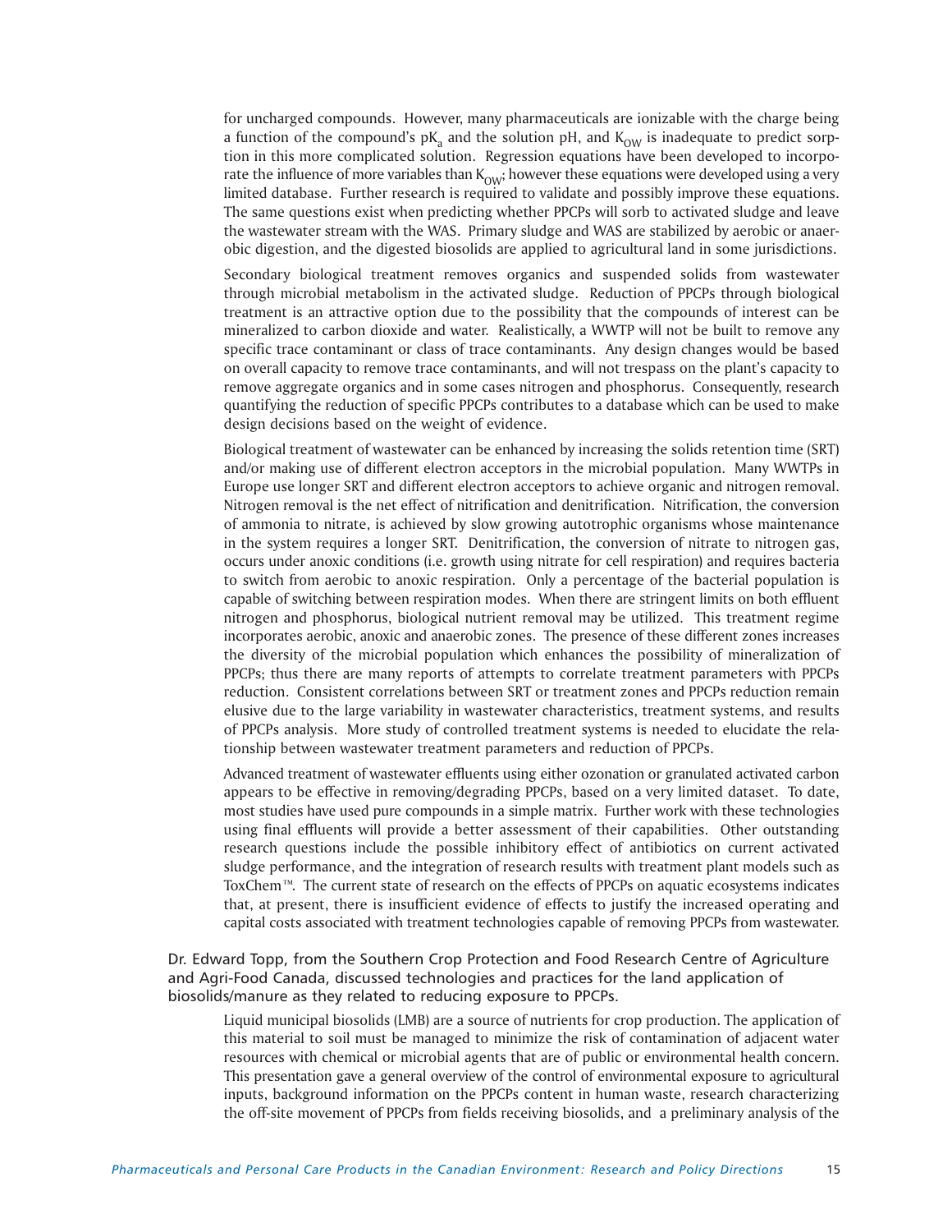for uncharged compounds. However, many pharmaceuticals are ionizable with the charge being a function of the compound's $pK_a$ and the solution pH, and $K_{OW}$ is inadequate to predict sorption in this more complicated solution. Regression equations have been developed to incorporate the influence of more variables than $K_{OW}$; however these equations were developed using a very limited database. Further research is required to validate and possibly improve these equations. The same questions exist when predicting whether PPCPs will sorb to activated sludge and leave the wastewater stream with the WAS. Primary sludge and WAS are stabilized by aerobic or anaerobic digestion, and the digested biosolids are applied to agricultural land in some jurisdictions.

Secondary biological treatment removes organics and suspended solids from wastewater through microbial metabolism in the activated sludge. Reduction of PPCPs through biological treatment is an attractive option due to the possibility that the compounds of interest can be mineralized to carbon dioxide and water. Realistically, a WWTP will not be built to remove any specific trace contaminant or class of trace contaminants. Any design changes would be based on overall capacity to remove trace contaminants, and will not trespass on the plant's capacity to remove aggregate organics and in some cases nitrogen and phosphorus. Consequently, research quantifying the reduction of specific PPCPs contributes to a database which can be used to make design decisions based on the weight of evidence.

Biological treatment of wastewater can be enhanced by increasing the solids retention time (SRT) and/or making use of different electron acceptors in the microbial population. Many WWTPs in Europe use longer SRT and different electron acceptors to achieve organic and nitrogen removal. Nitrogen removal is the net effect of nitrification and denitrification. Nitrification, the conversion of ammonia to nitrate, is achieved by slow growing autotrophic organisms whose maintenance in the system requires a longer SRT. Denitrification, the conversion of nitrate to nitrogen gas, occurs under anoxic conditions (i.e. growth using nitrate for cell respiration) and requires bacteria to switch from aerobic to anoxic respiration. Only a percentage of the bacterial population is capable of switching between respiration modes. When there are stringent limits on both effluent nitrogen and phosphorus, biological nutrient removal may be utilized. This treatment regime incorporates aerobic, anoxic and anaerobic zones. The presence of these different zones increases the diversity of the microbial population which enhances the possibility of mineralization of PPCPs; thus there are many reports of attempts to correlate treatment parameters with PPCPs reduction. Consistent correlations between SRT or treatment zones and PPCPs reduction remain elusive due to the large variability in wastewater characteristics, treatment systems, and results of PPCPs analysis. More study of controlled treatment systems is needed to elucidate the relationship between wastewater treatment parameters and reduction of PPCPs.

Advanced treatment of wastewater effluents using either ozonation or granulated activated carbon appears to be effective in removing/degrading PPCPs, based on a very limited dataset. To date, most studies have used pure compounds in a simple matrix. Further work with these technologies using final effluents will provide a better assessment of their capabilities. Other outstanding research questions include the possible inhibitory effect of antibiotics on current activated sludge performance, and the integration of research results with treatment plant models such as ToxChem™. The current state of research on the effects of PPCPs on aquatic ecosystems indicates that, at present, there is insufficient evidence of effects to justify the increased operating and capital costs associated with treatment technologies capable of removing PPCPs from wastewater.

Dr. Edward Topp, from the Southern Crop Protection and Food Research Centre of Agriculture and Agri-Food Canada, discussed technologies and practices for the land application of biosolids/manure as they related to reducing exposure to PPCPs.

Liquid municipal biosolids (LMB) are a source of nutrients for crop production. The application of this material to soil must be managed to minimize the risk of contamination of adjacent water resources with chemical or microbial agents that are of public or environmental health concern. This presentation gave a general overview of the control of environmental exposure to agricultural inputs, background information on the PPCPs content in human waste, research characterizing the off-site movement of PPCPs from fields receiving biosolids, and a preliminary analysis of the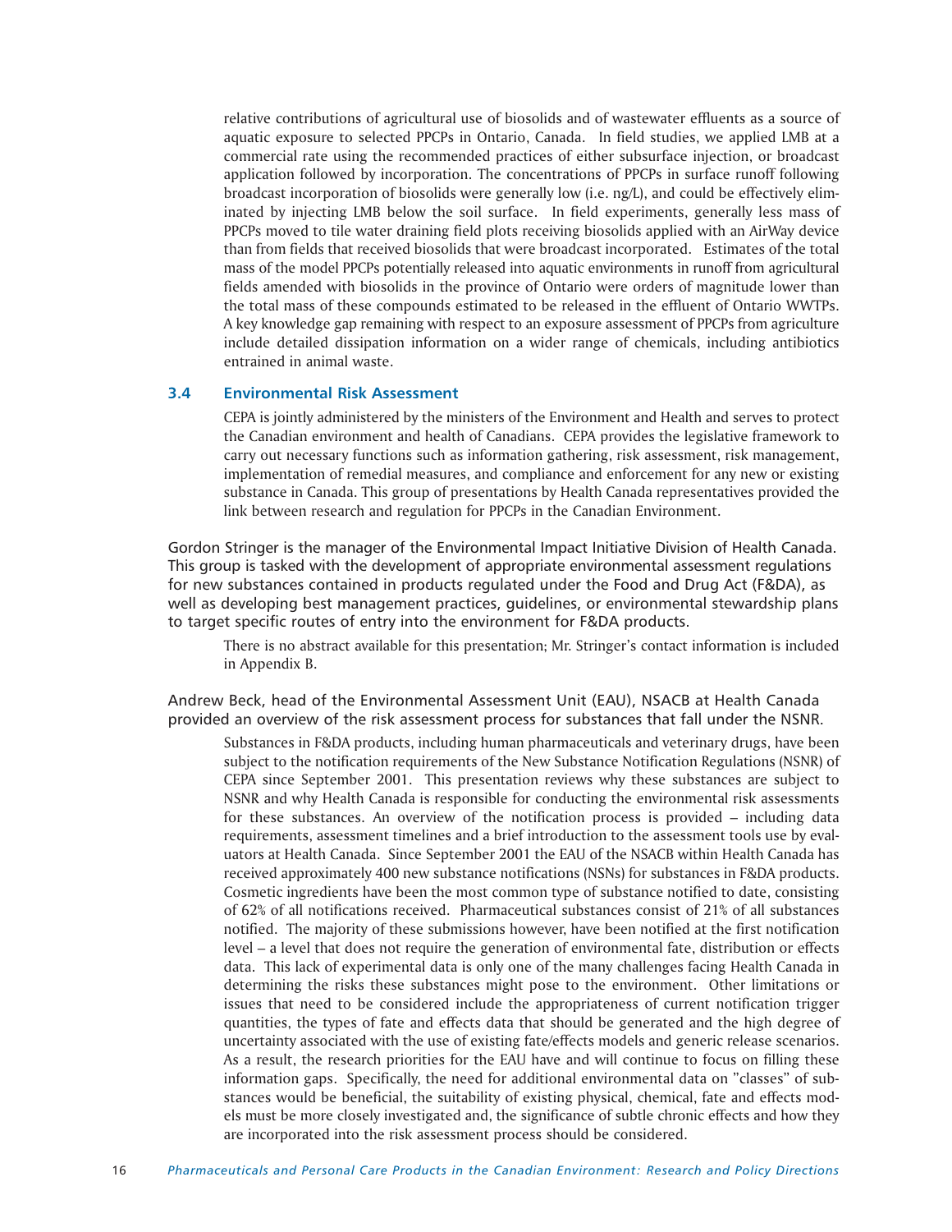relative contributions of agricultural use of biosolids and of wastewater effluents as a source of aquatic exposure to selected PPCPs in Ontario, Canada. In field studies, we applied LMB at a commercial rate using the recommended practices of either subsurface injection, or broadcast application followed by incorporation. The concentrations of PPCPs in surface runoff following broadcast incorporation of biosolids were generally low (i.e. ng/L), and could be effectively eliminated by injecting LMB below the soil surface. In field experiments, generally less mass of PPCPs moved to tile water draining field plots receiving biosolids applied with an AirWay device than from fields that received biosolids that were broadcast incorporated. Estimates of the total mass of the model PPCPs potentially released into aquatic environments in runoff from agricultural fields amended with biosolids in the province of Ontario were orders of magnitude lower than the total mass of these compounds estimated to be released in the effluent of Ontario WWTPs. A key knowledge gap remaining with respect to an exposure assessment of PPCPs from agriculture include detailed dissipation information on a wider range of chemicals, including antibiotics entrained in animal waste.

### 3.4 Environmental Risk Assessment

CEPA is jointly administered by the ministers of the Environment and Health and serves to protect the Canadian environment and health of Canadians. CEPA provides the legislative framework to carry out necessary functions such as information gathering, risk assessment, risk management, implementation of remedial measures, and compliance and enforcement for any new or existing substance in Canada. This group of presentations by Health Canada representatives provided the link between research and regulation for PPCPs in the Canadian Environment.

Gordon Stringer is the manager of the Environmental Impact Initiative Division of Health Canada. This group is tasked with the development of appropriate environmental assessment regulations for new substances contained in products regulated under the Food and Drug Act (F&DA), as well as developing best management practices, guidelines, or environmental stewardship plans to target specific routes of entry into the environment for F&DA products.

There is no abstract available for this presentation; Mr. Stringer's contact information is included in Appendix B.

Andrew Beck, head of the Environmental Assessment Unit (EAU), NSACB at Health Canada provided an overview of the risk assessment process for substances that fall under the NSNR.

Substances in F&DA products, including human pharmaceuticals and veterinary drugs, have been subject to the notification requirements of the New Substance Notification Regulations (NSNR) of CEPA since September 2001. This presentation reviews why these substances are subject to NSNR and why Health Canada is responsible for conducting the environmental risk assessments for these substances. An overview of the notification process is provided – including data requirements, assessment timelines and a brief introduction to the assessment tools use by evaluators at Health Canada. Since September 2001 the EAU of the NSACB within Health Canada has received approximately 400 new substance notifications (NSNs) for substances in F&DA products. Cosmetic ingredients have been the most common type of substance notified to date, consisting of 62% of all notifications received. Pharmaceutical substances consist of 21% of all substances notified. The majority of these submissions however, have been notified at the first notification level – a level that does not require the generation of environmental fate, distribution or effects data. This lack of experimental data is only one of the many challenges facing Health Canada in determining the risks these substances might pose to the environment. Other limitations or issues that need to be considered include the appropriateness of current notification trigger quantities, the types of fate and effects data that should be generated and the high degree of uncertainty associated with the use of existing fate/effects models and generic release scenarios. As a result, the research priorities for the EAU have and will continue to focus on filling these information gaps. Specifically, the need for additional environmental data on "classes" of substances would be beneficial, the suitability of existing physical, chemical, fate and effects models must be more closely investigated and, the significance of subtle chronic effects and how they are incorporated into the risk assessment process should be considered.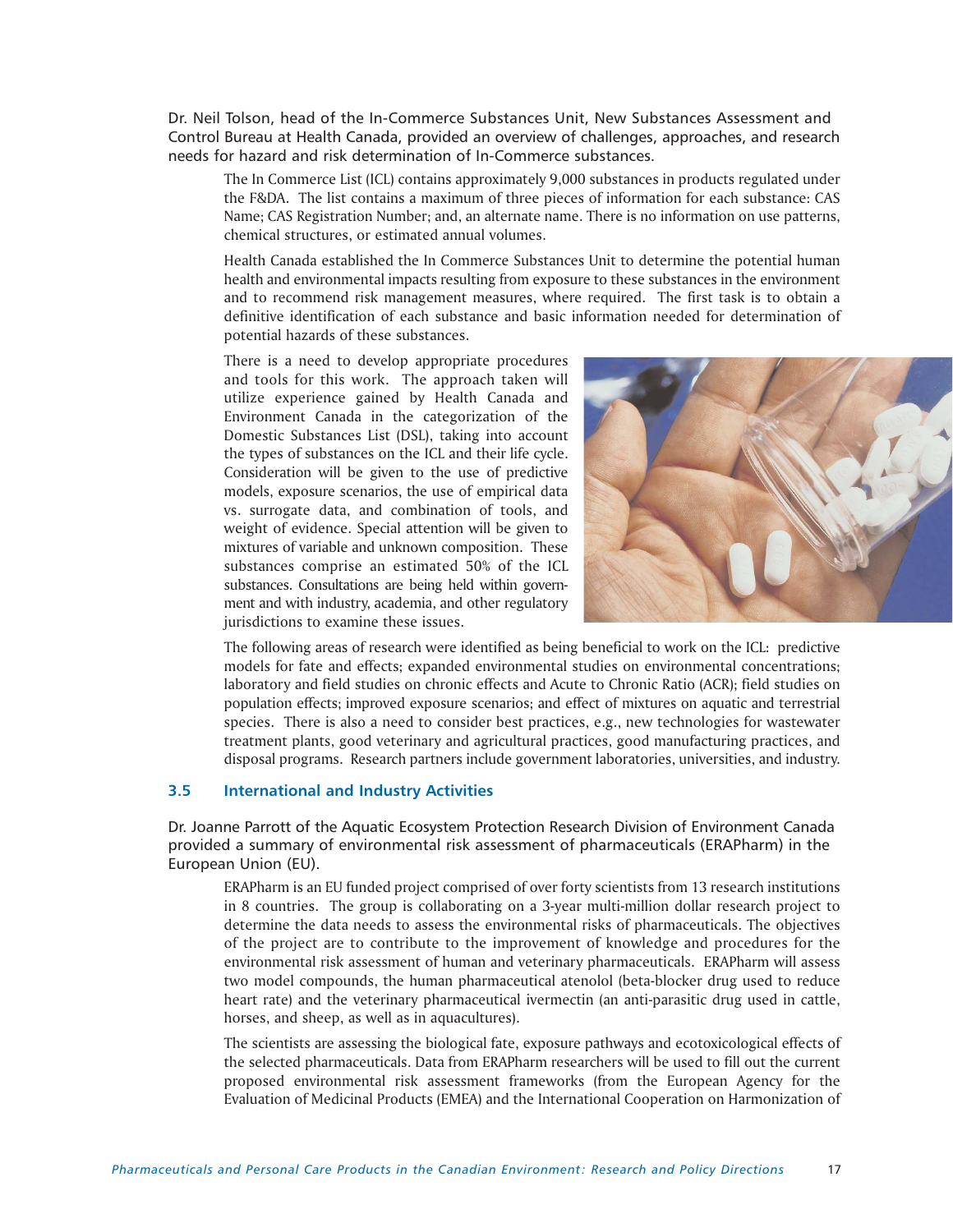Dr. Neil Tolson, head of the In-Commerce Substances Unit, New Substances Assessment and Control Bureau at Health Canada, provided an overview of challenges, approaches, and research needs for hazard and risk determination of In-Commerce substances.

The In Commerce List (ICL) contains approximately 9,000 substances in products regulated under the F&DA. The list contains a maximum of three pieces of information for each substance: CAS Name; CAS Registration Number; and, an alternate name. There is no information on use patterns, chemical structures, or estimated annual volumes.

Health Canada established the In Commerce Substances Unit to determine the potential human health and environmental impacts resulting from exposure to these substances in the environment and to recommend risk management measures, where required. The first task is to obtain a definitive identification of each substance and basic information needed for determination of potential hazards of these substances.

There is a need to develop appropriate procedures and tools for this work. The approach taken will utilize experience gained by Health Canada and Environment Canada in the categorization of the Domestic Substances List (DSL), taking into account the types of substances on the ICL and their life cycle. Consideration will be given to the use of predictive models, exposure scenarios, the use of empirical data vs. surrogate data, and combination of tools, and weight of evidence. Special attention will be given to mixtures of variable and unknown composition. These substances comprise an estimated 50% of the ICL substances. Consultations are being held within government and with industry, academia, and other regulatory jurisdictions to examine these issues.

The following areas of research were identified as being beneficial to work on the ICL: predictive models for fate and effects; expanded environmental studies on environmental concentrations; laboratory and field studies on chronic effects and Acute to Chronic Ratio (ACR); field studies on population effects; improved exposure scenarios; and effect of mixtures on aquatic and terrestrial species. There is also a need to consider best practices, e.g., new technologies for wastewater treatment plants, good veterinary and agricultural practices, good manufacturing practices, and disposal programs. Research partners include government laboratories, universities, and industry.

### 3.5 International and Industry Activities

Dr. Joanne Parrott of the Aquatic Ecosystem Protection Research Division of Environment Canada provided a summary of environmental risk assessment of pharmaceuticals (ERAPharm) in the European Union (EU).

ERAPharm is an EU funded project comprised of over forty scientists from 13 research institutions in 8 countries. The group is collaborating on a 3-year multi-million dollar research project to determine the data needs to assess the environmental risks of pharmaceuticals. The objectives of the project are to contribute to the improvement of knowledge and procedures for the environmental risk assessment of human and veterinary pharmaceuticals. ERAPharm will assess two model compounds, the human pharmaceutical atenolol (beta-blocker drug used to reduce heart rate) and the veterinary pharmaceutical ivermectin (an anti-parasitic drug used in cattle, horses, and sheep, as well as in aquacultures).

The scientists are assessing the biological fate, exposure pathways and ecotoxicological effects of the selected pharmaceuticals. Data from ERAPharm researchers will be used to fill out the current proposed environmental risk assessment frameworks (from the European Agency for the Evaluation of Medicinal Products (EMEA) and the International Cooperation on Harmonization of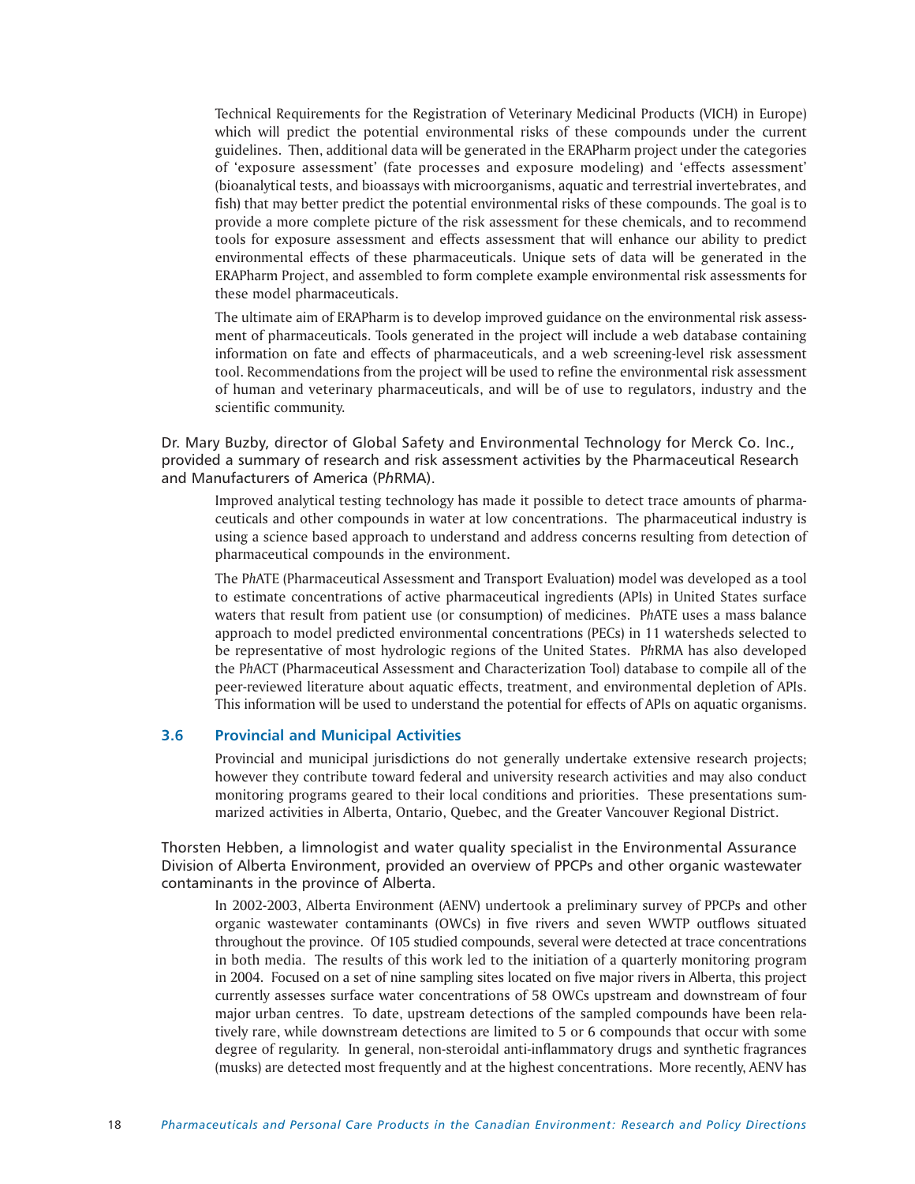Technical Requirements for the Registration of Veterinary Medicinal Products (VICH) in Europe) which will predict the potential environmental risks of these compounds under the current guidelines. Then, additional data will be generated in the ERAPharm project under the categories of 'exposure assessment' (fate processes and exposure modeling) and 'effects assessment' (bioanalytical tests, and bioassays with microorganisms, aquatic and terrestrial invertebrates, and fish) that may better predict the potential environmental risks of these compounds. The goal is to provide a more complete picture of the risk assessment for these chemicals, and to recommend tools for exposure assessment and effects assessment that will enhance our ability to predict environmental effects of these pharmaceuticals. Unique sets of data will be generated in the ERAPharm Project, and assembled to form complete example environmental risk assessments for these model pharmaceuticals.

The ultimate aim of ERAPharm is to develop improved guidance on the environmental risk assessment of pharmaceuticals. Tools generated in the project will include a web database containing information on fate and effects of pharmaceuticals, and a web screening-level risk assessment tool. Recommendations from the project will be used to refine the environmental risk assessment of human and veterinary pharmaceuticals, and will be of use to regulators, industry and the scientific community.

Dr. Mary Buzby, director of Global Safety and Environmental Technology for Merck Co. Inc., provided a summary of research and risk assessment activities by the Pharmaceutical Research and Manufacturers of America (P*h*RMA).

Improved analytical testing technology has made it possible to detect trace amounts of pharmaceuticals and other compounds in water at low concentrations. The pharmaceutical industry is using a science based approach to understand and address concerns resulting from detection of pharmaceutical compounds in the environment.

The P*h*ATE (Pharmaceutical Assessment and Transport Evaluation) model was developed as a tool to estimate concentrations of active pharmaceutical ingredients (APIs) in United States surface waters that result from patient use (or consumption) of medicines. P*h*ATE uses a mass balance approach to model predicted environmental concentrations (PECs) in 11 watersheds selected to be representative of most hydrologic regions of the United States. P*h*RMA has also developed the P*h*ACT (Pharmaceutical Assessment and Characterization Tool) database to compile all of the peer-reviewed literature about aquatic effects, treatment, and environmental depletion of APIs. This information will be used to understand the potential for effects of APIs on aquatic organisms.

### 3.6 Provincial and Municipal Activities

Provincial and municipal jurisdictions do not generally undertake extensive research projects; however they contribute toward federal and university research activities and may also conduct monitoring programs geared to their local conditions and priorities. These presentations summarized activities in Alberta, Ontario, Quebec, and the Greater Vancouver Regional District.

Thorsten Hebben, a limnologist and water quality specialist in the Environmental Assurance Division of Alberta Environment, provided an overview of PPCPs and other organic wastewater contaminants in the province of Alberta.

In 2002-2003, Alberta Environment (AENV) undertook a preliminary survey of PPCPs and other organic wastewater contaminants (OWCs) in five rivers and seven WWTP outflows situated throughout the province. Of 105 studied compounds, several were detected at trace concentrations in both media. The results of this work led to the initiation of a quarterly monitoring program in 2004. Focused on a set of nine sampling sites located on five major rivers in Alberta, this project currently assesses surface water concentrations of 58 OWCs upstream and downstream of four major urban centres. To date, upstream detections of the sampled compounds have been relatively rare, while downstream detections are limited to 5 or 6 compounds that occur with some degree of regularity. In general, non-steroidal anti-inflammatory drugs and synthetic fragrances (musks) are detected most frequently and at the highest concentrations. More recently, AENV has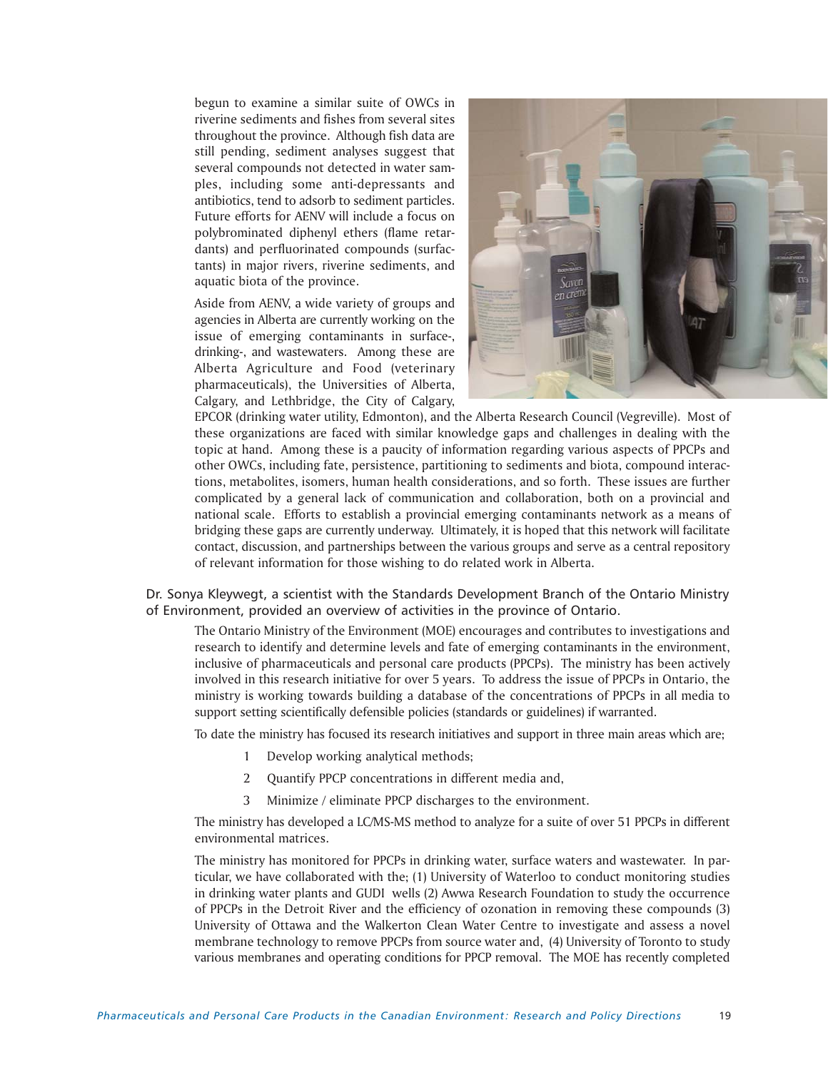begun to examine a similar suite of OWCs in riverine sediments and fishes from several sites throughout the province. Although fish data are still pending, sediment analyses suggest that several compounds not detected in water samples, including some anti-depressants and antibiotics, tend to adsorb to sediment particles. Future efforts for AENV will include a focus on polybrominated diphenyl ethers (flame retardants) and perfluorinated compounds (surfactants) in major rivers, riverine sediments, and aquatic biota of the province.

Aside from AENV, a wide variety of groups and agencies in Alberta are currently working on the issue of emerging contaminants in surface-, drinking-, and wastewaters. Among these are Alberta Agriculture and Food (veterinary pharmaceuticals), the Universities of Alberta, Calgary, and Lethbridge, the City of Calgary, EPCOR (drinking water utility, Edmonton), and the Alberta Research Council (Vegreville). Most of these organizations are faced with similar knowledge gaps and challenges in dealing with the topic at hand. Among these is a paucity of information regarding various aspects of PPCPs and other OWCs, including fate, persistence, partitioning to sediments and biota, compound interactions, metabolites, isomers, human health considerations, and so forth. These issues are further complicated by a general lack of communication and collaboration, both on a provincial and national scale. Efforts to establish a provincial emerging contaminants network as a means of bridging these gaps are currently underway. Ultimately, it is hoped that this network will facilitate contact, discussion, and partnerships between the various groups and serve as a central repository of relevant information for those wishing to do related work in Alberta.

Dr. Sonya Kleywegt, a scientist with the Standards Development Branch of the Ontario Ministry of Environment, provided an overview of activities in the province of Ontario.

The Ontario Ministry of the Environment (MOE) encourages and contributes to investigations and research to identify and determine levels and fate of emerging contaminants in the environment, inclusive of pharmaceuticals and personal care products (PPCPs). The ministry has been actively involved in this research initiative for over 5 years. To address the issue of PPCPs in Ontario, the ministry is working towards building a database of the concentrations of PPCPs in all media to support setting scientifically defensible policies (standards or guidelines) if warranted.

To date the ministry has focused its research initiatives and support in three main areas which are;

1 Develop working analytical methods;

2 Quantify PPCP concentrations in different media and,

3 Minimize / eliminate PPCP discharges to the environment.

The ministry has developed a LC/MS-MS method to analyze for a suite of over 51 PPCPs in different environmental matrices.

The ministry has monitored for PPCPs in drinking water, surface waters and wastewater. In particular, we have collaborated with the; (1) University of Waterloo to conduct monitoring studies in drinking water plants and GUDI wells (2) Awwa Research Foundation to study the occurrence of PPCPs in the Detroit River and the efficiency of ozonation in removing these compounds (3) University of Ottawa and the Walkerton Clean Water Centre to investigate and assess a novel membrane technology to remove PPCPs from source water and, (4) University of Toronto to study various membranes and operating conditions for PPCP removal. The MOE has recently completed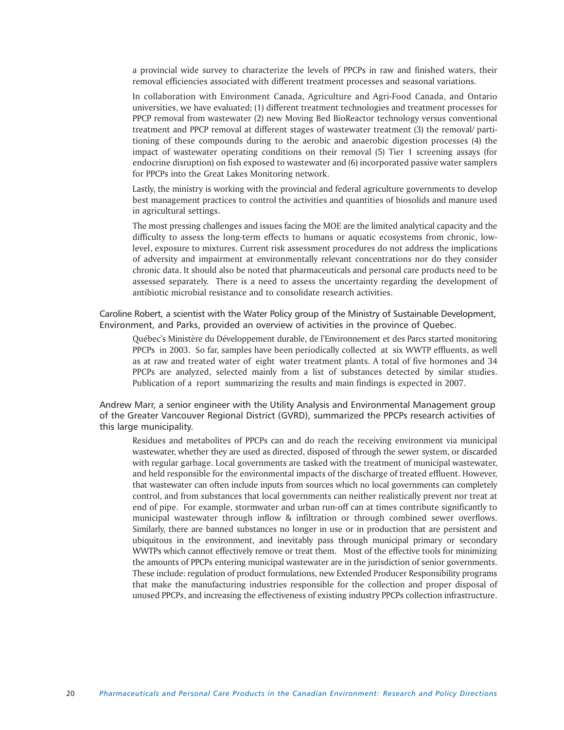a provincial wide survey to characterize the levels of PPCPs in raw and finished waters, their removal efficiencies associated with different treatment processes and seasonal variations.

In collaboration with Environment Canada, Agriculture and Agri-Food Canada, and Ontario universities, we have evaluated; (1) different treatment technologies and treatment processes for PPCP removal from wastewater (2) new Moving Bed BioReactor technology versus conventional treatment and PPCP removal at different stages of wastewater treatment (3) the removal/ partitioning of these compounds during to the aerobic and anaerobic digestion processes (4) the impact of wastewater operating conditions on their removal (5) Tier 1 screening assays (for endocrine disruption) on fish exposed to wastewater and (6) incorporated passive water samplers for PPCPs into the Great Lakes Monitoring network.

Lastly, the ministry is working with the provincial and federal agriculture governments to develop best management practices to control the activities and quantities of biosolids and manure used in agricultural settings.

The most pressing challenges and issues facing the MOE are the limited analytical capacity and the difficulty to assess the long-term effects to humans or aquatic ecosystems from chronic, low-level, exposure to mixtures. Current risk assessment procedures do not address the implications of adversity and impairment at environmentally relevant concentrations nor do they consider chronic data. It should also be noted that pharmaceuticals and personal care products need to be assessed separately. There is a need to assess the uncertainty regarding the development of antibiotic microbial resistance and to consolidate research activities.

Caroline Robert, a scientist with the Water Policy group of the Ministry of Sustainable Development, Environment, and Parks, provided an overview of activities in the province of Quebec.

Québec's Ministère du Développement durable, de l'Environnement et des Parcs started monitoring PPCPs in 2003. So far, samples have been periodically collected at six WWTP effluents, as well as at raw and treated water of eight water treatment plants. A total of five hormones and 34 PPCPs are analyzed, selected mainly from a list of substances detected by similar studies. Publication of a report summarizing the results and main findings is expected in 2007.

Andrew Marr, a senior engineer with the Utility Analysis and Environmental Management group of the Greater Vancouver Regional District (GVRD), summarized the PPCPs research activities of this large municipality.

Residues and metabolites of PPCPs can and do reach the receiving environment via municipal wastewater, whether they are used as directed, disposed of through the sewer system, or discarded with regular garbage. Local governments are tasked with the treatment of municipal wastewater, and held responsible for the environmental impacts of the discharge of treated effluent. However, that wastewater can often include inputs from sources which no local governments can completely control, and from substances that local governments can neither realistically prevent nor treat at end of pipe. For example, stormwater and urban run-off can at times contribute significantly to municipal wastewater through inflow & infiltration or through combined sewer overflows. Similarly, there are banned substances no longer in use or in production that are persistent and ubiquitous in the environment, and inevitably pass through municipal primary or secondary WWTPs which cannot effectively remove or treat them. Most of the effective tools for minimizing the amounts of PPCPs entering municipal wastewater are in the jurisdiction of senior governments. These include: regulation of product formulations, new Extended Producer Responsibility programs that make the manufacturing industries responsible for the collection and proper disposal of unused PPCPs, and increasing the effectiveness of existing industry PPCPs collection infrastructure.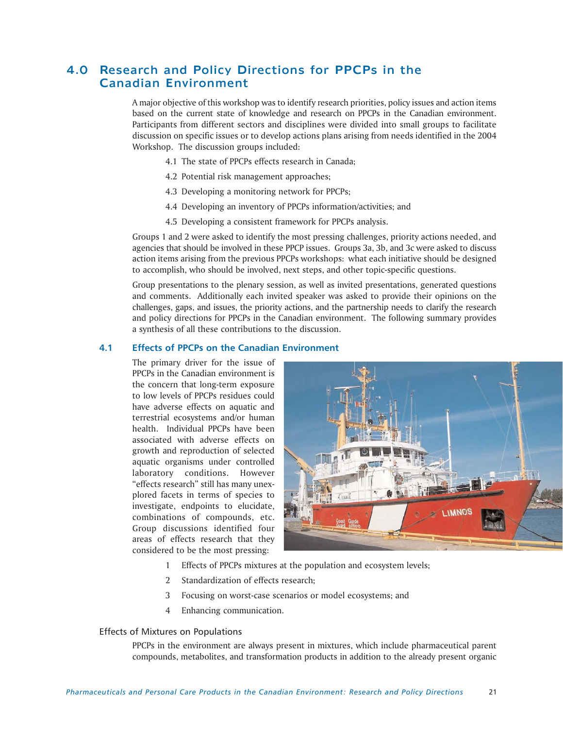## 4.0 Research and Policy Directions for PPCPs in the Canadian Environment

A major objective of this workshop was to identify research priorities, policy issues and action items based on the current state of knowledge and research on PPCPs in the Canadian environment. Participants from different sectors and disciplines were divided into small groups to facilitate discussion on specific issues or to develop actions plans arising from needs identified in the 2004 Workshop. The discussion groups included:

4.1 The state of PPCPs effects research in Canada;

4.2 Potential risk management approaches;

4.3 Developing a monitoring network for PPCPs;

4.4 Developing an inventory of PPCPs information/activities; and

4.5 Developing a consistent framework for PPCPs analysis.

Groups 1 and 2 were asked to identify the most pressing challenges, priority actions needed, and agencies that should be involved in these PPCP issues. Groups 3a, 3b, and 3c were asked to discuss action items arising from the previous PPCPs workshops: what each initiative should be designed to accomplish, who should be involved, next steps, and other topic-specific questions.

Group presentations to the plenary session, as well as invited presentations, generated questions and comments. Additionally each invited speaker was asked to provide their opinions on the challenges, gaps, and issues, the priority actions, and the partnership needs to clarify the research and policy directions for PPCPs in the Canadian environment. The following summary provides a synthesis of all these contributions to the discussion.

### 4.1 Effects of PPCPs on the Canadian Environment

The primary driver for the issue of PPCPs in the Canadian environment is the concern that long-term exposure to low levels of PPCPs residues could have adverse effects on aquatic and terrestrial ecosystems and/or human health. Individual PPCPs have been associated with adverse effects on growth and reproduction of selected aquatic organisms under controlled laboratory conditions. However "effects research" still has many unexplored facets in terms of species to investigate, endpoints to elucidate, combinations of compounds, etc. Group discussions identified four areas of effects research that they considered to be the most pressing:

1. Effects of PPCPs mixtures at the population and ecosystem levels;
2. Standardization of effects research;
3. Focusing on worst-case scenarios or model ecosystems; and
4. Enhancing communication.

#### Effects of Mixtures on Populations

PPCPs in the environment are always present in mixtures, which include pharmaceutical parent compounds, metabolites, and transformation products in addition to the already present organic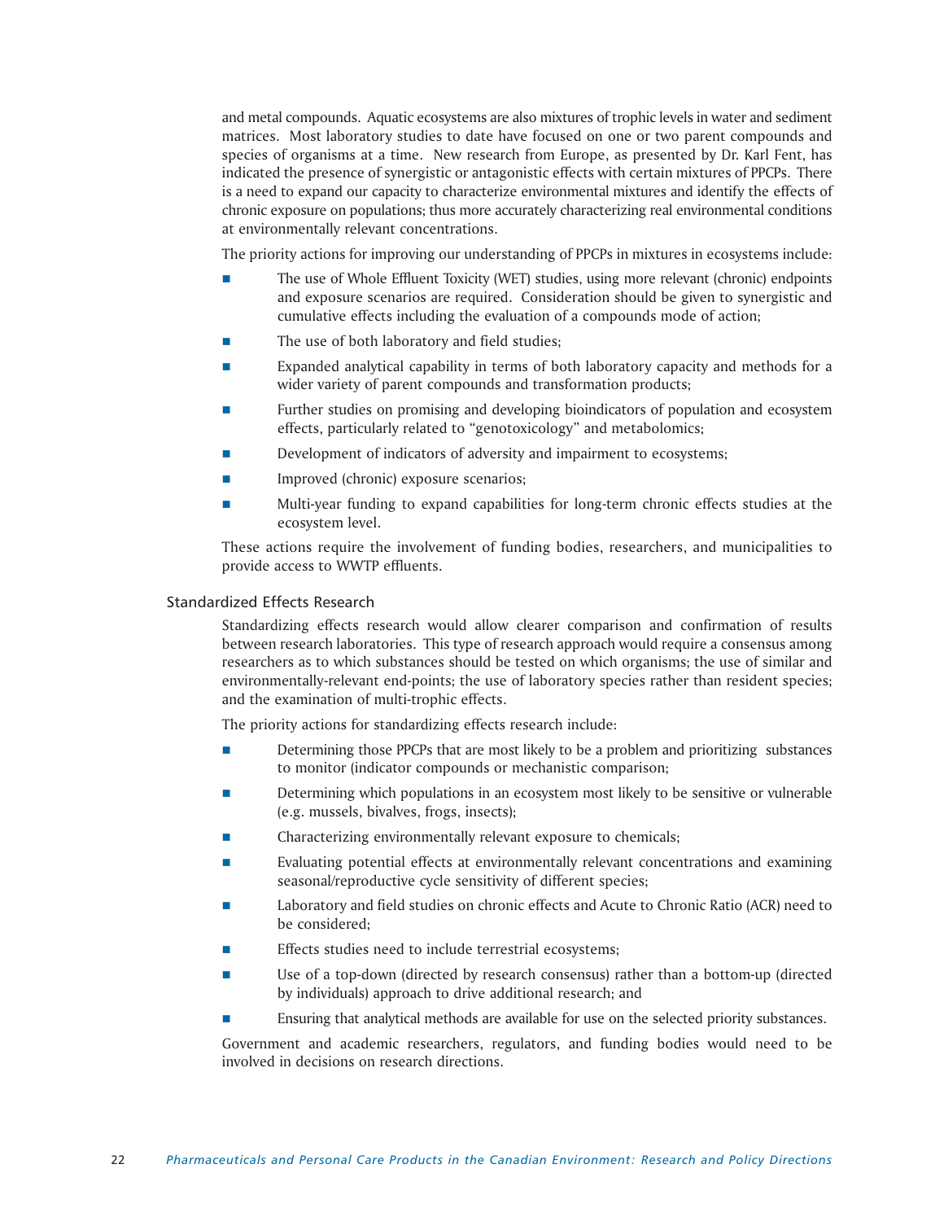and metal compounds. Aquatic ecosystems are also mixtures of trophic levels in water and sediment matrices. Most laboratory studies to date have focused on one or two parent compounds and species of organisms at a time. New research from Europe, as presented by Dr. Karl Fent, has indicated the presence of synergistic or antagonistic effects with certain mixtures of PPCPs. There is a need to expand our capacity to characterize environmental mixtures and identify the effects of chronic exposure on populations; thus more accurately characterizing real environmental conditions at environmentally relevant concentrations.

The priority actions for improving our understanding of PPCPs in mixtures in ecosystems include:

- The use of Whole Effluent Toxicity (WET) studies, using more relevant (chronic) endpoints and exposure scenarios are required. Consideration should be given to synergistic and cumulative effects including the evaluation of a compounds mode of action;
- The use of both laboratory and field studies;
- Expanded analytical capability in terms of both laboratory capacity and methods for a wider variety of parent compounds and transformation products;
- Further studies on promising and developing bioindicators of population and ecosystem effects, particularly related to "genotoxicology" and metabolomics;
- Development of indicators of adversity and impairment to ecosystems;
- Improved (chronic) exposure scenarios;
- Multi-year funding to expand capabilities for long-term chronic effects studies at the ecosystem level.

These actions require the involvement of funding bodies, researchers, and municipalities to provide access to WWTP effluents.

### Standardized Effects Research

Standardizing effects research would allow clearer comparison and confirmation of results between research laboratories. This type of research approach would require a consensus among researchers as to which substances should be tested on which organisms; the use of similar and environmentally-relevant end-points; the use of laboratory species rather than resident species; and the examination of multi-trophic effects.

The priority actions for standardizing effects research include:

- Determining those PPCPs that are most likely to be a problem and prioritizing substances to monitor (indicator compounds or mechanistic comparison;
- Determining which populations in an ecosystem most likely to be sensitive or vulnerable (e.g. mussels, bivalves, frogs, insects);
- Characterizing environmentally relevant exposure to chemicals;
- Evaluating potential effects at environmentally relevant concentrations and examining seasonal/reproductive cycle sensitivity of different species;
- Laboratory and field studies on chronic effects and Acute to Chronic Ratio (ACR) need to be considered;
- Effects studies need to include terrestrial ecosystems;
- Use of a top-down (directed by research consensus) rather than a bottom-up (directed by individuals) approach to drive additional research; and
- Ensuring that analytical methods are available for use on the selected priority substances.

Government and academic researchers, regulators, and funding bodies would need to be involved in decisions on research directions.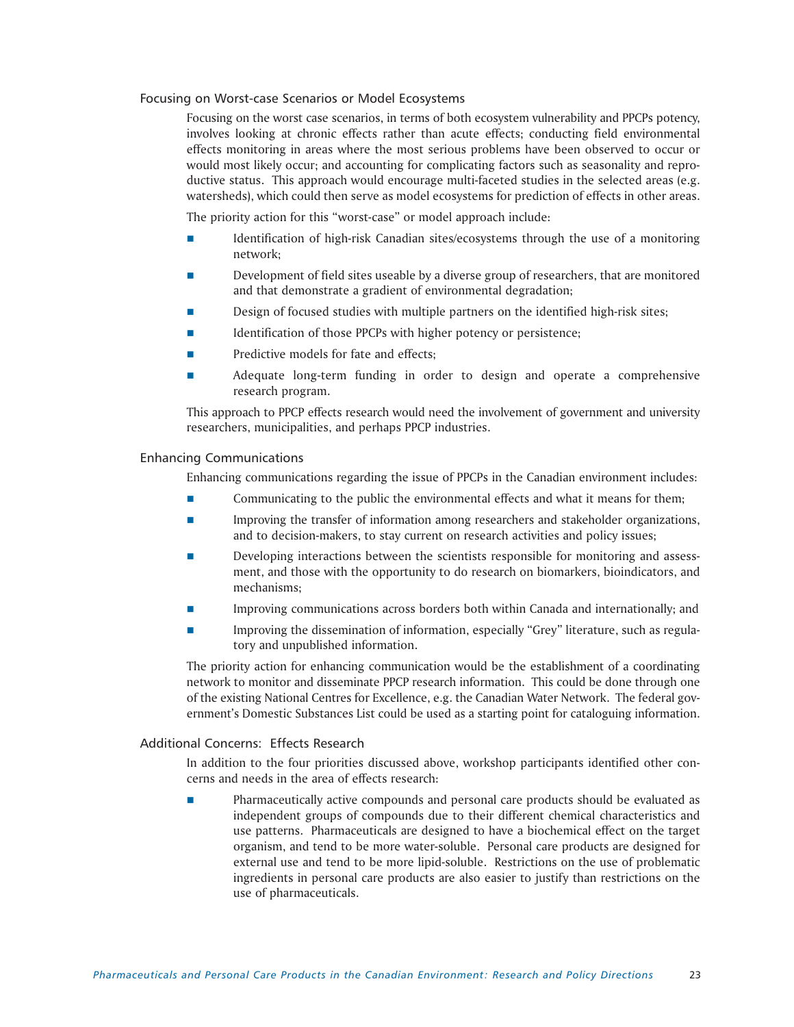### Focusing on Worst-case Scenarios or Model Ecosystems

Focusing on the worst case scenarios, in terms of both ecosystem vulnerability and PPCPs potency, involves looking at chronic effects rather than acute effects; conducting field environmental effects monitoring in areas where the most serious problems have been observed to occur or would most likely occur; and accounting for complicating factors such as seasonality and reproductive status. This approach would encourage multi-faceted studies in the selected areas (e.g. watersheds), which could then serve as model ecosystems for prediction of effects in other areas.

The priority action for this "worst-case" or model approach include:

- Identification of high-risk Canadian sites/ecosystems through the use of a monitoring network;
- Development of field sites useable by a diverse group of researchers, that are monitored and that demonstrate a gradient of environmental degradation;
- Design of focused studies with multiple partners on the identified high-risk sites;
- Identification of those PPCPs with higher potency or persistence;
- Predictive models for fate and effects;
- Adequate long-term funding in order to design and operate a comprehensive research program.

This approach to PPCP effects research would need the involvement of government and university researchers, municipalities, and perhaps PPCP industries.

### Enhancing Communications

Enhancing communications regarding the issue of PPCPs in the Canadian environment includes:

- Communicating to the public the environmental effects and what it means for them;
- Improving the transfer of information among researchers and stakeholder organizations, and to decision-makers, to stay current on research activities and policy issues;
- Developing interactions between the scientists responsible for monitoring and assessment, and those with the opportunity to do research on biomarkers, bioindicators, and mechanisms;
- Improving communications across borders both within Canada and internationally; and
- Improving the dissemination of information, especially "Grey" literature, such as regulatory and unpublished information.

The priority action for enhancing communication would be the establishment of a coordinating network to monitor and disseminate PPCP research information. This could be done through one of the existing National Centres for Excellence, e.g. the Canadian Water Network. The federal government's Domestic Substances List could be used as a starting point for cataloguing information.

### Additional Concerns: Effects Research

In addition to the four priorities discussed above, workshop participants identified other concerns and needs in the area of effects research:

- Pharmaceutically active compounds and personal care products should be evaluated as independent groups of compounds due to their different chemical characteristics and use patterns. Pharmaceuticals are designed to have a biochemical effect on the target organism, and tend to be more water-soluble. Personal care products are designed for external use and tend to be more lipid-soluble. Restrictions on the use of problematic ingredients in personal care products are also easier to justify than restrictions on the use of pharmaceuticals.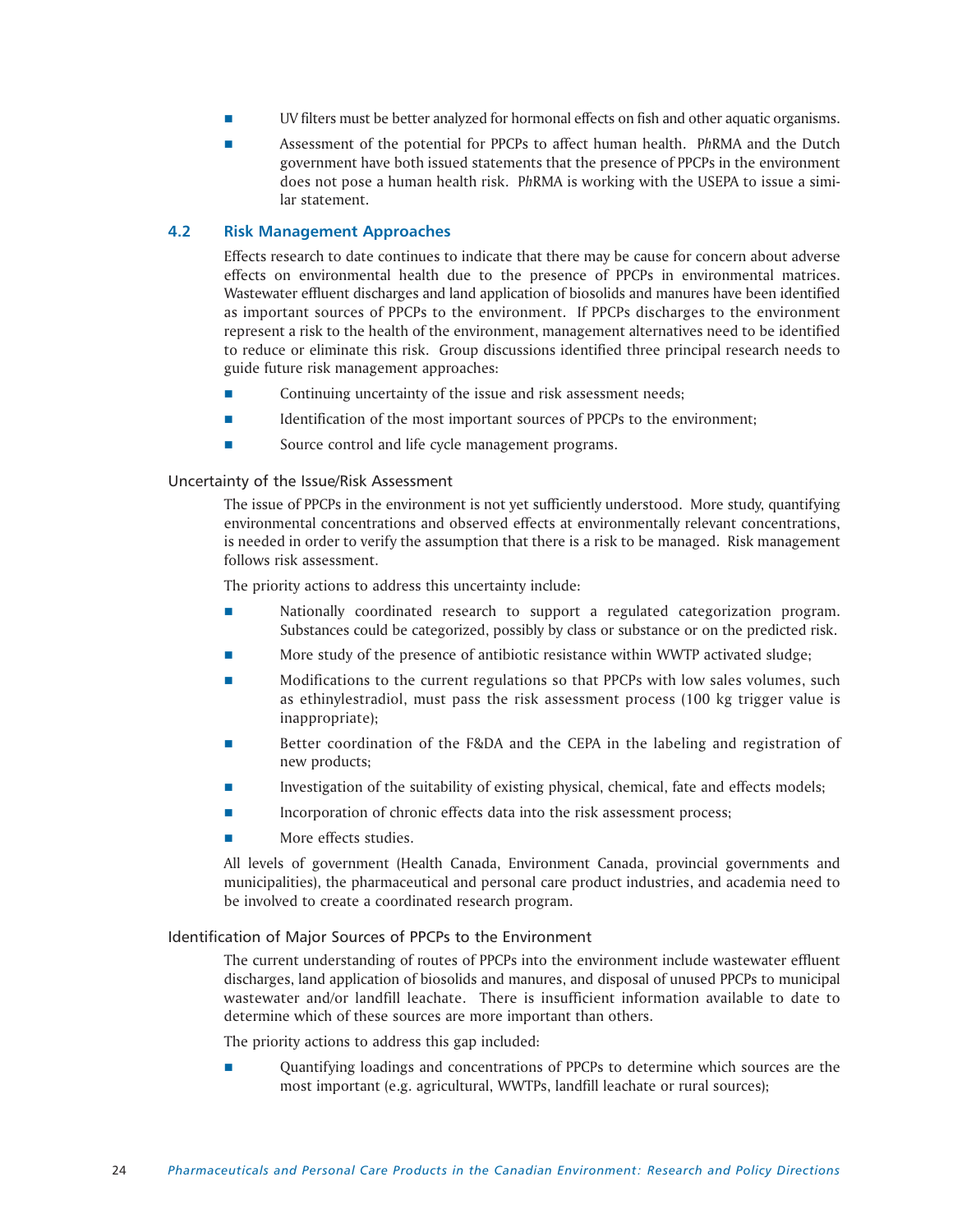- UV filters must be better analyzed for hormonal effects on fish and other aquatic organisms.
- Assessment of the potential for PPCPs to affect human health. P*h*RMA and the Dutch government have both issued statements that the presence of PPCPs in the environment does not pose a human health risk. P*h*RMA is working with the USEPA to issue a similar statement.

## 4.2 Risk Management Approaches

Effects research to date continues to indicate that there may be cause for concern about adverse effects on environmental health due to the presence of PPCPs in environmental matrices. Wastewater effluent discharges and land application of biosolids and manures have been identified as important sources of PPCPs to the environment. If PPCPs discharges to the environment represent a risk to the health of the environment, management alternatives need to be identified to reduce or eliminate this risk. Group discussions identified three principal research needs to guide future risk management approaches:

- Continuing uncertainty of the issue and risk assessment needs;
- Identification of the most important sources of PPCPs to the environment;
- Source control and life cycle management programs.

### Uncertainty of the Issue/Risk Assessment

The issue of PPCPs in the environment is not yet sufficiently understood. More study, quantifying environmental concentrations and observed effects at environmentally relevant concentrations, is needed in order to verify the assumption that there is a risk to be managed. Risk management follows risk assessment.

The priority actions to address this uncertainty include:

- Nationally coordinated research to support a regulated categorization program. Substances could be categorized, possibly by class or substance or on the predicted risk.
- More study of the presence of antibiotic resistance within WWTP activated sludge;
- Modifications to the current regulations so that PPCPs with low sales volumes, such as ethinylestradiol, must pass the risk assessment process (100 kg trigger value is inappropriate);
- Better coordination of the F&DA and the CEPA in the labeling and registration of new products;
- Investigation of the suitability of existing physical, chemical, fate and effects models;
- Incorporation of chronic effects data into the risk assessment process;
- More effects studies.

All levels of government (Health Canada, Environment Canada, provincial governments and municipalities), the pharmaceutical and personal care product industries, and academia need to be involved to create a coordinated research program.

### Identification of Major Sources of PPCPs to the Environment

The current understanding of routes of PPCPs into the environment include wastewater effluent discharges, land application of biosolids and manures, and disposal of unused PPCPs to municipal wastewater and/or landfill leachate. There is insufficient information available to date to determine which of these sources are more important than others.

The priority actions to address this gap included:

- Quantifying loadings and concentrations of PPCPs to determine which sources are the most important (e.g. agricultural, WWTPs, landfill leachate or rural sources);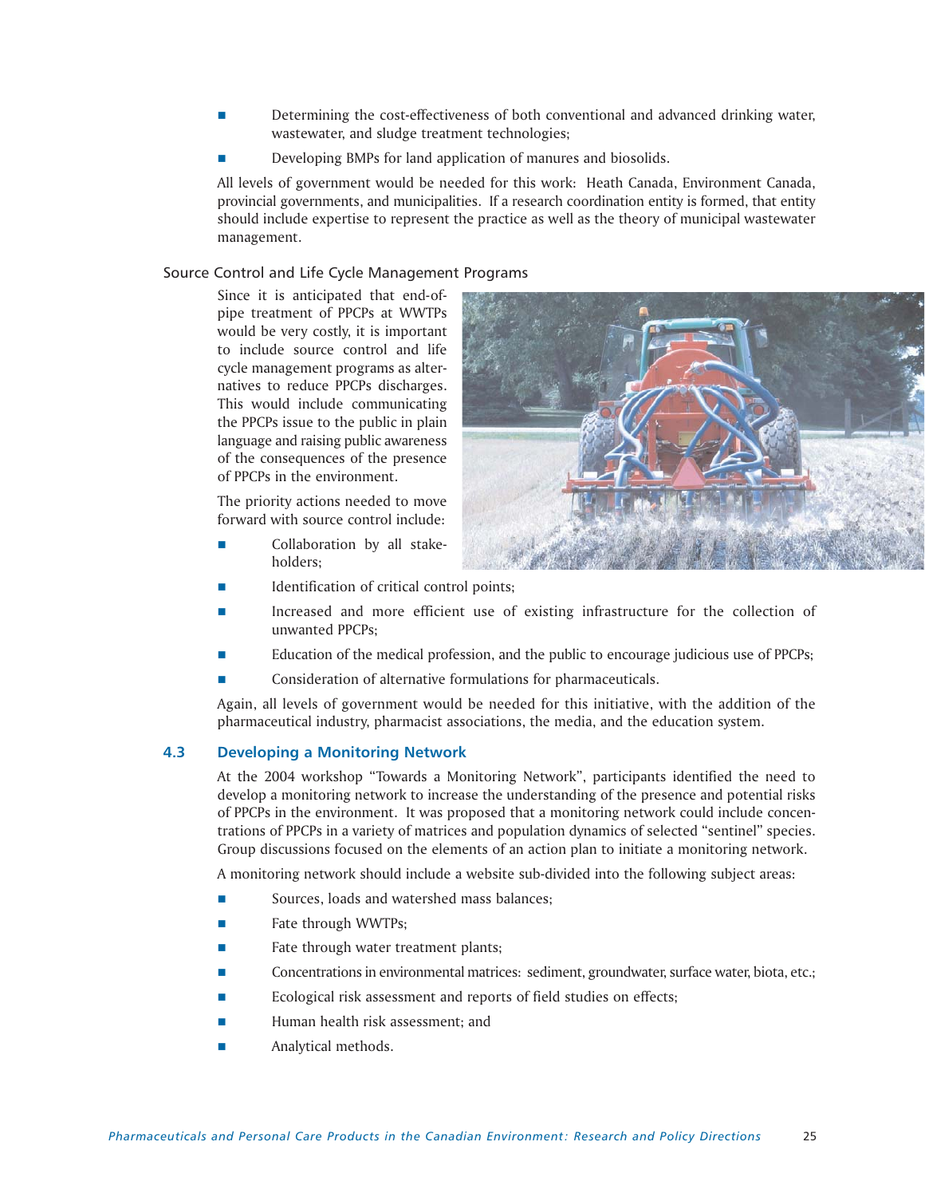- Determining the cost-effectiveness of both conventional and advanced drinking water, wastewater, and sludge treatment technologies;
- Developing BMPs for land application of manures and biosolids.

All levels of government would be needed for this work: Heath Canada, Environment Canada, provincial governments, and municipalities. If a research coordination entity is formed, that entity should include expertise to represent the practice as well as the theory of municipal wastewater management.

### Source Control and Life Cycle Management Programs

Since it is anticipated that end-of-pipe treatment of PPCPs at WWTPs would be very costly, it is important to include source control and life cycle management programs as alternatives to reduce PPCPs discharges. This would include communicating the PPCPs issue to the public in plain language and raising public awareness of the consequences of the presence of PPCPs in the environment.

The priority actions needed to move forward with source control include:

- Collaboration by all stakeholders;
- Identification of critical control points;
- Increased and more efficient use of existing infrastructure for the collection of unwanted PPCPs;
- Education of the medical profession, and the public to encourage judicious use of PPCPs;
- Consideration of alternative formulations for pharmaceuticals.

Again, all levels of government would be needed for this initiative, with the addition of the pharmaceutical industry, pharmacist associations, the media, and the education system.

## 4.3 Developing a Monitoring Network

At the 2004 workshop "Towards a Monitoring Network", participants identified the need to develop a monitoring network to increase the understanding of the presence and potential risks of PPCPs in the environment. It was proposed that a monitoring network could include concentrations of PPCPs in a variety of matrices and population dynamics of selected "sentinel" species. Group discussions focused on the elements of an action plan to initiate a monitoring network.

A monitoring network should include a website sub-divided into the following subject areas:

- Sources, loads and watershed mass balances;
- Fate through WWTPs;
- Fate through water treatment plants;
- Concentrations in environmental matrices: sediment, groundwater, surface water, biota, etc.;
- Ecological risk assessment and reports of field studies on effects;
- Human health risk assessment; and
- Analytical methods.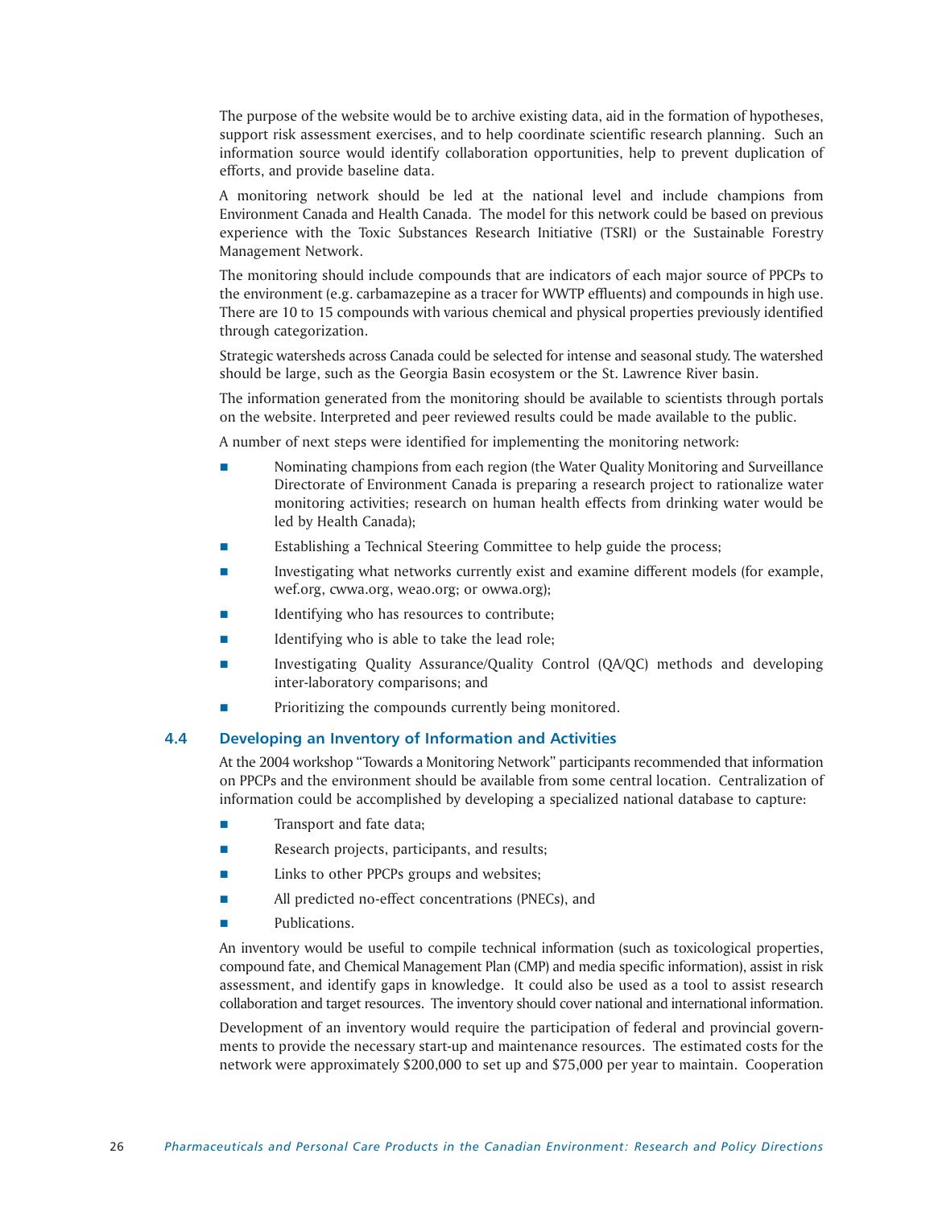The purpose of the website would be to archive existing data, aid in the formation of hypotheses, support risk assessment exercises, and to help coordinate scientific research planning. Such an information source would identify collaboration opportunities, help to prevent duplication of efforts, and provide baseline data.

A monitoring network should be led at the national level and include champions from Environment Canada and Health Canada. The model for this network could be based on previous experience with the Toxic Substances Research Initiative (TSRI) or the Sustainable Forestry Management Network.

The monitoring should include compounds that are indicators of each major source of PPCPs to the environment (e.g. carbamazepine as a tracer for WWTP effluents) and compounds in high use. There are 10 to 15 compounds with various chemical and physical properties previously identified through categorization.

Strategic watersheds across Canada could be selected for intense and seasonal study. The watershed should be large, such as the Georgia Basin ecosystem or the St. Lawrence River basin.

The information generated from the monitoring should be available to scientists through portals on the website. Interpreted and peer reviewed results could be made available to the public.

A number of next steps were identified for implementing the monitoring network:

- Nominating champions from each region (the Water Quality Monitoring and Surveillance Directorate of Environment Canada is preparing a research project to rationalize water monitoring activities; research on human health effects from drinking water would be led by Health Canada);
- Establishing a Technical Steering Committee to help guide the process;
- Investigating what networks currently exist and examine different models (for example, wef.org, cwwa.org, weao.org; or owwa.org);
- Identifying who has resources to contribute;
- Identifying who is able to take the lead role;
- Investigating Quality Assurance/Quality Control (QA/QC) methods and developing inter-laboratory comparisons; and
- Prioritizing the compounds currently being monitored.

### 4.4 Developing an Inventory of Information and Activities

At the 2004 workshop "Towards a Monitoring Network" participants recommended that information on PPCPs and the environment should be available from some central location. Centralization of information could be accomplished by developing a specialized national database to capture:

- Transport and fate data;
- Research projects, participants, and results;
- Links to other PPCPs groups and websites;
- All predicted no-effect concentrations (PNECs), and
- Publications.

An inventory would be useful to compile technical information (such as toxicological properties, compound fate, and Chemical Management Plan (CMP) and media specific information), assist in risk assessment, and identify gaps in knowledge. It could also be used as a tool to assist research collaboration and target resources. The inventory should cover national and international information.

Development of an inventory would require the participation of federal and provincial governments to provide the necessary start-up and maintenance resources. The estimated costs for the network were approximately $200,000 to set up and $75,000 per year to maintain. Cooperation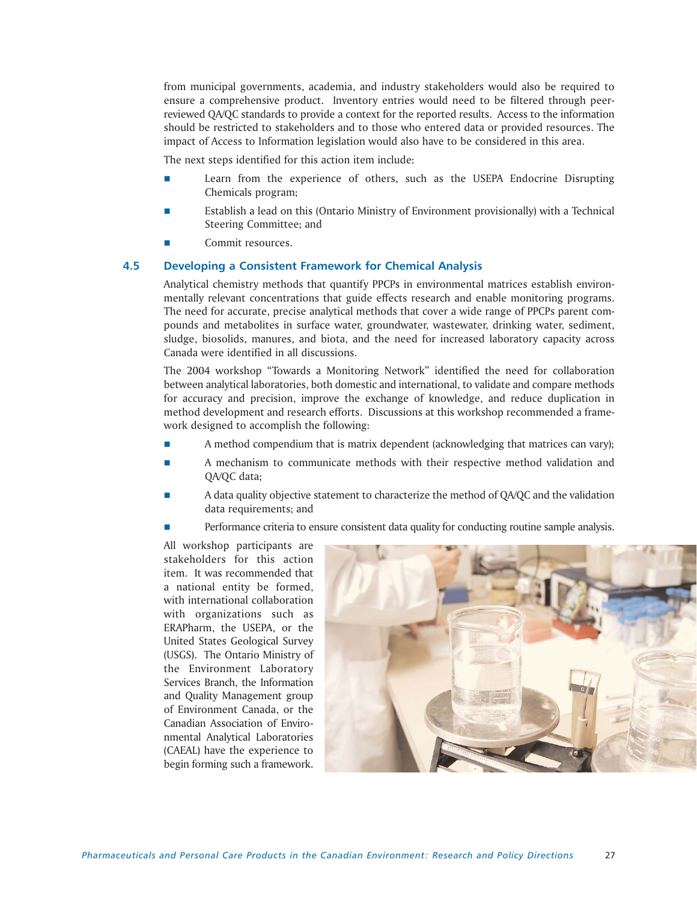from municipal governments, academia, and industry stakeholders would also be required to ensure a comprehensive product. Inventory entries would need to be filtered through peer-reviewed QA/QC standards to provide a context for the reported results. Access to the information should be restricted to stakeholders and to those who entered data or provided resources. The impact of Access to Information legislation would also have to be considered in this area.

The next steps identified for this action item include:

- Learn from the experience of others, such as the USEPA Endocrine Disrupting Chemicals program;
- Establish a lead on this (Ontario Ministry of Environment provisionally) with a Technical Steering Committee; and
- Commit resources.

## 4.5 Developing a Consistent Framework for Chemical Analysis

Analytical chemistry methods that quantify PPCPs in environmental matrices establish environmentally relevant concentrations that guide effects research and enable monitoring programs. The need for accurate, precise analytical methods that cover a wide range of PPCPs parent compounds and metabolites in surface water, groundwater, wastewater, drinking water, sediment, sludge, biosolids, manures, and biota, and the need for increased laboratory capacity across Canada were identified in all discussions.

The 2004 workshop "Towards a Monitoring Network" identified the need for collaboration between analytical laboratories, both domestic and international, to validate and compare methods for accuracy and precision, improve the exchange of knowledge, and reduce duplication in method development and research efforts. Discussions at this workshop recommended a framework designed to accomplish the following:

- A method compendium that is matrix dependent (acknowledging that matrices can vary);
- A mechanism to communicate methods with their respective method validation and QA/QC data;
- A data quality objective statement to characterize the method of QA/QC and the validation data requirements; and
- Performance criteria to ensure consistent data quality for conducting routine sample analysis.

All workshop participants are stakeholders for this action item. It was recommended that a national entity be formed, with international collaboration with organizations such as ERAPharm, the USEPA, or the United States Geological Survey (USGS). The Ontario Ministry of the Environment Laboratory Services Branch, the Information and Quality Management group of Environment Canada, or the Canadian Association of Environmental Analytical Laboratories (CAEAL) have the experience to begin forming such a framework.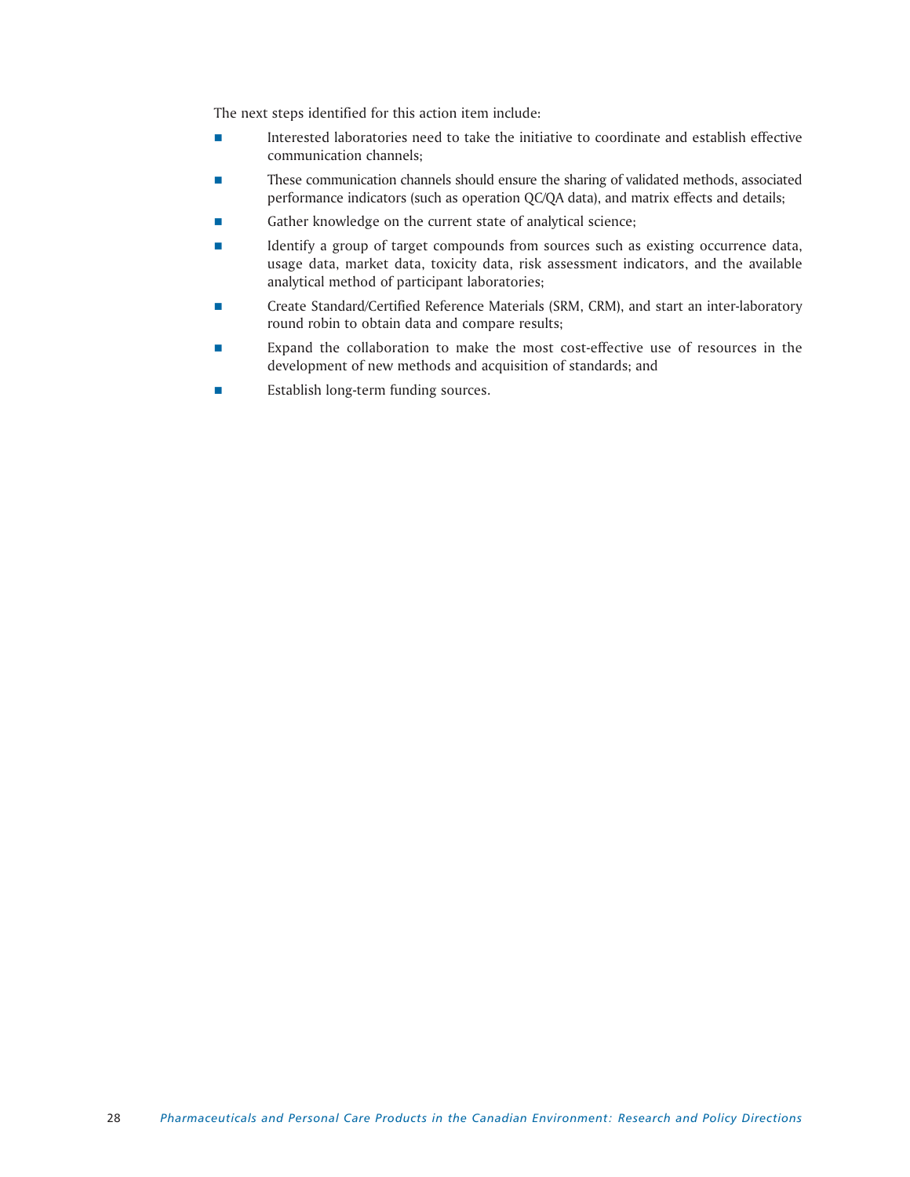The next steps identified for this action item include:

- Interested laboratories need to take the initiative to coordinate and establish effective communication channels;
- These communication channels should ensure the sharing of validated methods, associated performance indicators (such as operation QC/QA data), and matrix effects and details;
- Gather knowledge on the current state of analytical science;
- Identify a group of target compounds from sources such as existing occurrence data, usage data, market data, toxicity data, risk assessment indicators, and the available analytical method of participant laboratories;
- Create Standard/Certified Reference Materials (SRM, CRM), and start an inter-laboratory round robin to obtain data and compare results;
- Expand the collaboration to make the most cost-effective use of resources in the development of new methods and acquisition of standards; and
- Establish long-term funding sources.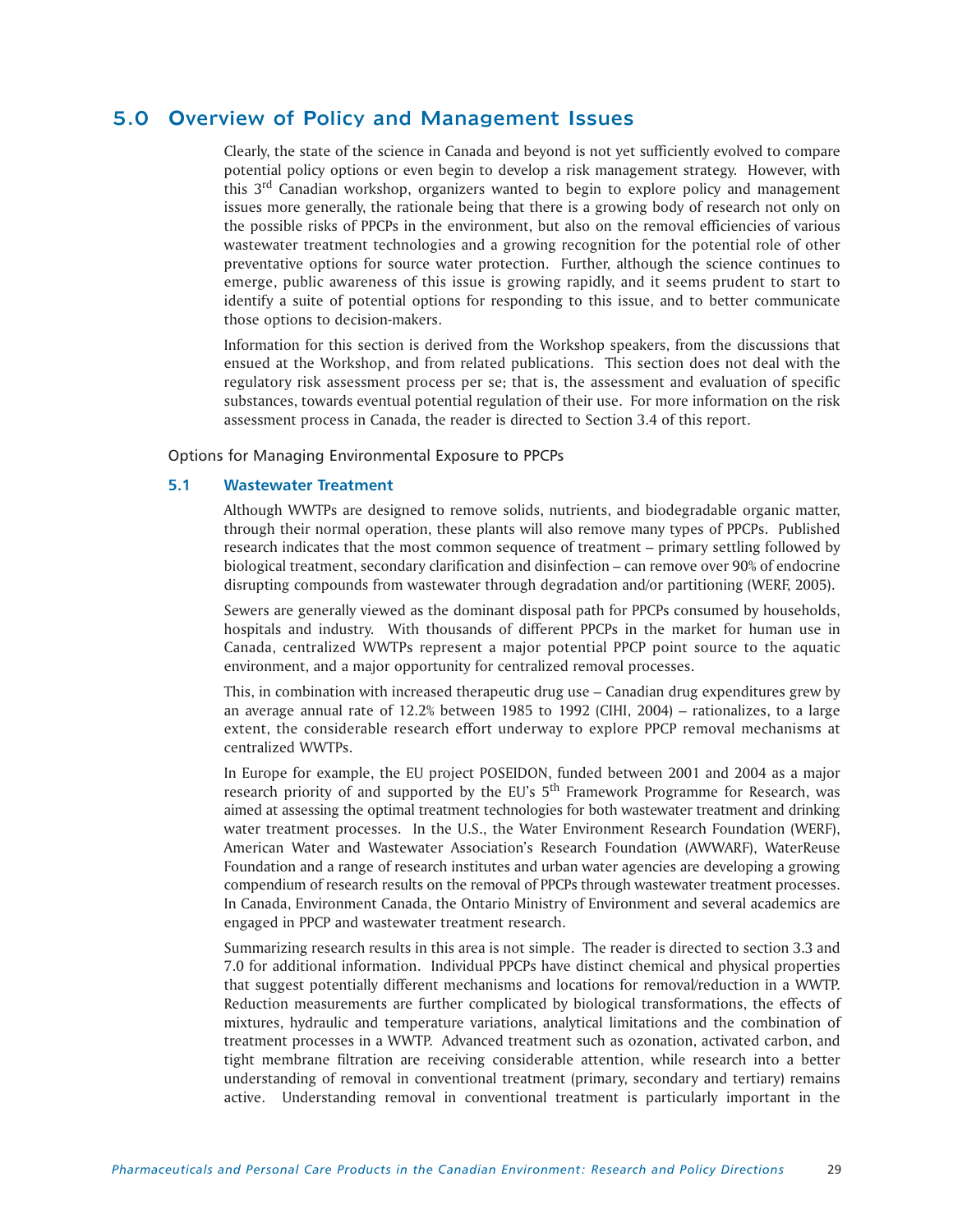# 5.0 Overview of Policy and Management Issues

Clearly, the state of the science in Canada and beyond is not yet sufficiently evolved to compare potential policy options or even begin to develop a risk management strategy. However, with this 3rd Canadian workshop, organizers wanted to begin to explore policy and management issues more generally, the rationale being that there is a growing body of research not only on the possible risks of PPCPs in the environment, but also on the removal efficiencies of various wastewater treatment technologies and a growing recognition for the potential role of other preventative options for source water protection. Further, although the science continues to emerge, public awareness of this issue is growing rapidly, and it seems prudent to start to identify a suite of potential options for responding to this issue, and to better communicate those options to decision-makers.

Information for this section is derived from the Workshop speakers, from the discussions that ensued at the Workshop, and from related publications. This section does not deal with the regulatory risk assessment process per se; that is, the assessment and evaluation of specific substances, towards eventual potential regulation of their use. For more information on the risk assessment process in Canada, the reader is directed to Section 3.4 of this report.

Options for Managing Environmental Exposure to PPCPs

## 5.1 Wastewater Treatment

Although WWTPs are designed to remove solids, nutrients, and biodegradable organic matter, through their normal operation, these plants will also remove many types of PPCPs. Published research indicates that the most common sequence of treatment – primary settling followed by biological treatment, secondary clarification and disinfection – can remove over 90% of endocrine disrupting compounds from wastewater through degradation and/or partitioning (WERF, 2005).

Sewers are generally viewed as the dominant disposal path for PPCPs consumed by households, hospitals and industry. With thousands of different PPCPs in the market for human use in Canada, centralized WWTPs represent a major potential PPCP point source to the aquatic environment, and a major opportunity for centralized removal processes.

This, in combination with increased therapeutic drug use – Canadian drug expenditures grew by an average annual rate of 12.2% between 1985 to 1992 (CIHI, 2004) – rationalizes, to a large extent, the considerable research effort underway to explore PPCP removal mechanisms at centralized WWTPs.

In Europe for example, the EU project POSEIDON, funded between 2001 and 2004 as a major research priority of and supported by the EU's 5th Framework Programme for Research, was aimed at assessing the optimal treatment technologies for both wastewater treatment and drinking water treatment processes. In the U.S., the Water Environment Research Foundation (WERF), American Water and Wastewater Association's Research Foundation (AWWARF), WaterReuse Foundation and a range of research institutes and urban water agencies are developing a growing compendium of research results on the removal of PPCPs through wastewater treatment processes. In Canada, Environment Canada, the Ontario Ministry of Environment and several academics are engaged in PPCP and wastewater treatment research.

Summarizing research results in this area is not simple. The reader is directed to section 3.3 and 7.0 for additional information. Individual PPCPs have distinct chemical and physical properties that suggest potentially different mechanisms and locations for removal/reduction in a WWTP. Reduction measurements are further complicated by biological transformations, the effects of mixtures, hydraulic and temperature variations, analytical limitations and the combination of treatment processes in a WWTP. Advanced treatment such as ozonation, activated carbon, and tight membrane filtration are receiving considerable attention, while research into a better understanding of removal in conventional treatment (primary, secondary and tertiary) remains active. Understanding removal in conventional treatment is particularly important in the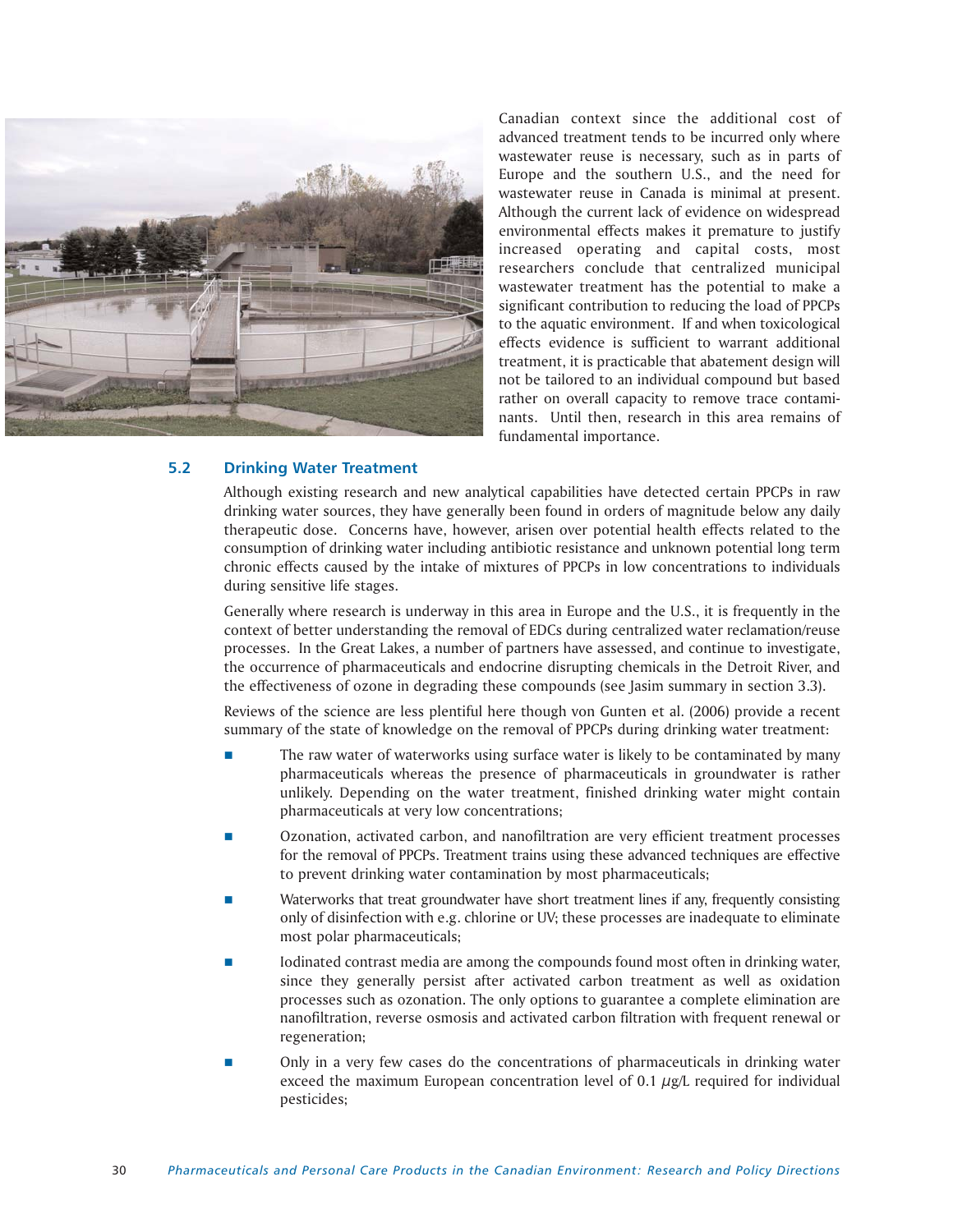Canadian context since the additional cost of advanced treatment tends to be incurred only where wastewater reuse is necessary, such as in parts of Europe and the southern U.S., and the need for wastewater reuse in Canada is minimal at present. Although the current lack of evidence on widespread environmental effects makes it premature to justify increased operating and capital costs, most researchers conclude that centralized municipal wastewater treatment has the potential to make a significant contribution to reducing the load of PPCPs to the aquatic environment. If and when toxicological effects evidence is sufficient to warrant additional treatment, it is practicable that abatement design will not be tailored to an individual compound but based rather on overall capacity to remove trace contaminants. Until then, research in this area remains of fundamental importance.

### 5.2 Drinking Water Treatment

Although existing research and new analytical capabilities have detected certain PPCPs in raw drinking water sources, they have generally been found in orders of magnitude below any daily therapeutic dose. Concerns have, however, arisen over potential health effects related to the consumption of drinking water including antibiotic resistance and unknown potential long term chronic effects caused by the intake of mixtures of PPCPs in low concentrations to individuals during sensitive life stages.

Generally where research is underway in this area in Europe and the U.S., it is frequently in the context of better understanding the removal of EDCs during centralized water reclamation/reuse processes. In the Great Lakes, a number of partners have assessed, and continue to investigate, the occurrence of pharmaceuticals and endocrine disrupting chemicals in the Detroit River, and the effectiveness of ozone in degrading these compounds (see Jasim summary in section 3.3).

Reviews of the science are less plentiful here though von Gunten et al. (2006) provide a recent summary of the state of knowledge on the removal of PPCPs during drinking water treatment:

- The raw water of waterworks using surface water is likely to be contaminated by many pharmaceuticals whereas the presence of pharmaceuticals in groundwater is rather unlikely. Depending on the water treatment, finished drinking water might contain pharmaceuticals at very low concentrations;
- Ozonation, activated carbon, and nanofiltration are very efficient treatment processes for the removal of PPCPs. Treatment trains using these advanced techniques are effective to prevent drinking water contamination by most pharmaceuticals;
- Waterworks that treat groundwater have short treatment lines if any, frequently consisting only of disinfection with e.g. chlorine or UV; these processes are inadequate to eliminate most polar pharmaceuticals;
- Iodinated contrast media are among the compounds found most often in drinking water, since they generally persist after activated carbon treatment as well as oxidation processes such as ozonation. The only options to guarantee a complete elimination are nanofiltration, reverse osmosis and activated carbon filtration with frequent renewal or regeneration;
- Only in a very few cases do the concentrations of pharmaceuticals in drinking water exceed the maximum European concentration level of 0.1 $\mu$g/L required for individual pesticides;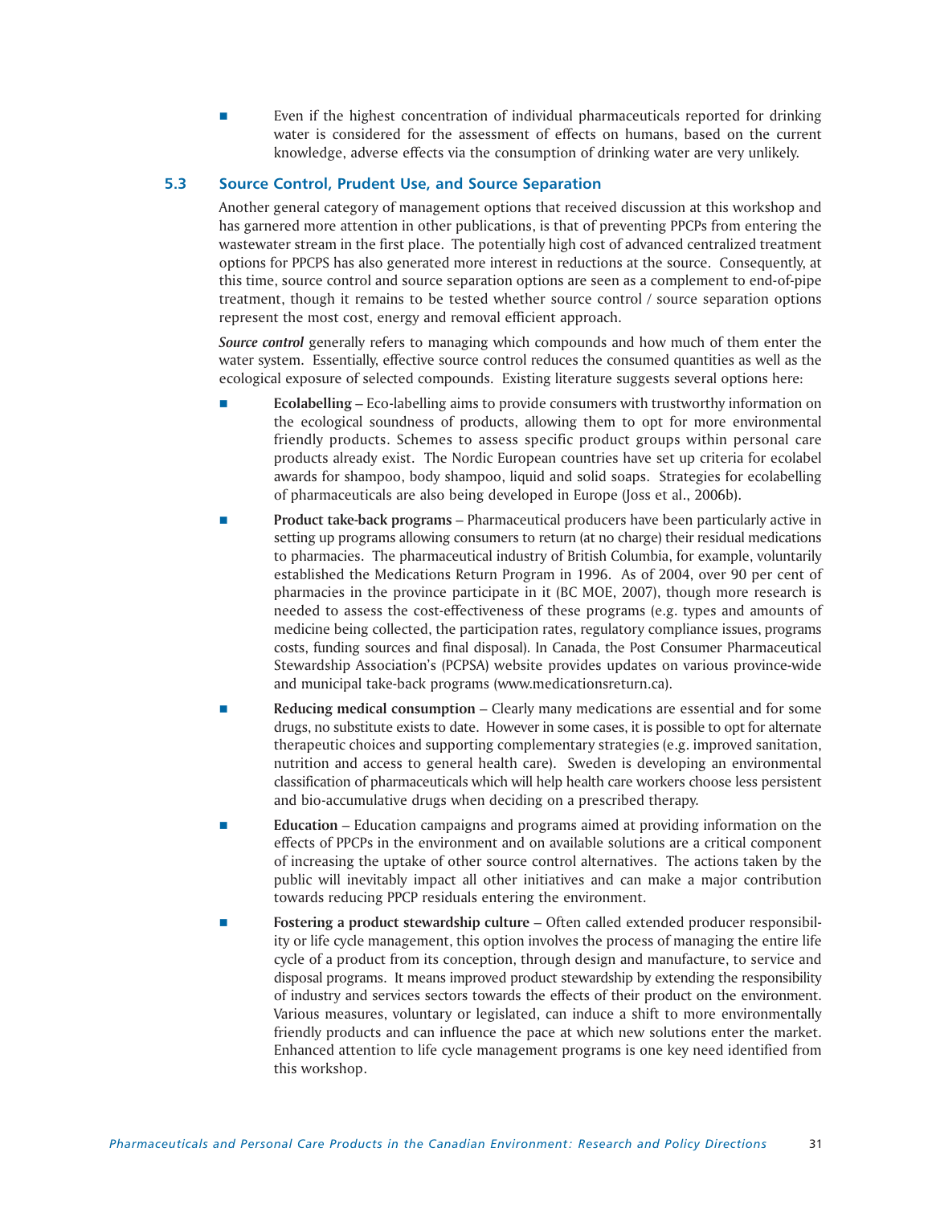- Even if the highest concentration of individual pharmaceuticals reported for drinking water is considered for the assessment of effects on humans, based on the current knowledge, adverse effects via the consumption of drinking water are very unlikely.

## 5.3 Source Control, Prudent Use, and Source Separation

Another general category of management options that received discussion at this workshop and has garnered more attention in other publications, is that of preventing PPCPs from entering the wastewater stream in the first place. The potentially high cost of advanced centralized treatment options for PPCPS has also generated more interest in reductions at the source. Consequently, at this time, source control and source separation options are seen as a complement to end-of-pipe treatment, though it remains to be tested whether source control / source separation options represent the most cost, energy and removal efficient approach.

***Source control*** generally refers to managing which compounds and how much of them enter the water system. Essentially, effective source control reduces the consumed quantities as well as the ecological exposure of selected compounds. Existing literature suggests several options here:

- **Ecolabelling** – Eco-labelling aims to provide consumers with trustworthy information on the ecological soundness of products, allowing them to opt for more environmental friendly products. Schemes to assess specific product groups within personal care products already exist. The Nordic European countries have set up criteria for ecolabel awards for shampoo, body shampoo, liquid and solid soaps. Strategies for ecolabelling of pharmaceuticals are also being developed in Europe (Joss et al., 2006b).
- **Product take-back programs** – Pharmaceutical producers have been particularly active in setting up programs allowing consumers to return (at no charge) their residual medications to pharmacies. The pharmaceutical industry of British Columbia, for example, voluntarily established the Medications Return Program in 1996. As of 2004, over 90 per cent of pharmacies in the province participate in it (BC MOE, 2007), though more research is needed to assess the cost-effectiveness of these programs (e.g. types and amounts of medicine being collected, the participation rates, regulatory compliance issues, programs costs, funding sources and final disposal). In Canada, the Post Consumer Pharmaceutical Stewardship Association's (PCPSA) website provides updates on various province-wide and municipal take-back programs (www.medicationsreturn.ca).
- **Reducing medical consumption** – Clearly many medications are essential and for some drugs, no substitute exists to date. However in some cases, it is possible to opt for alternate therapeutic choices and supporting complementary strategies (e.g. improved sanitation, nutrition and access to general health care). Sweden is developing an environmental classification of pharmaceuticals which will help health care workers choose less persistent and bio-accumulative drugs when deciding on a prescribed therapy.
- **Education** – Education campaigns and programs aimed at providing information on the effects of PPCPs in the environment and on available solutions are a critical component of increasing the uptake of other source control alternatives. The actions taken by the public will inevitably impact all other initiatives and can make a major contribution towards reducing PPCP residuals entering the environment.
- **Fostering a product stewardship culture** – Often called extended producer responsibility or life cycle management, this option involves the process of managing the entire life cycle of a product from its conception, through design and manufacture, to service and disposal programs. It means improved product stewardship by extending the responsibility of industry and services sectors towards the effects of their product on the environment. Various measures, voluntary or legislated, can induce a shift to more environmentally friendly products and can influence the pace at which new solutions enter the market. Enhanced attention to life cycle management programs is one key need identified from this workshop.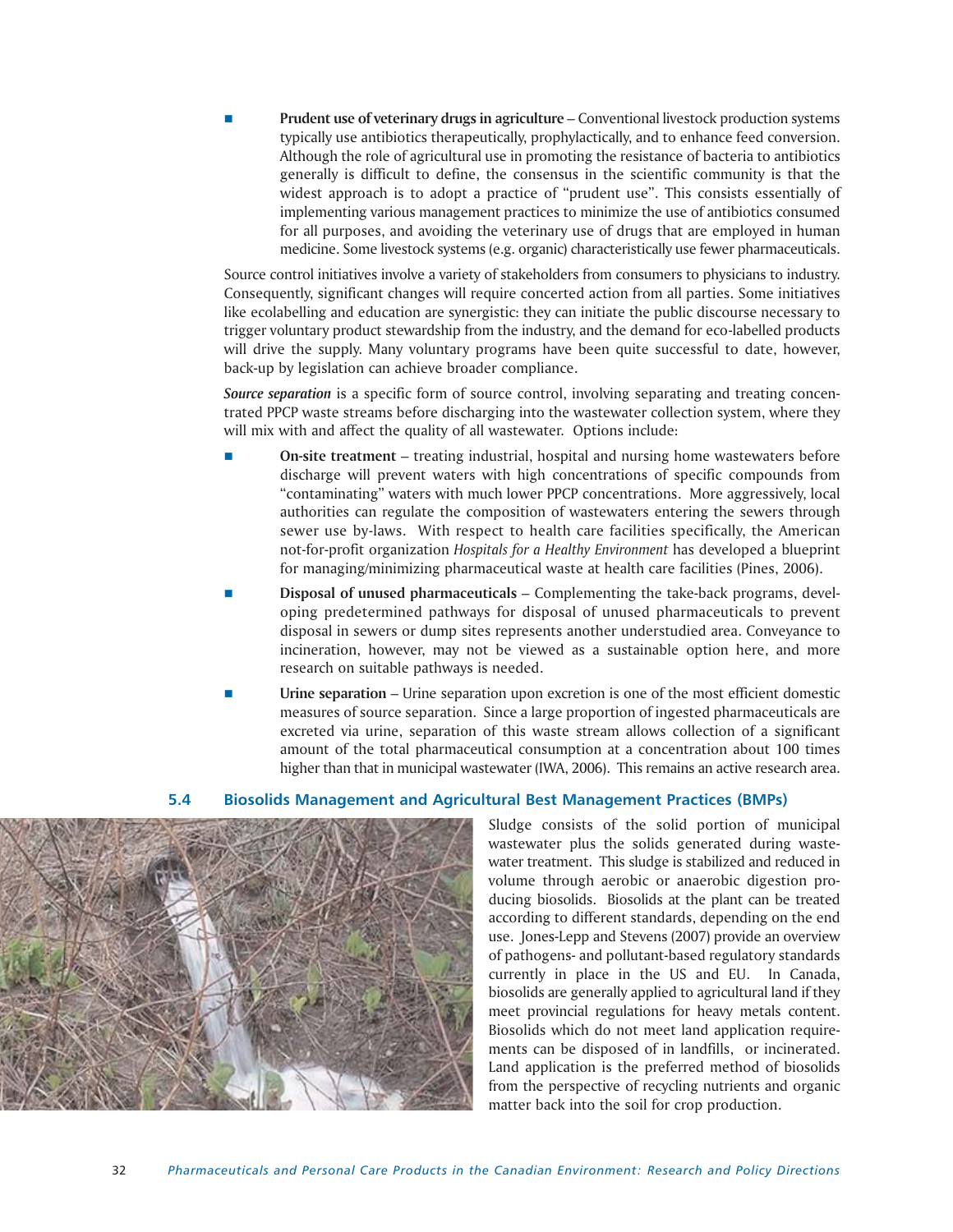- **Prudent use of veterinary drugs in agriculture** – Conventional livestock production systems typically use antibiotics therapeutically, prophylactically, and to enhance feed conversion. Although the role of agricultural use in promoting the resistance of bacteria to antibiotics generally is difficult to define, the consensus in the scientific community is that the widest approach is to adopt a practice of "prudent use". This consists essentially of implementing various management practices to minimize the use of antibiotics consumed for all purposes, and avoiding the veterinary use of drugs that are employed in human medicine. Some livestock systems (e.g. organic) characteristically use fewer pharmaceuticals.

Source control initiatives involve a variety of stakeholders from consumers to physicians to industry. Consequently, significant changes will require concerted action from all parties. Some initiatives like ecolabelling and education are synergistic: they can initiate the public discourse necessary to trigger voluntary product stewardship from the industry, and the demand for eco-labelled products will drive the supply. Many voluntary programs have been quite successful to date, however, back-up by legislation can achieve broader compliance.

***Source separation*** is a specific form of source control, involving separating and treating concentrated PPCP waste streams before discharging into the wastewater collection system, where they will mix with and affect the quality of all wastewater. Options include:

- **On-site treatment** – treating industrial, hospital and nursing home wastewaters before discharge will prevent waters with high concentrations of specific compounds from "contaminating" waters with much lower PPCP concentrations. More aggressively, local authorities can regulate the composition of wastewaters entering the sewers through sewer use by-laws. With respect to health care facilities specifically, the American not-for-profit organization *Hospitals for a Healthy Environment* has developed a blueprint for managing/minimizing pharmaceutical waste at health care facilities (Pines, 2006).
- **Disposal of unused pharmaceuticals** – Complementing the take-back programs, developing predetermined pathways for disposal of unused pharmaceuticals to prevent disposal in sewers or dump sites represents another understudied area. Conveyance to incineration, however, may not be viewed as a sustainable option here, and more research on suitable pathways is needed.
- **Urine separation** – Urine separation upon excretion is one of the most efficient domestic measures of source separation. Since a large proportion of ingested pharmaceuticals are excreted via urine, separation of this waste stream allows collection of a significant amount of the total pharmaceutical consumption at a concentration about 100 times higher than that in municipal wastewater (IWA, 2006). This remains an active research area.

### 5.4 Biosolids Management and Agricultural Best Management Practices (BMPs)

Sludge consists of the solid portion of municipal wastewater plus the solids generated during wastewater treatment. This sludge is stabilized and reduced in volume through aerobic or anaerobic digestion producing biosolids. Biosolids at the plant can be treated according to different standards, depending on the end use. Jones-Lepp and Stevens (2007) provide an overview of pathogens- and pollutant-based regulatory standards currently in place in the US and EU. In Canada, biosolids are generally applied to agricultural land if they meet provincial regulations for heavy metals content. Biosolids which do not meet land application requirements can be disposed of in landfills, or incinerated. Land application is the preferred method of biosolids from the perspective of recycling nutrients and organic matter back into the soil for crop production.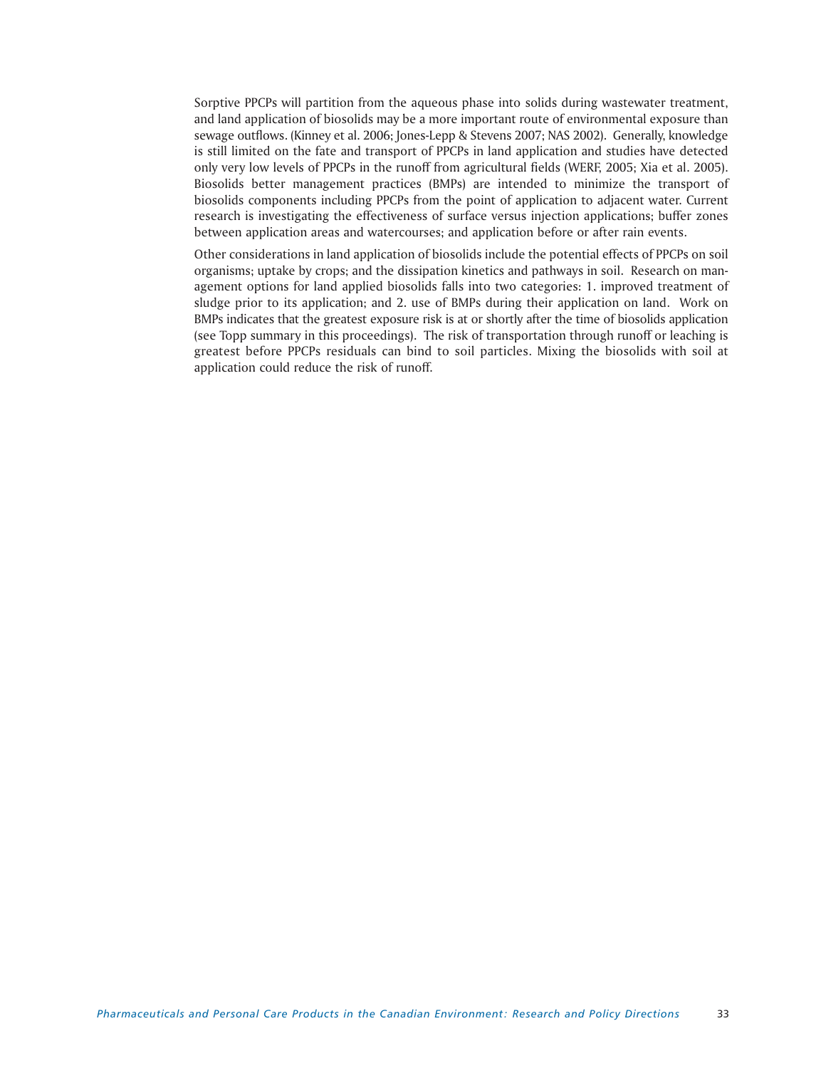Sorptive PPCPs will partition from the aqueous phase into solids during wastewater treatment, and land application of biosolids may be a more important route of environmental exposure than sewage outflows. (Kinney et al. 2006; Jones-Lepp & Stevens 2007; NAS 2002). Generally, knowledge is still limited on the fate and transport of PPCPs in land application and studies have detected only very low levels of PPCPs in the runoff from agricultural fields (WERF, 2005; Xia et al. 2005). Biosolids better management practices (BMPs) are intended to minimize the transport of biosolids components including PPCPs from the point of application to adjacent water. Current research is investigating the effectiveness of surface versus injection applications; buffer zones between application areas and watercourses; and application before or after rain events.

Other considerations in land application of biosolids include the potential effects of PPCPs on soil organisms; uptake by crops; and the dissipation kinetics and pathways in soil. Research on management options for land applied biosolids falls into two categories: 1. improved treatment of sludge prior to its application; and 2. use of BMPs during their application on land. Work on BMPs indicates that the greatest exposure risk is at or shortly after the time of biosolids application (see Topp summary in this proceedings). The risk of transportation through runoff or leaching is greatest before PPCPs residuals can bind to soil particles. Mixing the biosolids with soil at application could reduce the risk of runoff.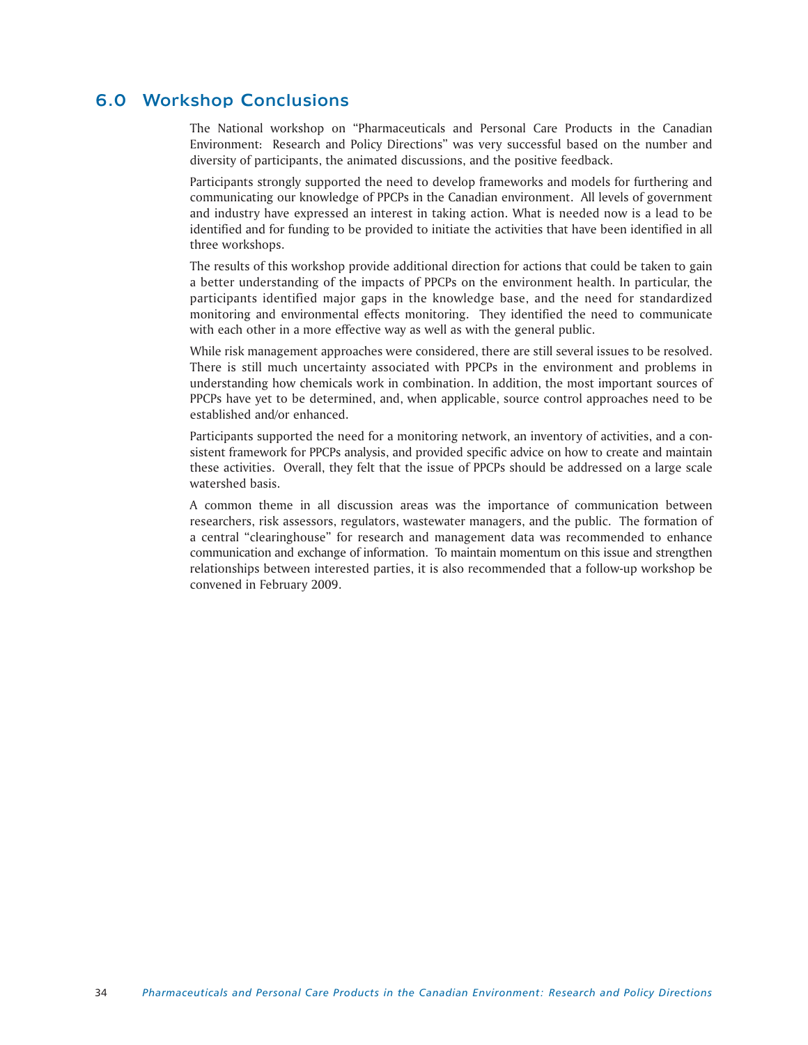## 6.0 Workshop Conclusions

The National workshop on "Pharmaceuticals and Personal Care Products in the Canadian Environment: Research and Policy Directions" was very successful based on the number and diversity of participants, the animated discussions, and the positive feedback.

Participants strongly supported the need to develop frameworks and models for furthering and communicating our knowledge of PPCPs in the Canadian environment. All levels of government and industry have expressed an interest in taking action. What is needed now is a lead to be identified and for funding to be provided to initiate the activities that have been identified in all three workshops.

The results of this workshop provide additional direction for actions that could be taken to gain a better understanding of the impacts of PPCPs on the environment health. In particular, the participants identified major gaps in the knowledge base, and the need for standardized monitoring and environmental effects monitoring. They identified the need to communicate with each other in a more effective way as well as with the general public.

While risk management approaches were considered, there are still several issues to be resolved. There is still much uncertainty associated with PPCPs in the environment and problems in understanding how chemicals work in combination. In addition, the most important sources of PPCPs have yet to be determined, and, when applicable, source control approaches need to be established and/or enhanced.

Participants supported the need for a monitoring network, an inventory of activities, and a consistent framework for PPCPs analysis, and provided specific advice on how to create and maintain these activities. Overall, they felt that the issue of PPCPs should be addressed on a large scale watershed basis.

A common theme in all discussion areas was the importance of communication between researchers, risk assessors, regulators, wastewater managers, and the public. The formation of a central "clearinghouse" for research and management data was recommended to enhance communication and exchange of information. To maintain momentum on this issue and strengthen relationships between interested parties, it is also recommended that a follow-up workshop be convened in February 2009.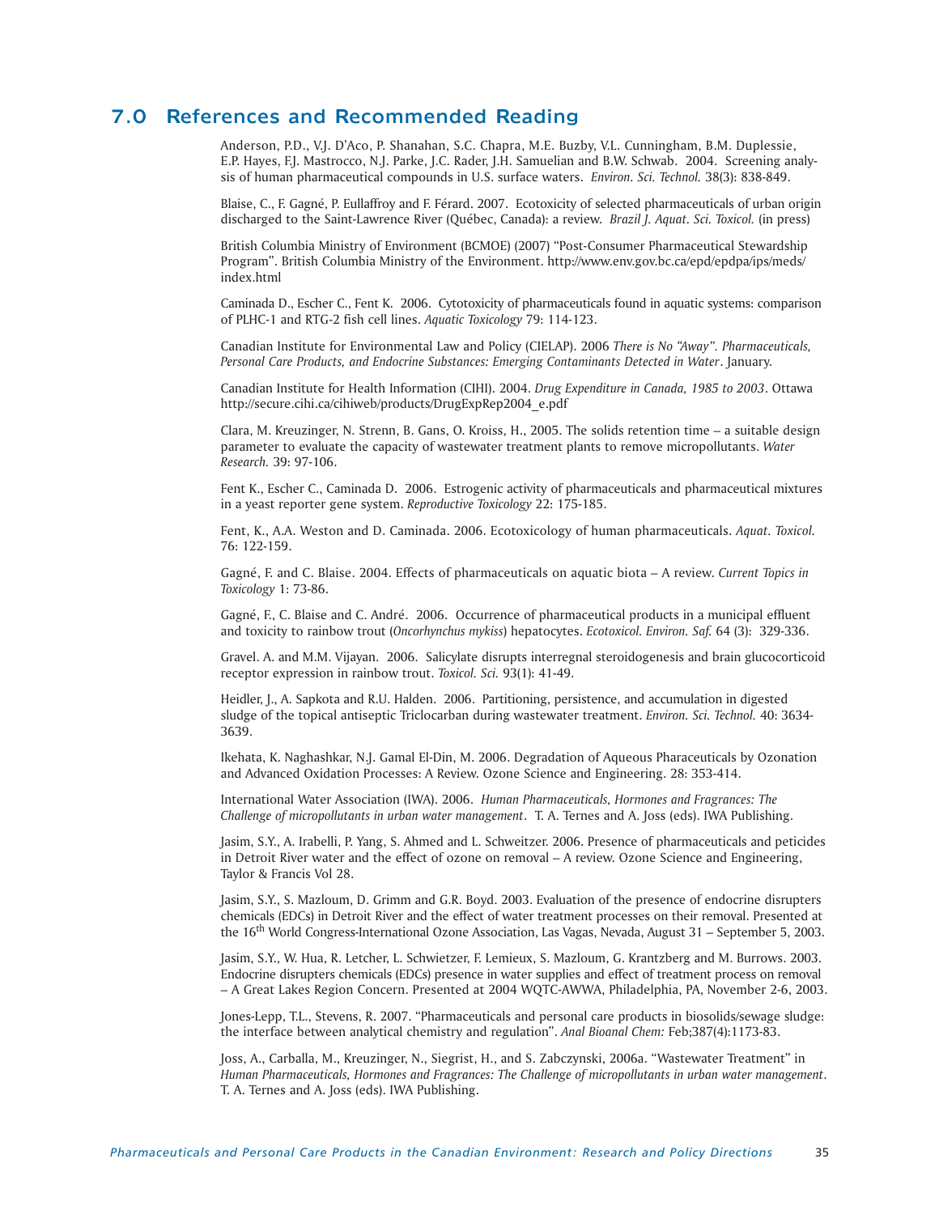## 7.0 References and Recommended Reading

Anderson, P.D., V.J. D'Aco, P. Shanahan, S.C. Chapra, M.E. Buzby, V.L. Cunningham, B.M. Duplessie, E.P. Hayes, F.J. Mastrocco, N.J. Parke, J.C. Rader, J.H. Samuelian and B.W. Schwab. 2004. Screening analysis of human pharmaceutical compounds in U.S. surface waters. *Environ. Sci. Technol.* 38(3): 838-849.

Blaise, C., F. Gagné, P. Eullaffroy and F. Férard. 2007. Ecotoxicity of selected pharmaceuticals of urban origin discharged to the Saint-Lawrence River (Québec, Canada): a review. *Brazil J. Aquat. Sci. Toxicol.* (in press)

British Columbia Ministry of Environment (BCMOE) (2007) "Post-Consumer Pharmaceutical Stewardship Program". British Columbia Ministry of the Environment. http://www.env.gov.bc.ca/epd/epdpa/ips/meds/index.html

Caminada D., Escher C., Fent K. 2006. Cytotoxicity of pharmaceuticals found in aquatic systems: comparison of PLHC-1 and RTG-2 fish cell lines. *Aquatic Toxicology* 79: 114-123.

Canadian Institute for Environmental Law and Policy (CIELAP). 2006 *There is No "Away". Pharmaceuticals, Personal Care Products, and Endocrine Substances: Emerging Contaminants Detected in Water*. January.

Canadian Institute for Health Information (CIHI). 2004. *Drug Expenditure in Canada, 1985 to 2003*. Ottawa http://secure.cihi.ca/cihiweb/products/DrugExpRep2004_e.pdf

Clara, M. Kreuzinger, N. Strenn, B. Gans, O. Kroiss, H., 2005. The solids retention time – a suitable design parameter to evaluate the capacity of wastewater treatment plants to remove micropollutants. *Water Research.* 39: 97-106.

Fent K., Escher C., Caminada D. 2006. Estrogenic activity of pharmaceuticals and pharmaceutical mixtures in a yeast reporter gene system. *Reproductive Toxicology* 22: 175-185.

Fent, K., A.A. Weston and D. Caminada. 2006. Ecotoxicology of human pharmaceuticals. *Aquat. Toxicol.* 76: 122-159.

Gagné, F. and C. Blaise. 2004. Effects of pharmaceuticals on aquatic biota – A review. *Current Topics in Toxicology* 1: 73-86.

Gagné, F., C. Blaise and C. André. 2006. Occurrence of pharmaceutical products in a municipal effluent and toxicity to rainbow trout (*Oncorhynchus mykiss*) hepatocytes. *Ecotoxicol. Environ. Saf.* 64 (3): 329-336.

Gravel. A. and M.M. Vijayan. 2006. Salicylate disrupts interregnal steroidogenesis and brain glucocorticoid receptor expression in rainbow trout. *Toxicol. Sci.* 93(1): 41-49.

Heidler, J., A. Sapkota and R.U. Halden. 2006. Partitioning, persistence, and accumulation in digested sludge of the topical antiseptic Triclocarban during wastewater treatment. *Environ. Sci. Technol.* 40: 3634-3639.

Ikehata, K. Naghashkar, N.J. Gamal El-Din, M. 2006. Degradation of Aqueous Pharaceuticals by Ozonation and Advanced Oxidation Processes: A Review. Ozone Science and Engineering. 28: 353-414.

International Water Association (IWA). 2006. *Human Pharmaceuticals, Hormones and Fragrances: The Challenge of micropollutants in urban water management*. T. A. Ternes and A. Joss (eds). IWA Publishing.

Jasim, S.Y., A. Irabelli, P. Yang, S. Ahmed and L. Schweitzer. 2006. Presence of pharmaceuticals and peticides in Detroit River water and the effect of ozone on removal – A review. Ozone Science and Engineering, Taylor & Francis Vol 28.

Jasim, S.Y., S. Mazloum, D. Grimm and G.R. Boyd. 2003. Evaluation of the presence of endocrine disrupters chemicals (EDCs) in Detroit River and the effect of water treatment processes on their removal. Presented at the 16th World Congress-International Ozone Association, Las Vagas, Nevada, August 31 – September 5, 2003.

Jasim, S.Y., W. Hua, R. Letcher, L. Schwietzer, F. Lemieux, S. Mazloum, G. Krantzberg and M. Burrows. 2003. Endocrine disrupters chemicals (EDCs) presence in water supplies and effect of treatment process on removal – A Great Lakes Region Concern. Presented at 2004 WQTC-AWWA, Philadelphia, PA, November 2-6, 2003.

Jones-Lepp, T.L., Stevens, R. 2007. "Pharmaceuticals and personal care products in biosolids/sewage sludge: the interface between analytical chemistry and regulation". *Anal Bioanal Chem:* Feb;387(4):1173-83.

Joss, A., Carballa, M., Kreuzinger, N., Siegrist, H., and S. Zabczynski, 2006a. "Wastewater Treatment" in *Human Pharmaceuticals, Hormones and Fragrances: The Challenge of micropollutants in urban water management*. T. A. Ternes and A. Joss (eds). IWA Publishing.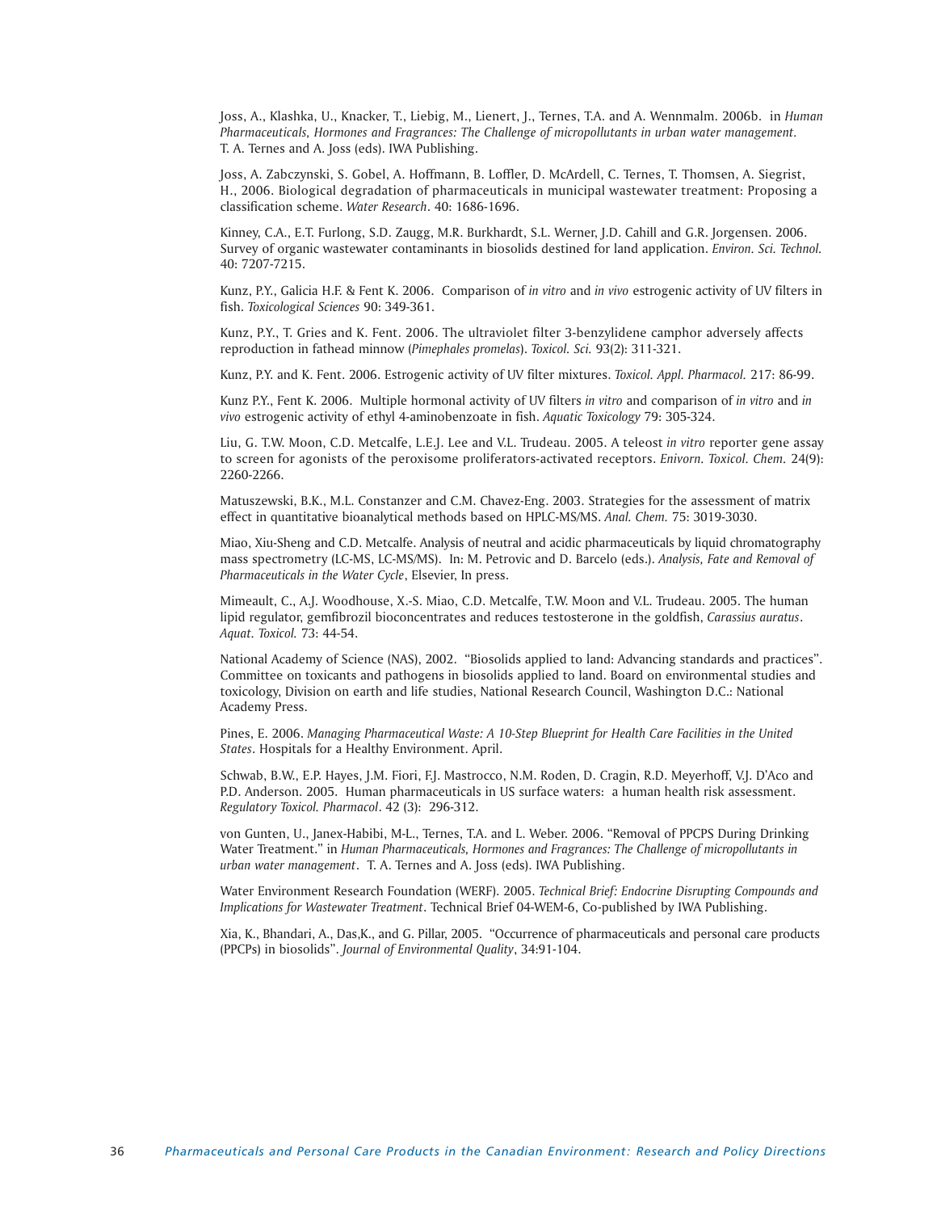Joss, A., Klashka, U., Knacker, T., Liebig, M., Lienert, J., Ternes, T.A. and A. Wennmalm. 2006b. in *Human Pharmaceuticals, Hormones and Fragrances: The Challenge of micropollutants in urban water management*. T. A. Ternes and A. Joss (eds). IWA Publishing.

Joss, A. Zabczynski, S. Gobel, A. Hoffmann, B. Loffler, D. McArdell, C. Ternes, T. Thomsen, A. Siegrist, H., 2006. Biological degradation of pharmaceuticals in municipal wastewater treatment: Proposing a classification scheme. *Water Research*. 40: 1686-1696.

Kinney, C.A., E.T. Furlong, S.D. Zaugg, M.R. Burkhardt, S.L. Werner, J.D. Cahill and G.R. Jorgensen. 2006. Survey of organic wastewater contaminants in biosolids destined for land application. *Environ. Sci. Technol.* 40: 7207-7215.

Kunz, P.Y., Galicia H.F. & Fent K. 2006. Comparison of *in vitro* and *in vivo* estrogenic activity of UV filters in fish. *Toxicological Sciences* 90: 349-361.

Kunz, P.Y., T. Gries and K. Fent. 2006. The ultraviolet filter 3-benzylidene camphor adversely affects reproduction in fathead minnow (*Pimephales promelas*). *Toxicol. Sci.* 93(2): 311-321.

Kunz, P.Y. and K. Fent. 2006. Estrogenic activity of UV filter mixtures. *Toxicol. Appl. Pharmacol.* 217: 86-99.

Kunz P.Y., Fent K. 2006. Multiple hormonal activity of UV filters *in vitro* and comparison of *in vitro* and *in vivo* estrogenic activity of ethyl 4-aminobenzoate in fish. *Aquatic Toxicology* 79: 305-324.

Liu, G. T.W. Moon, C.D. Metcalfe, L.E.J. Lee and V.L. Trudeau. 2005. A teleost *in vitro* reporter gene assay to screen for agonists of the peroxisome proliferators-activated receptors. *Enivorn. Toxicol. Chem.* 24(9): 2260-2266.

Matuszewski, B.K., M.L. Constanzer and C.M. Chavez-Eng. 2003. Strategies for the assessment of matrix effect in quantitative bioanalytical methods based on HPLC-MS/MS. *Anal. Chem.* 75: 3019-3030.

Miao, Xiu-Sheng and C.D. Metcalfe. Analysis of neutral and acidic pharmaceuticals by liquid chromatography mass spectrometry (LC-MS, LC-MS/MS). In: M. Petrovic and D. Barcelo (eds.). *Analysis, Fate and Removal of Pharmaceuticals in the Water Cycle*, Elsevier, In press.

Mimeault, C., A.J. Woodhouse, X.-S. Miao, C.D. Metcalfe, T.W. Moon and V.L. Trudeau. 2005. The human lipid regulator, gemfibrozil bioconcentrates and reduces testosterone in the goldfish, *Carassius auratus*. *Aquat. Toxicol.* 73: 44-54.

National Academy of Science (NAS), 2002. "Biosolids applied to land: Advancing standards and practices". Committee on toxicants and pathogens in biosolids applied to land. Board on environmental studies and toxicology, Division on earth and life studies, National Research Council, Washington D.C.: National Academy Press.

Pines, E. 2006. *Managing Pharmaceutical Waste: A 10-Step Blueprint for Health Care Facilities in the United States*. Hospitals for a Healthy Environment. April.

Schwab, B.W., E.P. Hayes, J.M. Fiori, F.J. Mastrocco, N.M. Roden, D. Cragin, R.D. Meyerhoff, V.J. D'Aco and P.D. Anderson. 2005. Human pharmaceuticals in US surface waters: a human health risk assessment. *Regulatory Toxicol. Pharmacol*. 42 (3): 296-312.

von Gunten, U., Janex-Habibi, M-L., Ternes, T.A. and L. Weber. 2006. "Removal of PPCPS During Drinking Water Treatment." in *Human Pharmaceuticals, Hormones and Fragrances: The Challenge of micropollutants in urban water management*. T. A. Ternes and A. Joss (eds). IWA Publishing.

Water Environment Research Foundation (WERF). 2005. *Technical Brief: Endocrine Disrupting Compounds and Implications for Wastewater Treatment*. Technical Brief 04-WEM-6, Co-published by IWA Publishing.

Xia, K., Bhandari, A., Das,K., and G. Pillar, 2005. "Occurrence of pharmaceuticals and personal care products (PPCPs) in biosolids". *Journal of Environmental Quality*, 34:91-104.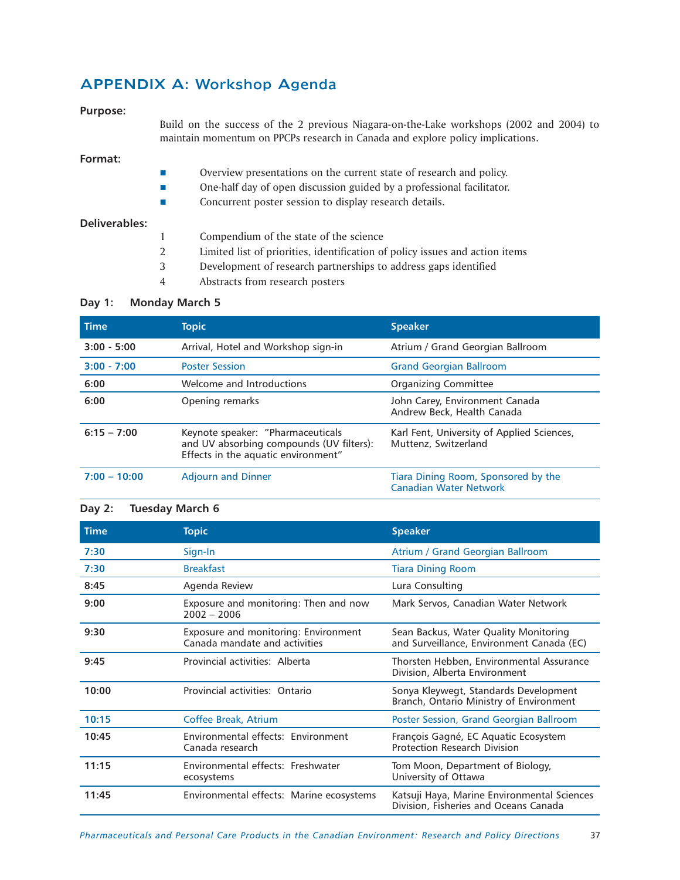## APPENDIX A: Workshop Agenda

**Purpose:**

Build on the success of the 2 previous Niagara-on-the-Lake workshops (2002 and 2004) to maintain momentum on PPCPs research in Canada and explore policy implications.

**Format:**

- Overview presentations on the current state of research and policy.
- One-half day of open discussion guided by a professional facilitator.
- Concurrent poster session to display research details.

**Deliverables:**

1. Compendium of the state of the science
2. Limited list of priorities, identification of policy issues and action items
3. Development of research partnerships to address gaps identified
4. Abstracts from research posters

**Day 1: Monday March 5**

| Time | Topic | Speaker |
|---|---|---|
| 3:00 - 5:00 | Arrival, Hotel and Workshop sign-in | Atrium / Grand Georgian Ballroom |
| 3:00 - 7:00 | Poster Session | Grand Georgian Ballroom |
| 6:00 | Welcome and Introductions | Organizing Committee |
| 6:00 | Opening remarks | John Carey, Environment Canada<br>Andrew Beck, Health Canada |
| 6:15 – 7:00 | Keynote speaker: "Pharmaceuticals and UV absorbing compounds (UV filters): Effects in the aquatic environment" | Karl Fent, University of Applied Sciences, Muttenz, Switzerland |
| 7:00 – 10:00 | Adjourn and Dinner | Tiara Dining Room, Sponsored by the Canadian Water Network |

**Day 2: Tuesday March 6**

| Time | Topic | Speaker |
|---|---|---|
| 7:30 | Sign-In | Atrium / Grand Georgian Ballroom |
| 7:30 | Breakfast | Tiara Dining Room |
| 8:45 | Agenda Review | Lura Consulting |
| 9:00 | Exposure and monitoring: Then and now 2002 – 2006 | Mark Servos, Canadian Water Network |
| 9:30 | Exposure and monitoring: Environment Canada mandate and activities | Sean Backus, Water Quality Monitoring and Surveillance, Environment Canada (EC) |
| 9:45 | Provincial activities: Alberta | Thorsten Hebben, Environmental Assurance Division, Alberta Environment |
| 10:00 | Provincial activities: Ontario | Sonya Kleywegt, Standards Development Branch, Ontario Ministry of Environment |
| 10:15 | Coffee Break, Atrium | Poster Session, Grand Georgian Ballroom |
| 10:45 | Environmental effects: Environment Canada research | François Gagné, EC Aquatic Ecosystem Protection Research Division |
| 11:15 | Environmental effects: Freshwater ecosystems | Tom Moon, Department of Biology, University of Ottawa |
| 11:45 | Environmental effects: Marine ecosystems | Katsuji Haya, Marine Environmental Sciences Division, Fisheries and Oceans Canada |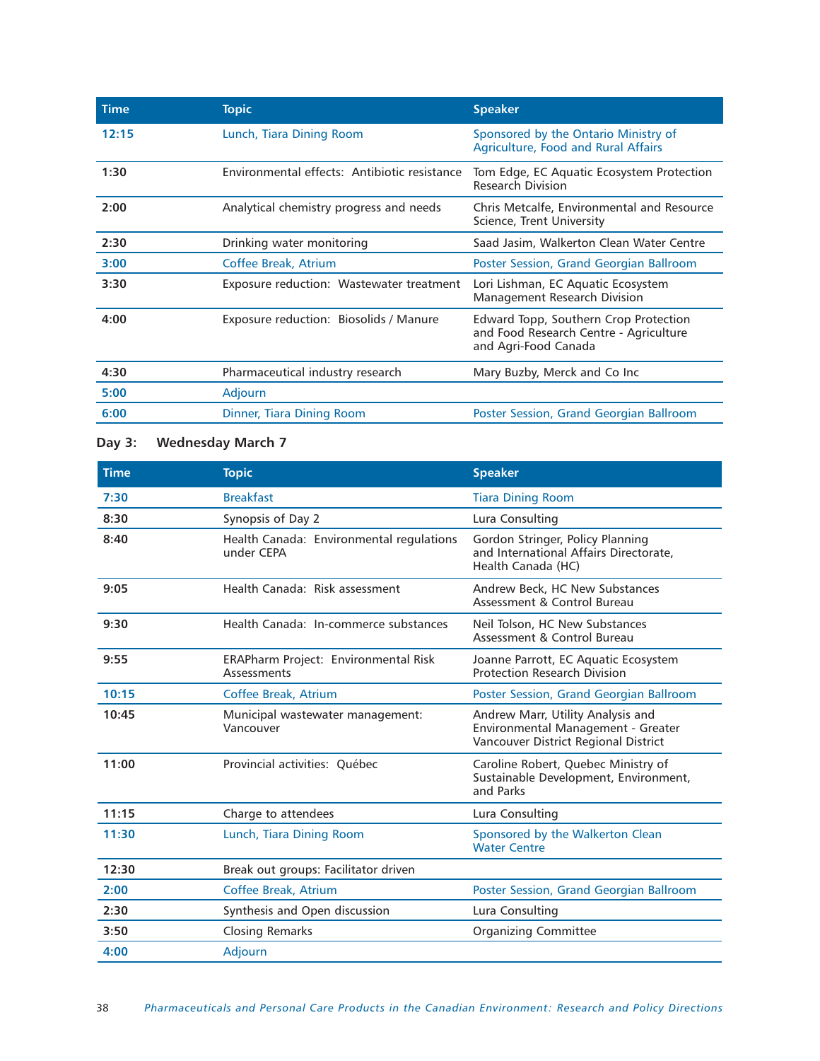| Time | Topic | Speaker |
| --- | --- | --- |
| 12:15 | Lunch, Tiara Dining Room | Sponsored by the Ontario Ministry of Agriculture, Food and Rural Affairs |
| 1:30 | Environmental effects: Antibiotic resistance | Tom Edge, EC Aquatic Ecosystem Protection Research Division |
| 2:00 | Analytical chemistry progress and needs | Chris Metcalfe, Environmental and Resource Science, Trent University |
| 2:30 | Drinking water monitoring | Saad Jasim, Walkerton Clean Water Centre |
| 3:00 | Coffee Break, Atrium | Poster Session, Grand Georgian Ballroom |
| 3:30 | Exposure reduction: Wastewater treatment | Lori Lishman, EC Aquatic Ecosystem Management Research Division |
| 4:00 | Exposure reduction: Biosolids / Manure | Edward Topp, Southern Crop Protection and Food Research Centre - Agriculture and Agri-Food Canada |
| 4:30 | Pharmaceutical industry research | Mary Buzby, Merck and Co Inc |
| 5:00 | Adjourn | |
| 6:00 | Dinner, Tiara Dining Room | Poster Session, Grand Georgian Ballroom |

## Day 3: Wednesday March 7

| Time | Topic | Speaker |
| --- | --- | --- |
| 7:30 | Breakfast | Tiara Dining Room |
| 8:30 | Synopsis of Day 2 | Lura Consulting |
| 8:40 | Health Canada: Environmental regulations under CEPA | Gordon Stringer, Policy Planning and International Affairs Directorate, Health Canada (HC) |
| 9:05 | Health Canada: Risk assessment | Andrew Beck, HC New Substances Assessment & Control Bureau |
| 9:30 | Health Canada: In-commerce substances | Neil Tolson, HC New Substances Assessment & Control Bureau |
| 9:55 | ERAPharm Project: Environmental Risk Assessments | Joanne Parrott, EC Aquatic Ecosystem Protection Research Division |
| 10:15 | Coffee Break, Atrium | Poster Session, Grand Georgian Ballroom |
| 10:45 | Municipal wastewater management: Vancouver | Andrew Marr, Utility Analysis and Environmental Management - Greater Vancouver District Regional District |
| 11:00 | Provincial activities: Québec | Caroline Robert, Quebec Ministry of Sustainable Development, Environment, and Parks |
| 11:15 | Charge to attendees | Lura Consulting |
| 11:30 | Lunch, Tiara Dining Room | Sponsored by the Walkerton Clean Water Centre |
| 12:30 | Break out groups: Facilitator driven | |
| 2:00 | Coffee Break, Atrium | Poster Session, Grand Georgian Ballroom |
| 2:30 | Synthesis and Open discussion | Lura Consulting |
| 3:50 | Closing Remarks | Organizing Committee |
| 4:00 | Adjourn | |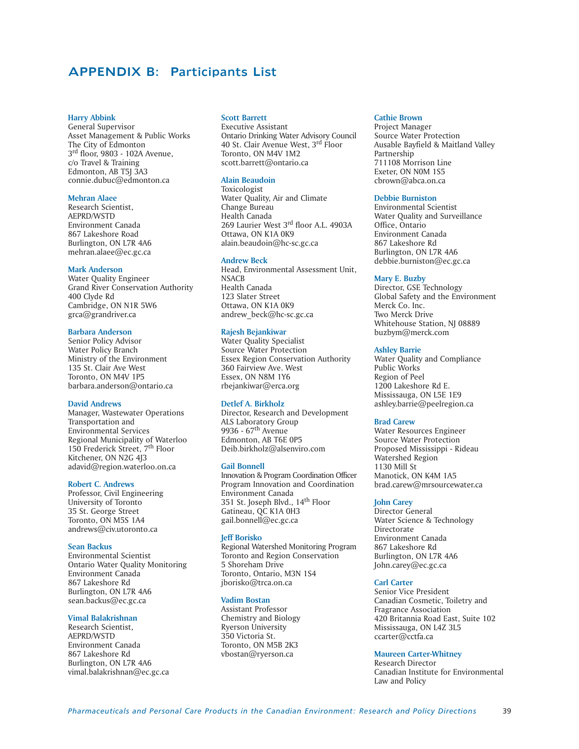## APPENDIX B: Participants List

**Harry Abbink**
General Supervisor
Asset Management & Public Works
The City of Edmonton
3rd floor, 9803 - 102A Avenue,
c/o Travel & Training
Edmonton, AB T5J 3A3
connie.dubuc@edmonton.ca

**Mehran Alaee**
Research Scientist,
AEPRD/WSTD
Environment Canada
867 Lakeshore Road
Burlington, ON L7R 4A6
mehran.alaee@ec.gc.ca

**Mark Anderson**
Water Quality Engineer
Grand River Conservation Authority
400 Clyde Rd
Cambridge, ON N1R 5W6
grca@grandriver.ca

**Barbara Anderson**
Senior Policy Advisor
Water Policy Branch
Ministry of the Environment
135 St. Clair Ave West
Toronto, ON M4V 1P5
barbara.anderson@ontario.ca

**David Andrews**
Manager, Wastewater Operations
Transportation and
Environmental Services
Regional Municipality of Waterloo
150 Frederick Street, 7th Floor
Kitchener, ON N2G 4J3
adavid@region.waterloo.on.ca

**Robert C. Andrews**
Professor, Civil Engineering
University of Toronto
35 St. George Street
Toronto, ON M5S 1A4
andrews@civ.utoronto.ca

**Sean Backus**
Environmental Scientist
Ontario Water Quality Monitoring
Environment Canada
867 Lakeshore Rd
Burlington, ON L7R 4A6
sean.backus@ec.gc.ca

**Vimal Balakrishnan**
Research Scientist,
AEPRD/WSTD
Environment Canada
867 Lakeshore Rd
Burlington, ON L7R 4A6
vimal.balakrishnan@ec.gc.ca

**Scott Barrett**
Executive Assistant
Ontario Drinking Water Advisory Council
40 St. Clair Avenue West, 3rd Floor
Toronto, ON M4V 1M2
scott.barrett@ontario.ca

**Alain Beaudoin**
Toxicologist
Water Quality, Air and Climate
Change Bureau
Health Canada
269 Laurier West 3rd floor A.L. 4903A
Ottawa, ON K1A 0K9
alain.beaudoin@hc-sc.gc.ca

**Andrew Beck**
Head, Environmental Assessment Unit,
NSACB
Health Canada
123 Slater Street
Ottawa, ON K1A 0K9
andrew_beck@hc-sc.gc.ca

**Rajesh Bejankiwar**
Water Quality Specialist
Source Water Protection
Essex Region Conservation Authority
360 Fairview Ave. West
Essex, ON N8M 1Y6
rbejankiwar@erca.org

**Detlef A. Birkholz**
Director, Research and Development
ALS Laboratory Group
9936 - 67th Avenue
Edmonton, AB T6E 0P5
Deib.birkholz@alsenviro.com

**Gail Bonnell**
Innovation & Program Coordination Officer
Program Innovation and Coordination
Environment Canada
351 St. Joseph Blvd., 14th Floor
Gatineau, QC K1A 0H3
gail.bonnell@ec.gc.ca

**Jeff Borisko**
Regional Watershed Monitoring Program
Toronto and Region Conservation
5 Shoreham Drive
Toronto, Ontario, M3N 1S4
jborisko@trca.on.ca

**Vadim Bostan**
Assistant Professor
Chemistry and Biology
Ryerson University
350 Victoria St.
Toronto, ON M5B 2K3
vbostan@ryerson.ca

**Cathie Brown**
Project Manager
Source Water Protection
Ausable Bayfield & Maitland Valley
Partnership
711108 Morrison Line
Exeter, ON N0M 1S5
cbrown@abca.on.ca

**Debbie Burniston**
Environmental Scientist
Water Quality and Surveillance
Office, Ontario
Environment Canada
867 Lakeshore Rd
Burlington, ON L7R 4A6
debbie.burniston@ec.gc.ca

**Mary E. Buzby**
Director, GSE Technology
Global Safety and the Environment
Merck Co. Inc.
Two Merck Drive
Whitehouse Station, NJ 08889
buzbym@merck.com

**Ashley Barrie**
Water Quality and Compliance
Public Works
Region of Peel
1200 Lakeshore Rd E.
Mississauga, ON L5E 1E9
ashley.barrie@peelregion.ca

**Brad Carew**
Water Resources Engineer
Source Water Protection
Proposed Mississippi - Rideau
Watershed Region
1130 Mill St
Manotick, ON K4M 1A5
brad.carew@mrsourcewater.ca

**John Carey**
Director General
Water Science & Technology
Directorate
Environment Canada
867 Lakeshore Rd
Burlington, ON L7R 4A6
John.carey@ec.gc.ca

**Carl Carter**
Senior Vice President
Canadian Cosmetic, Toiletry and
Fragrance Association
420 Britannia Road East, Suite 102
Mississauga, ON L4Z 3L5
ccarter@cctfa.ca

**Maureen Carter-Whitney**
Research Director
Canadian Institute for Environmental
Law and Policy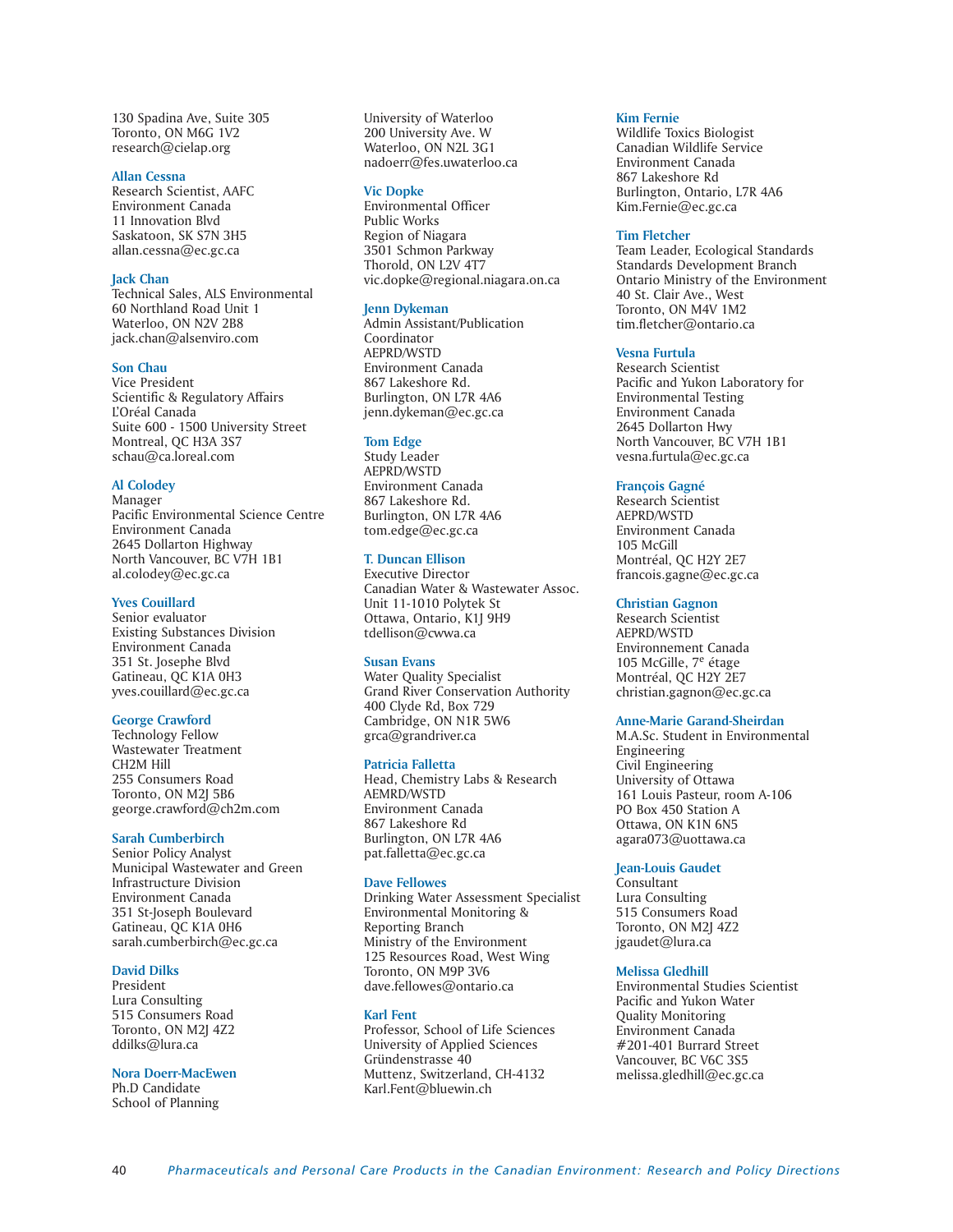130 Spadina Ave, Suite 305
Toronto, ON M6G 1V2
research@cielap.org

**Allan Cessna**
Research Scientist, AAFC
Environment Canada
11 Innovation Blvd
Saskatoon, SK S7N 3H5
allan.cessna@ec.gc.ca

**Jack Chan**
Technical Sales, ALS Environmental
60 Northland Road Unit 1
Waterloo, ON N2V 2B8
jack.chan@alsenviro.com

**Son Chau**
Vice President
Scientific & Regulatory Affairs
L'Oréal Canada
Suite 600 - 1500 University Street
Montreal, QC H3A 3S7
schau@ca.loreal.com

**Al Colodey**
Manager
Pacific Environmental Science Centre
Environment Canada
2645 Dollarton Highway
North Vancouver, BC V7H 1B1
al.colodey@ec.gc.ca

**Yves Couillard**
Senior evaluator
Existing Substances Division
Environment Canada
351 St. Josephe Blvd
Gatineau, QC K1A 0H3
yves.couillard@ec.gc.ca

**George Crawford**
Technology Fellow
Wastewater Treatment
CH2M Hill
255 Consumers Road
Toronto, ON M2J 5B6
george.crawford@ch2m.com

**Sarah Cumberbirch**
Senior Policy Analyst
Municipal Wastewater and Green
Infrastructure Division
Environment Canada
351 St-Joseph Boulevard
Gatineau, QC K1A 0H6
sarah.cumberbirch@ec.gc.ca

**David Dilks**
President
Lura Consulting
515 Consumers Road
Toronto, ON M2J 4Z2
ddilks@lura.ca

**Nora Doerr-MacEwen**
Ph.D Candidate
School of Planning
University of Waterloo
200 University Ave. W
Waterloo, ON N2L 3G1
nadoerr@fes.uwaterloo.ca

**Vic Dopke**
Environmental Officer
Public Works
Region of Niagara
3501 Schmon Parkway
Thorold, ON L2V 4T7
vic.dopke@regional.niagara.on.ca

**Jenn Dykeman**
Admin Assistant/Publication
Coordinator
AEPRD/WSTD
Environment Canada
867 Lakeshore Rd.
Burlington, ON L7R 4A6
jenn.dykeman@ec.gc.ca

**Tom Edge**
Study Leader
AEPRD/WSTD
Environment Canada
867 Lakeshore Rd.
Burlington, ON L7R 4A6
tom.edge@ec.gc.ca

**T. Duncan Ellison**
Executive Director
Canadian Water & Wastewater Assoc.
Unit 11-1010 Polytek St
Ottawa, Ontario, K1J 9H9
tdellison@cwwa.ca

**Susan Evans**
Water Quality Specialist
Grand River Conservation Authority
400 Clyde Rd, Box 729
Cambridge, ON N1R 5W6
grca@grandriver.ca

**Patricia Falletta**
Head, Chemistry Labs & Research
AEMRD/WSTD
Environment Canada
867 Lakeshore Rd
Burlington, ON L7R 4A6
pat.falletta@ec.gc.ca

**Dave Fellowes**
Drinking Water Assessment Specialist
Environmental Monitoring &
Reporting Branch
Ministry of the Environment
125 Resources Road, West Wing
Toronto, ON M9P 3V6
dave.fellowes@ontario.ca

**Karl Fent**
Professor, School of Life Sciences
University of Applied Sciences
Gründenstrasse 40
Muttenz, Switzerland, CH-4132
Karl.Fent@bluewin.ch

**Kim Fernie**
Wildlife Toxics Biologist
Canadian Wildlife Service
Environment Canada
867 Lakeshore Rd
Burlington, Ontario, L7R 4A6
Kim.Fernie@ec.gc.ca

**Tim Fletcher**
Team Leader, Ecological Standards
Standards Development Branch
Ontario Ministry of the Environment
40 St. Clair Ave., West
Toronto, ON M4V 1M2
tim.fletcher@ontario.ca

**Vesna Furtula**
Research Scientist
Pacific and Yukon Laboratory for
Environmental Testing
Environment Canada
2645 Dollarton Hwy
North Vancouver, BC V7H 1B1
vesna.furtula@ec.gc.ca

**François Gagné**
Research Scientist
AEPRD/WSTD
Environment Canada
105 McGill
Montréal, QC H2Y 2E7
francois.gagne@ec.gc.ca

**Christian Gagnon**
Research Scientist
AEPRD/WSTD
Environnement Canada
105 McGille, 7e étage
Montréal, QC H2Y 2E7
christian.gagnon@ec.gc.ca

**Anne-Marie Garand-Sheirdan**
M.A.Sc. Student in Environmental
Engineering
Civil Engineering
University of Ottawa
161 Louis Pasteur, room A-106
PO Box 450 Station A
Ottawa, ON K1N 6N5
agara073@uottawa.ca

**Jean-Louis Gaudet**
Consultant
Lura Consulting
515 Consumers Road
Toronto, ON M2J 4Z2
jgaudet@lura.ca

**Melissa Gledhill**
Environmental Studies Scientist
Pacific and Yukon Water
Quality Monitoring
Environment Canada
#201-401 Burrard Street
Vancouver, BC V6C 3S5
melissa.gledhill@ec.gc.ca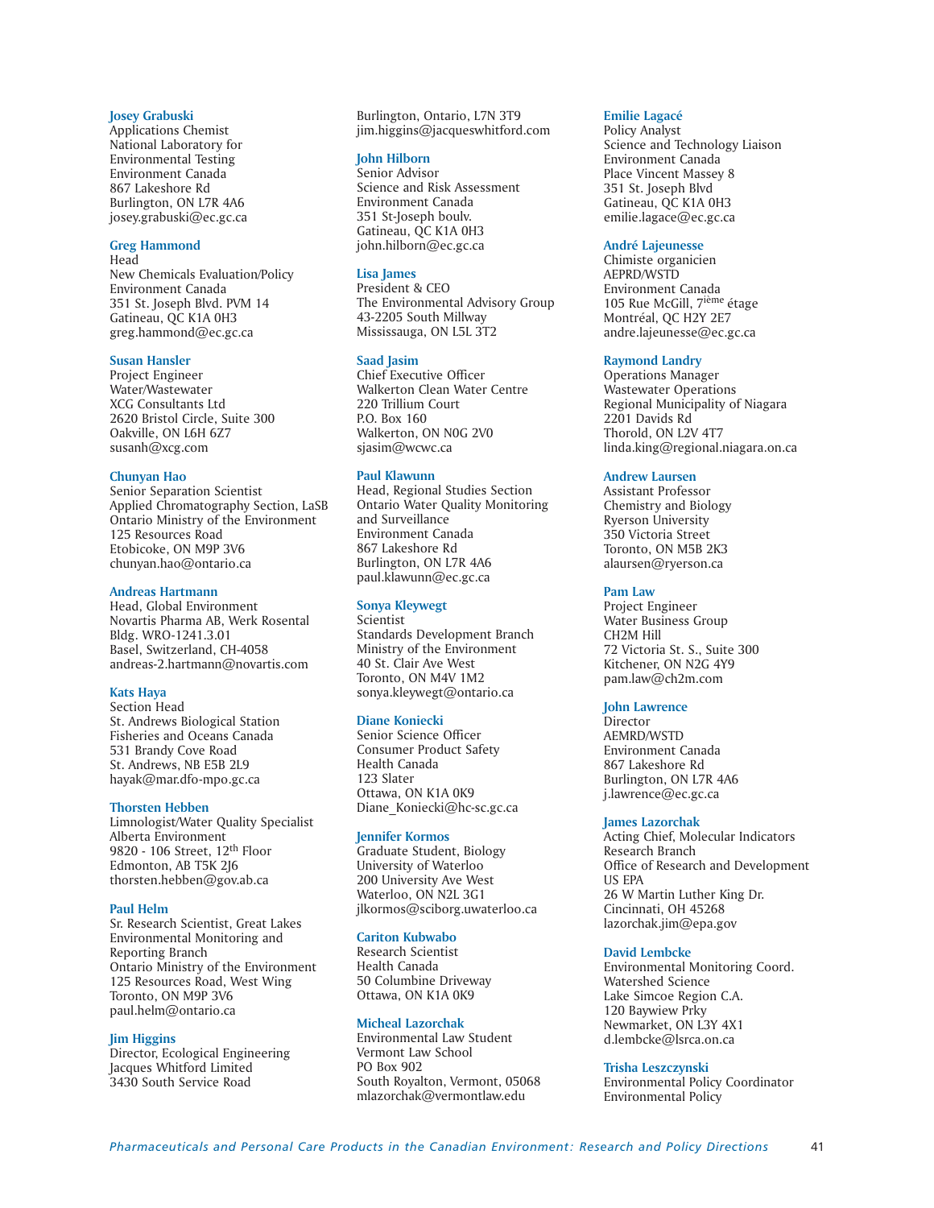**Josey Grabuski**
Applications Chemist
National Laboratory for Environmental Testing
Environment Canada
867 Lakeshore Rd
Burlington, ON L7R 4A6
josey.grabuski@ec.gc.ca

**Greg Hammond**
Head
New Chemicals Evaluation/Policy
Environment Canada
351 St. Joseph Blvd. PVM 14
Gatineau, QC K1A 0H3
greg.hammond@ec.gc.ca

**Susan Hansler**
Project Engineer
Water/Wastewater
XCG Consultants Ltd
2620 Bristol Circle, Suite 300
Oakville, ON L6H 6Z7
susanh@xcg.com

**Chunyan Hao**
Senior Separation Scientist
Applied Chromatography Section, LaSB
Ontario Ministry of the Environment
125 Resources Road
Etobicoke, ON M9P 3V6
chunyan.hao@ontario.ca

**Andreas Hartmann**
Head, Global Environment
Novartis Pharma AB, Werk Rosental
Bldg. WRO-1241.3.01
Basel, Switzerland, CH-4058
andreas-2.hartmann@novartis.com

**Kats Haya**
Section Head
St. Andrews Biological Station
Fisheries and Oceans Canada
531 Brandy Cove Road
St. Andrews, NB E5B 2L9
hayak@mar.dfo-mpo.gc.ca

**Thorsten Hebben**
Limnologist/Water Quality Specialist
Alberta Environment
9820 - 106 Street, 12th Floor
Edmonton, AB T5K 2J6
thorsten.hebben@gov.ab.ca

**Paul Helm**
Sr. Research Scientist, Great Lakes Environmental Monitoring and Reporting Branch
Ontario Ministry of the Environment
125 Resources Road, West Wing
Toronto, ON M9P 3V6
paul.helm@ontario.ca

**Jim Higgins**
Director, Ecological Engineering
Jacques Whitford Limited
3430 South Service Road
Burlington, Ontario, L7N 3T9
jim.higgins@jacqueswhitford.com

**John Hilborn**
Senior Advisor
Science and Risk Assessment
Environment Canada
351 St-Joseph boulv.
Gatineau, QC K1A 0H3
john.hilborn@ec.gc.ca

**Lisa James**
President & CEO
The Environmental Advisory Group
43-2205 South Millway
Mississauga, ON L5L 3T2

**Saad Jasim**
Chief Executive Officer
Walkerton Clean Water Centre
220 Trillium Court
P.O. Box 160
Walkerton, ON N0G 2V0
sjasim@wcwc.ca

**Paul Klawunn**
Head, Regional Studies Section
Ontario Water Quality Monitoring and Surveillance
Environment Canada
867 Lakeshore Rd
Burlington, ON L7R 4A6
paul.klawunn@ec.gc.ca

**Sonya Kleywegt**
Scientist
Standards Development Branch
Ministry of the Environment
40 St. Clair Ave West
Toronto, ON M4V 1M2
sonya.kleywegt@ontario.ca

**Diane Koniecki**
Senior Science Officer
Consumer Product Safety
Health Canada
123 Slater
Ottawa, ON K1A 0K9
Diane_Koniecki@hc-sc.gc.ca

**Jennifer Kormos**
Graduate Student, Biology
University of Waterloo
200 University Ave West
Waterloo, ON N2L 3G1
jlkormos@sciborg.uwaterloo.ca

**Cariton Kubwabo**
Research Scientist
Health Canada
50 Columbine Driveway
Ottawa, ON K1A 0K9

**Micheal Lazorchak**
Environmental Law Student
Vermont Law School
PO Box 902
South Royalton, Vermont, 05068
mlazorchak@vermontlaw.edu

**Emilie Lagacé**
Policy Analyst
Science and Technology Liaison
Environment Canada
Place Vincent Massey 8
351 St. Joseph Blvd
Gatineau, QC K1A 0H3
emilie.lagace@ec.gc.ca

**André Lajeunesse**
Chimiste organicien
AEPRD/WSTD
Environment Canada
105 Rue McGill, 7ième étage
Montréal, QC H2Y 2E7
andre.lajeunesse@ec.gc.ca

**Raymond Landry**
Operations Manager
Wastewater Operations
Regional Municipality of Niagara
2201 Davids Rd
Thorold, ON L2V 4T7
linda.king@regional.niagara.on.ca

**Andrew Laursen**
Assistant Professor
Chemistry and Biology
Ryerson University
350 Victoria Street
Toronto, ON M5B 2K3
alaursen@ryerson.ca

**Pam Law**
Project Engineer
Water Business Group
CH2M Hill
72 Victoria St. S., Suite 300
Kitchener, ON N2G 4Y9
pam.law@ch2m.com

**John Lawrence**
Director
AEMRD/WSTD
Environment Canada
867 Lakeshore Rd
Burlington, ON L7R 4A6
j.lawrence@ec.gc.ca

**James Lazorchak**
Acting Chief, Molecular Indicators Research Branch
Office of Research and Development
US EPA
26 W Martin Luther King Dr.
Cincinnati, OH 45268
lazorchak.jim@epa.gov

**David Lembcke**
Environmental Monitoring Coord.
Watershed Science
Lake Simcoe Region C.A.
120 Baywiew Prky
Newmarket, ON L3Y 4X1
d.lembcke@lsrca.on.ca

**Trisha Leszczynski**
Environmental Policy Coordinator
Environmental Policy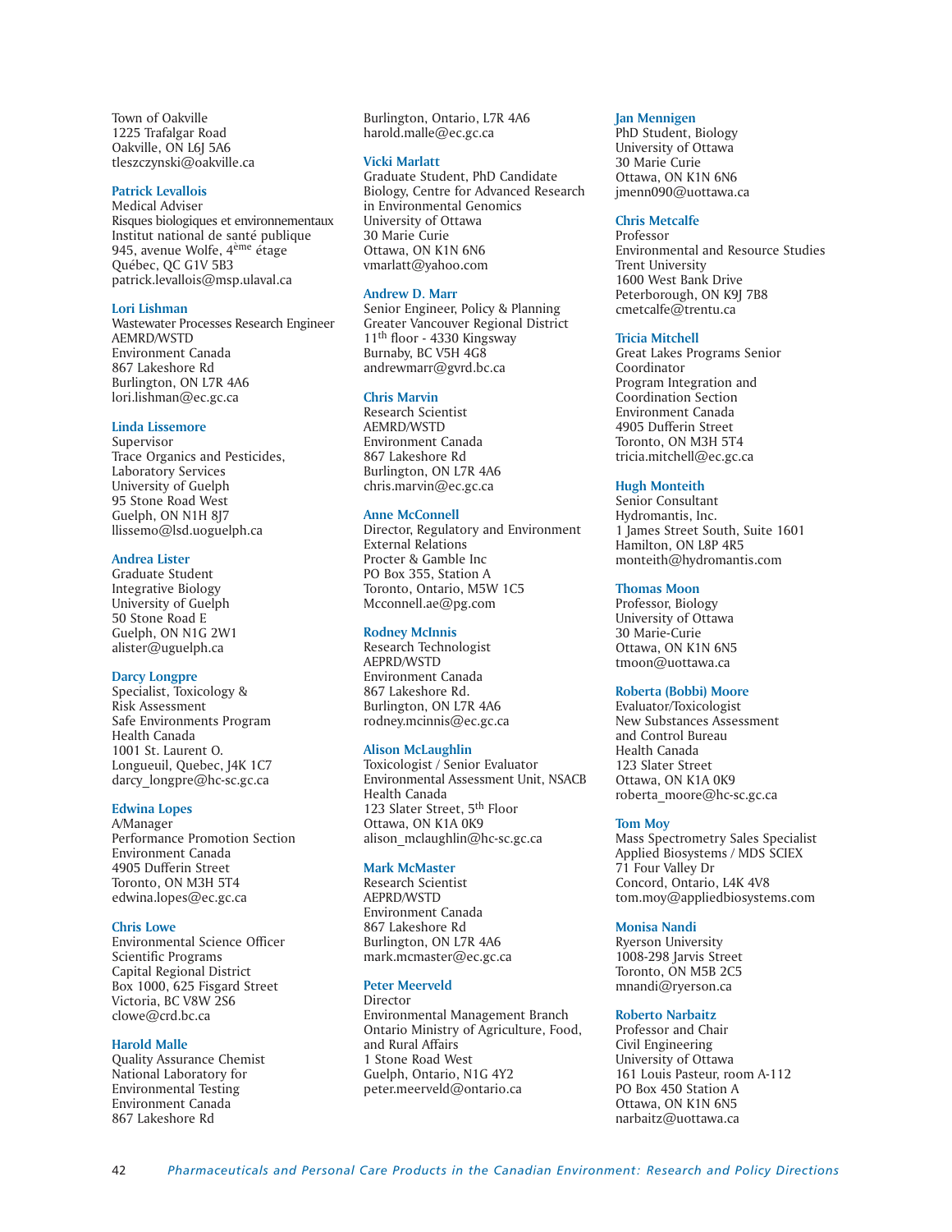Town of Oakville
1225 Trafalgar Road
Oakville, ON L6J 5A6
tleszczynski@oakville.ca

**Patrick Levallois**
Medical Adviser
Risques biologiques et environnementaux
Institut national de santé publique
945, avenue Wolfe, 4ème étage
Québec, QC G1V 5B3
patrick.levallois@msp.ulaval.ca

**Lori Lishman**
Wastewater Processes Research Engineer
AEMRD/WSTD
Environment Canada
867 Lakeshore Rd
Burlington, ON L7R 4A6
lori.lishman@ec.gc.ca

**Linda Lissemore**
Supervisor
Trace Organics and Pesticides,
Laboratory Services
University of Guelph
95 Stone Road West
Guelph, ON N1H 8J7
llissemo@lsd.uoguelph.ca

**Andrea Lister**
Graduate Student
Integrative Biology
University of Guelph
50 Stone Road E
Guelph, ON N1G 2W1
alister@uguelph.ca

**Darcy Longpre**
Specialist, Toxicology &
Risk Assessment
Safe Environments Program
Health Canada
1001 St. Laurent O.
Longueuil, Quebec, J4K 1C7
darcy_longpre@hc-sc.gc.ca

**Edwina Lopes**
A/Manager
Performance Promotion Section
Environment Canada
4905 Dufferin Street
Toronto, ON M3H 5T4
edwina.lopes@ec.gc.ca

**Chris Lowe**
Environmental Science Officer
Scientific Programs
Capital Regional District
Box 1000, 625 Fisgard Street
Victoria, BC V8W 2S6
clowe@crd.bc.ca

**Harold Malle**
Quality Assurance Chemist
National Laboratory for
Environmental Testing
Environment Canada
867 Lakeshore Rd
Burlington, Ontario, L7R 4A6
harold.malle@ec.gc.ca

**Vicki Marlatt**
Graduate Student, PhD Candidate
Biology, Centre for Advanced Research
in Environmental Genomics
University of Ottawa
30 Marie Curie
Ottawa, ON K1N 6N6
vmarlatt@yahoo.com

**Andrew D. Marr**
Senior Engineer, Policy & Planning
Greater Vancouver Regional District
11th floor - 4330 Kingsway
Burnaby, BC V5H 4G8
andrewmarr@gvrd.bc.ca

**Chris Marvin**
Research Scientist
AEMRD/WSTD
Environment Canada
867 Lakeshore Rd
Burlington, ON L7R 4A6
chris.marvin@ec.gc.ca

**Anne McConnell**
Director, Regulatory and Environment
External Relations
Procter & Gamble Inc
PO Box 355, Station A
Toronto, Ontario, M5W 1C5
Mcconnell.ae@pg.com

**Rodney McInnis**
Research Technologist
AEPRD/WSTD
Environment Canada
867 Lakeshore Rd.
Burlington, ON L7R 4A6
rodney.mcinnis@ec.gc.ca

**Alison McLaughlin**
Toxicologist / Senior Evaluator
Environmental Assessment Unit, NSACB
Health Canada
123 Slater Street, 5th Floor
Ottawa, ON K1A 0K9
alison_mclaughlin@hc-sc.gc.ca

**Mark McMaster**
Research Scientist
AEPRD/WSTD
Environment Canada
867 Lakeshore Rd
Burlington, ON L7R 4A6
mark.mcmaster@ec.gc.ca

**Peter Meerveld**
Director
Environmental Management Branch
Ontario Ministry of Agriculture, Food,
and Rural Affairs
1 Stone Road West
Guelph, Ontario, N1G 4Y2
peter.meerveld@ontario.ca

**Jan Mennigen**
PhD Student, Biology
University of Ottawa
30 Marie Curie
Ottawa, ON K1N 6N6
jmenn090@uottawa.ca

**Chris Metcalfe**
Professor
Environmental and Resource Studies
Trent University
1600 West Bank Drive
Peterborough, ON K9J 7B8
cmetcalfe@trentu.ca

**Tricia Mitchell**
Great Lakes Programs Senior
Coordinator
Program Integration and
Coordination Section
Environment Canada
4905 Dufferin Street
Toronto, ON M3H 5T4
tricia.mitchell@ec.gc.ca

**Hugh Monteith**
Senior Consultant
Hydromantis, Inc.
1 James Street South, Suite 1601
Hamilton, ON L8P 4R5
monteith@hydromantis.com

**Thomas Moon**
Professor, Biology
University of Ottawa
30 Marie-Curie
Ottawa, ON K1N 6N5
tmoon@uottawa.ca

**Roberta (Bobbi) Moore**
Evaluator/Toxicologist
New Substances Assessment
and Control Bureau
Health Canada
123 Slater Street
Ottawa, ON K1A 0K9
roberta_moore@hc-sc.gc.ca

**Tom Moy**
Mass Spectrometry Sales Specialist
Applied Biosystems / MDS SCIEX
71 Four Valley Dr
Concord, Ontario, L4K 4V8
tom.moy@appliedbiosystems.com

**Monisa Nandi**
Ryerson University
1008-298 Jarvis Street
Toronto, ON M5B 2C5
mnandi@ryerson.ca

**Roberto Narbaitz**
Professor and Chair
Civil Engineering
University of Ottawa
161 Louis Pasteur, room A-112
PO Box 450 Station A
Ottawa, ON K1N 6N5
narbaitz@uottawa.ca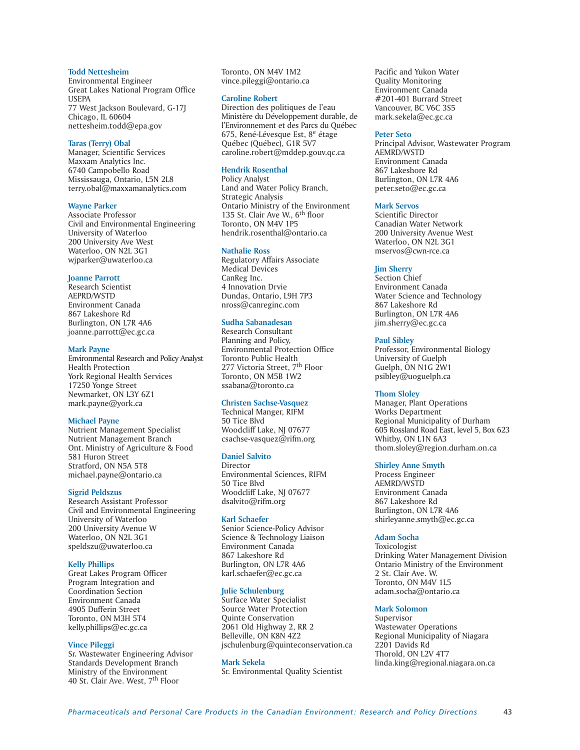**Todd Nettesheim**
Environmental Engineer
Great Lakes National Program Office
USEPA
77 West Jackson Boulevard, G-17J
Chicago, IL 60604
nettesheim.todd@epa.gov

**Taras (Terry) Obal**
Manager, Scientific Services
Maxxam Analytics Inc.
6740 Campobello Road
Mississauga, Ontario, L5N 2L8
terry.obal@maxxamanalytics.com

**Wayne Parker**
Associate Professor
Civil and Environmental Engineering
University of Waterloo
200 University Ave West
Waterloo, ON N2L 3G1
wjparker@uwaterloo.ca

**Joanne Parrott**
Research Scientist
AEPRD/WSTD
Environment Canada
867 Lakeshore Rd
Burlington, ON L7R 4A6
joanne.parrott@ec.gc.ca

**Mark Payne**
Environmental Research and Policy Analyst
Health Protection
York Regional Health Services
17250 Yonge Street
Newmarket, ON L3Y 6Z1
mark.payne@york.ca

**Michael Payne**
Nutrient Management Specialist
Nutrient Management Branch
Ont. Ministry of Agriculture & Food
581 Huron Street
Stratford, ON N5A 5T8
michael.payne@ontario.ca

**Sigrid Peldszus**
Research Assistant Professor
Civil and Environmental Engineering
University of Waterloo
200 University Avenue W
Waterloo, ON N2L 3G1
speldszu@uwaterloo.ca

**Kelly Phillips**
Great Lakes Program Officer
Program Integration and
Coordination Section
Environment Canada
4905 Dufferin Street
Toronto, ON M3H 5T4
kelly.phillips@ec.gc.ca

**Vince Pileggi**
Sr. Wastewater Engineering Advisor
Standards Development Branch
Ministry of the Environment
40 St. Clair Ave. West, 7th Floor
Toronto, ON M4V 1M2
vince.pileggi@ontario.ca

**Caroline Robert**
Direction des politiques de l'eau
Ministère du Développement durable, de l'Environnement et des Parcs du Québec
675, René-Lévesque Est, 8e étage
Québec (Québec), G1R 5V7
caroline.robert@mddep.gouv.qc.ca

**Hendrik Rosenthal**
Policy Analyst
Land and Water Policy Branch,
Strategic Analysis
Ontario Ministry of the Environment
135 St. Clair Ave W., 6th floor
Toronto, ON M4V 1P5
hendrik.rosenthal@ontario.ca

**Nathalie Ross**
Regulatory Affairs Associate
Medical Devices
CanReg Inc.
4 Innovation Drvie
Dundas, Ontario, L9H 7P3
nross@canreginc.com

**Sudha Sabanadesan**
Research Consultant
Planning and Policy,
Environmental Protection Office
Toronto Public Health
277 Victoria Street, 7th Floor
Toronto, ON M5B 1W2
ssabana@toronto.ca

**Christen Sachse-Vasquez**
Technical Manger, RIFM
50 Tice Blvd
Woodcliff Lake, NJ 07677
csachse-vasquez@rifm.org

**Daniel Salvito**
Director
Environmental Sciences, RIFM
50 Tice Blvd
Woodcliff Lake, NJ 07677
dsalvito@rifm.org

**Karl Schaefer**
Senior Science-Policy Advisor
Science & Technology Liaison
Environment Canada
867 Lakeshore Rd
Burlington, ON L7R 4A6
karl.schaefer@ec.gc.ca

**Julie Schulenburg**
Surface Water Specialist
Source Water Protection
Quinte Conservation
2061 Old Highway 2, RR 2
Belleville, ON K8N 4Z2
jschulenburg@quinteconservation.ca

**Mark Sekela**
Sr. Environmental Quality Scientist
Pacific and Yukon Water
Quality Monitoring
Environment Canada
#201-401 Burrard Street
Vancouver, BC V6C 3S5
mark.sekela@ec.gc.ca

**Peter Seto**
Principal Advisor, Wastewater Program
AEMRD/WSTD
Environment Canada
867 Lakeshore Rd
Burlington, ON L7R 4A6
peter.seto@ec.gc.ca

**Mark Servos**
Scientific Director
Canadian Water Network
200 University Avenue West
Waterloo, ON N2L 3G1
mservos@cwn-rce.ca

**Jim Sherry**
Section Chief
Environment Canada
Water Science and Technology
867 Lakeshore Rd
Burlington, ON L7R 4A6
jim.sherry@ec.gc.ca

**Paul Sibley**
Professor, Environmental Biology
University of Guelph
Guelph, ON N1G 2W1
psibley@uoguelph.ca

**Thom Sloley**
Manager, Plant Operations
Works Department
Regional Municipality of Durham
605 Rossland Road East, level 5, Box 623
Whitby, ON L1N 6A3
thom.sloley@region.durham.on.ca

**Shirley Anne Smyth**
Process Engineer
AEMRD/WSTD
Environment Canada
867 Lakeshore Rd
Burlington, ON L7R 4A6
shirleyanne.smyth@ec.gc.ca

**Adam Socha**
Toxicologist
Drinking Water Management Division
Ontario Ministry of the Environment
2 St. Clair Ave. W.
Toronto, ON M4V 1L5
adam.socha@ontario.ca

**Mark Solomon**
Supervisor
Wastewater Operations
Regional Municipality of Niagara
2201 Davids Rd
Thorold, ON L2V 4T7
linda.king@regional.niagara.on.ca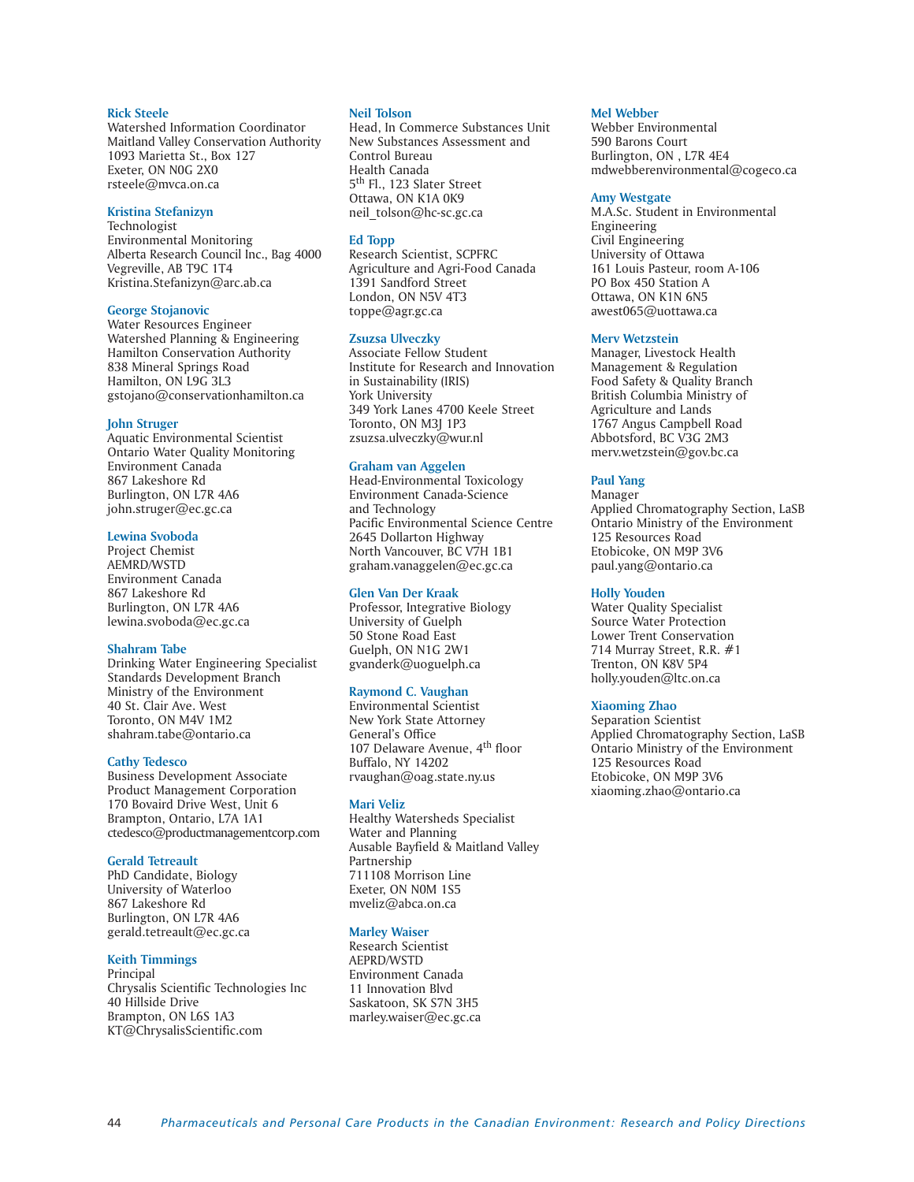**Rick Steele**
Watershed Information Coordinator
Maitland Valley Conservation Authority
1093 Marietta St., Box 127
Exeter, ON N0G 2X0
rsteele@mvca.on.ca

**Kristina Stefanizyn**
Technologist
Environmental Monitoring
Alberta Research Council Inc., Bag 4000
Vegreville, AB T9C 1T4
Kristina.Stefanizyn@arc.ab.ca

**George Stojanovic**
Water Resources Engineer
Watershed Planning & Engineering
Hamilton Conservation Authority
838 Mineral Springs Road
Hamilton, ON L9G 3L3
gstojano@conservationhamilton.ca

**John Struger**
Aquatic Environmental Scientist
Ontario Water Quality Monitoring
Environment Canada
867 Lakeshore Rd
Burlington, ON L7R 4A6
john.struger@ec.gc.ca

**Lewina Svoboda**
Project Chemist
AEMRD/WSTD
Environment Canada
867 Lakeshore Rd
Burlington, ON L7R 4A6
lewina.svoboda@ec.gc.ca

**Shahram Tabe**
Drinking Water Engineering Specialist
Standards Development Branch
Ministry of the Environment
40 St. Clair Ave. West
Toronto, ON M4V 1M2
shahram.tabe@ontario.ca

**Cathy Tedesco**
Business Development Associate
Product Management Corporation
170 Bovaird Drive West, Unit 6
Brampton, Ontario, L7A 1A1
ctedesco@productmanagementcorp.com

**Gerald Tetreault**
PhD Candidate, Biology
University of Waterloo
867 Lakeshore Rd
Burlington, ON L7R 4A6
gerald.tetreault@ec.gc.ca

**Keith Timmings**
Principal
Chrysalis Scientific Technologies Inc
40 Hillside Drive
Brampton, ON L6S 1A3
KT@ChrysalisScientific.com

**Neil Tolson**
Head, In Commerce Substances Unit
New Substances Assessment and
Control Bureau
Health Canada
5th Fl., 123 Slater Street
Ottawa, ON K1A 0K9
neil_tolson@hc-sc.gc.ca

**Ed Topp**
Research Scientist, SCPFRC
Agriculture and Agri-Food Canada
1391 Sandford Street
London, ON N5V 4T3
toppe@agr.gc.ca

**Zsuzsa Ulveczky**
Associate Fellow Student
Institute for Research and Innovation
in Sustainability (IRIS)
York University
349 York Lanes 4700 Keele Street
Toronto, ON M3J 1P3
zsuzsa.ulveczky@wur.nl

**Graham van Aggelen**
Head-Environmental Toxicology
Environment Canada-Science
and Technology
Pacific Environmental Science Centre
2645 Dollarton Highway
North Vancouver, BC V7H 1B1
graham.vanaggelen@ec.gc.ca

**Glen Van Der Kraak**
Professor, Integrative Biology
University of Guelph
50 Stone Road East
Guelph, ON N1G 2W1
gvanderk@uoguelph.ca

**Raymond C. Vaughan**
Environmental Scientist
New York State Attorney
General's Office
107 Delaware Avenue, 4th floor
Buffalo, NY 14202
rvaughan@oag.state.ny.us

**Mari Veliz**
Healthy Watersheds Specialist
Water and Planning
Ausable Bayfield & Maitland Valley
Partnership
711108 Morrison Line
Exeter, ON N0M 1S5
mveliz@abca.on.ca

**Marley Waiser**
Research Scientist
AEPRD/WSTD
Environment Canada
11 Innovation Blvd
Saskatoon, SK S7N 3H5
marley.waiser@ec.gc.ca

**Mel Webber**
Webber Environmental
590 Barons Court
Burlington, ON , L7R 4E4
mdwebberenvironmental@cogeco.ca

**Amy Westgate**
M.A.Sc. Student in Environmental
Engineering
Civil Engineering
University of Ottawa
161 Louis Pasteur, room A-106
PO Box 450 Station A
Ottawa, ON K1N 6N5
awest065@uottawa.ca

**Merv Wetzstein**
Manager, Livestock Health
Management & Regulation
Food Safety & Quality Branch
British Columbia Ministry of
Agriculture and Lands
1767 Angus Campbell Road
Abbotsford, BC V3G 2M3
merv.wetzstein@gov.bc.ca

**Paul Yang**
Manager
Applied Chromatography Section, LaSB
Ontario Ministry of the Environment
125 Resources Road
Etobicoke, ON M9P 3V6
paul.yang@ontario.ca

**Holly Youden**
Water Quality Specialist
Source Water Protection
Lower Trent Conservation
714 Murray Street, R.R. #1
Trenton, ON K8V 5P4
holly.youden@ltc.on.ca

**Xiaoming Zhao**
Separation Scientist
Applied Chromatography Section, LaSB
Ontario Ministry of the Environment
125 Resources Road
Etobicoke, ON M9P 3V6
xiaoming.zhao@ontario.ca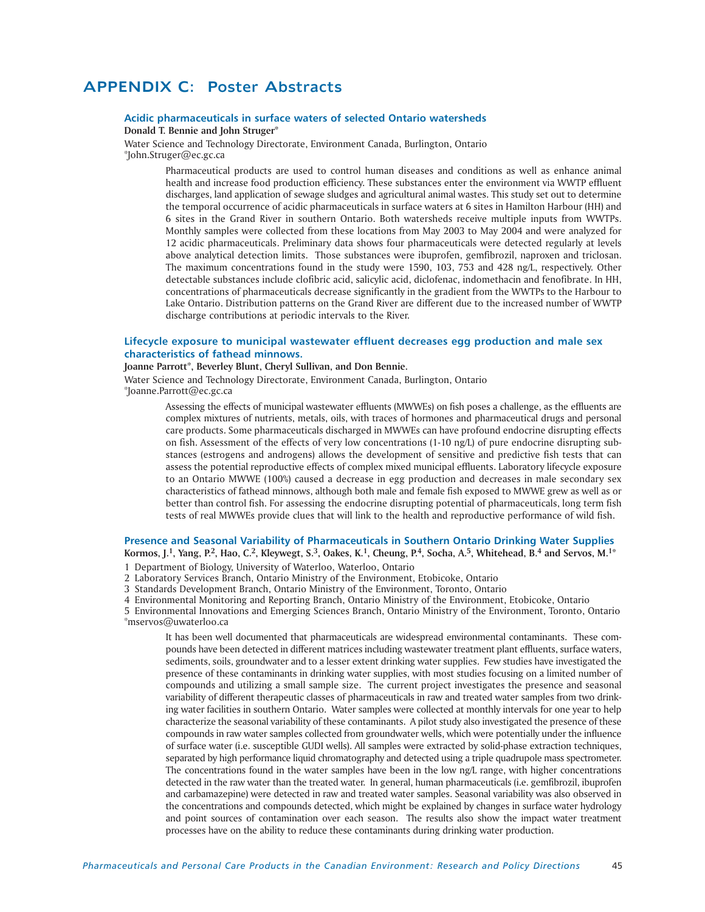# APPENDIX C: Poster Abstracts

### Acidic pharmaceuticals in surface waters of selected Ontario watersheds

**Donald T. Bennie and John Struger***

Water Science and Technology Directorate, Environment Canada, Burlington, Ontario
*John.Struger@ec.gc.ca

Pharmaceutical products are used to control human diseases and conditions as well as enhance animal health and increase food production efficiency. These substances enter the environment via WWTP effluent discharges, land application of sewage sludges and agricultural animal wastes. This study set out to determine the temporal occurrence of acidic pharmaceuticals in surface waters at 6 sites in Hamilton Harbour (HH) and 6 sites in the Grand River in southern Ontario. Both watersheds receive multiple inputs from WWTPs. Monthly samples were collected from these locations from May 2003 to May 2004 and were analyzed for 12 acidic pharmaceuticals. Preliminary data shows four pharmaceuticals were detected regularly at levels above analytical detection limits. Those substances were ibuprofen, gemfibrozil, naproxen and triclosan. The maximum concentrations found in the study were 1590, 103, 753 and 428 ng/L, respectively. Other detectable substances include clofibric acid, salicylic acid, diclofenac, indomethacin and fenofibrate. In HH, concentrations of pharmaceuticals decrease significantly in the gradient from the WWTPs to the Harbour to Lake Ontario. Distribution patterns on the Grand River are different due to the increased number of WWTP discharge contributions at periodic intervals to the River.

### Lifecycle exposure to municipal wastewater effluent decreases egg production and male sex characteristics of fathead minnows.

**Joanne Parrott*, Beverley Blunt, Cheryl Sullivan, and Don Bennie.**

Water Science and Technology Directorate, Environment Canada, Burlington, Ontario
*Joanne.Parrott@ec.gc.ca

Assessing the effects of municipal wastewater effluents (MWWEs) on fish poses a challenge, as the effluents are complex mixtures of nutrients, metals, oils, with traces of hormones and pharmaceutical drugs and personal care products. Some pharmaceuticals discharged in MWWEs can have profound endocrine disrupting effects on fish. Assessment of the effects of very low concentrations (1-10 ng/L) of pure endocrine disrupting substances (estrogens and androgens) allows the development of sensitive and predictive fish tests that can assess the potential reproductive effects of complex mixed municipal effluents. Laboratory lifecycle exposure to an Ontario MWWE (100%) caused a decrease in egg production and decreases in male secondary sex characteristics of fathead minnows, although both male and female fish exposed to MWWE grew as well as or better than control fish. For assessing the endocrine disrupting potential of pharmaceuticals, long term fish tests of real MWWEs provide clues that will link to the health and reproductive performance of wild fish.

### Presence and Seasonal Variability of Pharmaceuticals in Southern Ontario Drinking Water Supplies

**Kormos, J.[1], Yang, P.[2], Hao, C.[2], Kleywegt, S.[3], Oakes, K.[1], Cheung, P.[4], Socha, A.[5], Whitehead, B.[4] and Servos, M.[1]***

1 Department of Biology, University of Waterloo, Waterloo, Ontario
2 Laboratory Services Branch, Ontario Ministry of the Environment, Etobicoke, Ontario
3 Standards Development Branch, Ontario Ministry of the Environment, Toronto, Ontario
4 Environmental Monitoring and Reporting Branch, Ontario Ministry of the Environment, Etobicoke, Ontario
5 Environmental Innovations and Emerging Sciences Branch, Ontario Ministry of the Environment, Toronto, Ontario
*mservos@uwaterloo.ca

It has been well documented that pharmaceuticals are widespread environmental contaminants. These compounds have been detected in different matrices including wastewater treatment plant effluents, surface waters, sediments, soils, groundwater and to a lesser extent drinking water supplies. Few studies have investigated the presence of these contaminants in drinking water supplies, with most studies focusing on a limited number of compounds and utilizing a small sample size. The current project investigates the presence and seasonal variability of different therapeutic classes of pharmaceuticals in raw and treated water samples from two drinking water facilities in southern Ontario. Water samples were collected at monthly intervals for one year to help characterize the seasonal variability of these contaminants. A pilot study also investigated the presence of these compounds in raw water samples collected from groundwater wells, which were potentially under the influence of surface water (i.e. susceptible GUDI wells). All samples were extracted by solid-phase extraction techniques, separated by high performance liquid chromatography and detected using a triple quadrupole mass spectrometer. The concentrations found in the water samples have been in the low ng/L range, with higher concentrations detected in the raw water than the treated water. In general, human pharmaceuticals (i.e. gemfibrozil, ibuprofen and carbamazepine) were detected in raw and treated water samples. Seasonal variability was also observed in the concentrations and compounds detected, which might be explained by changes in surface water hydrology and point sources of contamination over each season. The results also show the impact water treatment processes have on the ability to reduce these contaminants during drinking water production.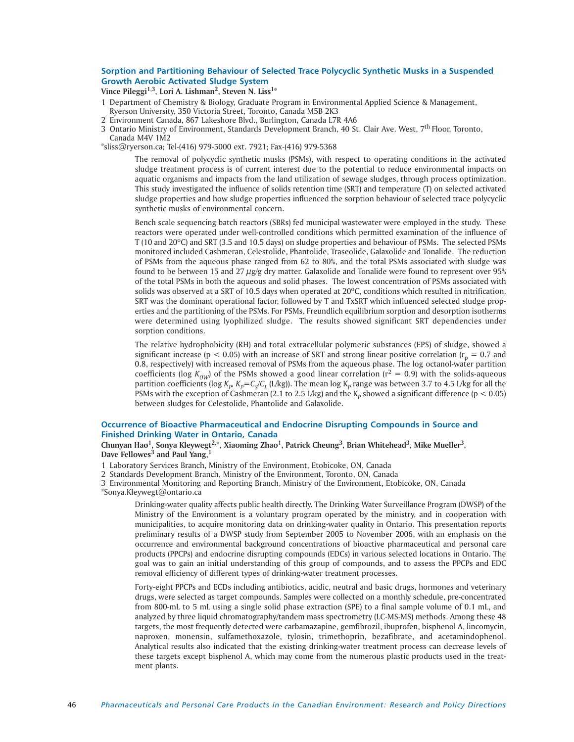## Sorption and Partitioning Behaviour of Selected Trace Polycyclic Synthetic Musks in a Suspended Growth Aerobic Activated Sludge System

**Vince Pileggi[1,3], Lori A. Lishman[2], Steven N. Liss[1*]**

1 Department of Chemistry & Biology, Graduate Program in Environmental Applied Science & Management, Ryerson University, 350 Victoria Street, Toronto, Canada M5B 2K3
2 Environment Canada, 867 Lakeshore Blvd., Burlington, Canada L7R 4A6
3 Ontario Ministry of Environment, Standards Development Branch, 40 St. Clair Ave. West, 7th Floor, Toronto, Canada M4V 1M2

*sliss@ryerson.ca; Tel-(416) 979-5000 ext. 7921; Fax-(416) 979-5368

The removal of polycyclic synthetic musks (PSMs), with respect to operating conditions in the activated sludge treatment process is of current interest due to the potential to reduce environmental impacts on aquatic organisms and impacts from the land utilization of sewage sludges, through process optimization. This study investigated the influence of solids retention time (SRT) and temperature (T) on selected activated sludge properties and how sludge properties influenced the sorption behaviour of selected trace polycyclic synthetic musks of environmental concern.

Bench scale sequencing batch reactors (SBRs) fed municipal wastewater were employed in the study. These reactors were operated under well-controlled conditions which permitted examination of the influence of T (10 and 20°C) and SRT (3.5 and 10.5 days) on sludge properties and behaviour of PSMs. The selected PSMs monitored included Cashmeran, Celestolide, Phantolide, Traseolide, Galaxolide and Tonalide. The reduction of PSMs from the aqueous phase ranged from 62 to 80%, and the total PSMs associated with sludge was found to be between 15 and 27 µg/g dry matter. Galaxolide and Tonalide were found to represent over 95% of the total PSMs in both the aqueous and solid phases. The lowest concentration of PSMs associated with solids was observed at a SRT of 10.5 days when operated at 20°C, conditions which resulted in nitrification. SRT was the dominant operational factor, followed by T and TxSRT which influenced selected sludge properties and the partitioning of the PSMs. For PSMs, Freundlich equilibrium sorption and desorption isotherms were determined using lyophilized sludge. The results showed significant SRT dependencies under sorption conditions.

The relative hydrophobicity (RH) and total extracellular polymeric substances (EPS) of sludge, showed a significant increase ($p < 0.05$) with an increase of SRT and strong linear positive correlation ($r_p = 0.7$ and 0.8, respectively) with increased removal of PSMs from the aqueous phase. The log octanol-water partition coefficients (log $K_{OW}$) of the PSMs showed a good linear correlation ($r^2 = 0.9$) with the solids-aqueous partition coefficients (log $K_P$, $K_P = C_S/C_L$ (L/kg)). The mean log $K_p$ range was between 3.7 to 4.5 L/kg for all the PSMs with the exception of Cashmeran (2.1 to 2.5 L/kg) and the $K_p$ showed a significant difference ($p < 0.05$) between sludges for Celestolide, Phantolide and Galaxolide.

## Occurrence of Bioactive Pharmaceutical and Endocrine Disrupting Compounds in Source and Finished Drinking Water in Ontario, Canada

**Chunyan Hao[1], Sonya Kleywegt[2,*], Xiaoming Zhao[1], Patrick Cheung[3], Brian Whitehead[3], Mike Mueller[3], Dave Fellowes[3] and Paul Yang,[1]**

1 Laboratory Services Branch, Ministry of the Environment, Etobicoke, ON, Canada
2 Standards Development Branch, Ministry of the Environment, Toronto, ON, Canada
3 Environmental Monitoring and Reporting Branch, Ministry of the Environment, Etobicoke, ON, Canada

*Sonya.Kleywegt@ontario.ca

Drinking-water quality affects public health directly. The Drinking Water Surveillance Program (DWSP) of the Ministry of the Environment is a voluntary program operated by the ministry, and in cooperation with municipalities, to acquire monitoring data on drinking-water quality in Ontario. This presentation reports preliminary results of a DWSP study from September 2005 to November 2006, with an emphasis on the occurrence and environmental background concentrations of bioactive pharmaceutical and personal care products (PPCPs) and endocrine disrupting compounds (EDCs) in various selected locations in Ontario. The goal was to gain an initial understanding of this group of compounds, and to assess the PPCPs and EDC removal efficiency of different types of drinking-water treatment processes.

Forty-eight PPCPs and ECDs including antibiotics, acidic, neutral and basic drugs, hormones and veterinary drugs, were selected as target compounds. Samples were collected on a monthly schedule, pre-concentrated from 800-mL to 5 mL using a single solid phase extraction (SPE) to a final sample volume of 0.1 mL, and analyzed by three liquid chromatography/tandem mass spectrometry (LC-MS-MS) methods. Among these 48 targets, the most frequently detected were carbamazapine, gemfibrozil, ibuprofen, bisphenol A, lincomycin, naproxen, monensin, sulfamethoxazole, tylosin, trimethoprin, bezafibrate, and acetamindophenol. Analytical results also indicated that the existing drinking-water treatment process can decrease levels of these targets except bisphenol A, which may come from the numerous plastic products used in the treatment plants.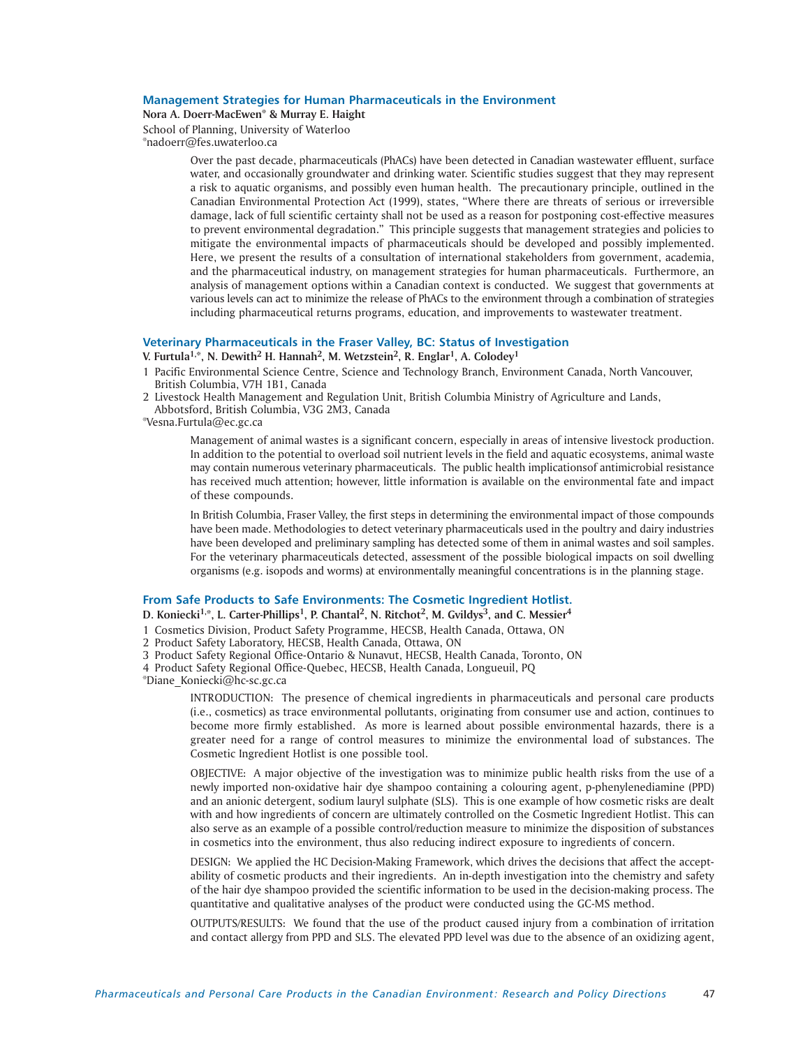### Management Strategies for Human Pharmaceuticals in the Environment

**Nora A. Doerr-MacEwen* & Murray E. Haight**

School of Planning, University of Waterloo

*nadoerr@fes.uwaterloo.ca

Over the past decade, pharmaceuticals (PhACs) have been detected in Canadian wastewater effluent, surface water, and occasionally groundwater and drinking water. Scientific studies suggest that they may represent a risk to aquatic organisms, and possibly even human health. The precautionary principle, outlined in the Canadian Environmental Protection Act (1999), states, "Where there are threats of serious or irreversible damage, lack of full scientific certainty shall not be used as a reason for postponing cost-effective measures to prevent environmental degradation." This principle suggests that management strategies and policies to mitigate the environmental impacts of pharmaceuticals should be developed and possibly implemented. Here, we present the results of a consultation of international stakeholders from government, academia, and the pharmaceutical industry, on management strategies for human pharmaceuticals. Furthermore, an analysis of management options within a Canadian context is conducted. We suggest that governments at various levels can act to minimize the release of PhACs to the environment through a combination of strategies including pharmaceutical returns programs, education, and improvements to wastewater treatment.

### Veterinary Pharmaceuticals in the Fraser Valley, BC: Status of Investigation

**V. Furtula[1,*], N. Dewith[2] H. Hannah[2], M. Wetzstein[2], R. Englar[1], A. Colodey[1]**

1 Pacific Environmental Science Centre, Science and Technology Branch, Environment Canada, North Vancouver, British Columbia, V7H 1B1, Canada

2 Livestock Health Management and Regulation Unit, British Columbia Ministry of Agriculture and Lands, Abbotsford, British Columbia, V3G 2M3, Canada

*Vesna.Furtula@ec.gc.ca

Management of animal wastes is a significant concern, especially in areas of intensive livestock production. In addition to the potential to overload soil nutrient levels in the field and aquatic ecosystems, animal waste may contain numerous veterinary pharmaceuticals. The public health implicationsof antimicrobial resistance has received much attention; however, little information is available on the environmental fate and impact of these compounds.

In British Columbia, Fraser Valley, the first steps in determining the environmental impact of those compounds have been made. Methodologies to detect veterinary pharmaceuticals used in the poultry and dairy industries have been developed and preliminary sampling has detected some of them in animal wastes and soil samples. For the veterinary pharmaceuticals detected, assessment of the possible biological impacts on soil dwelling organisms (e.g. isopods and worms) at environmentally meaningful concentrations is in the planning stage.

### From Safe Products to Safe Environments: The Cosmetic Ingredient Hotlist.

**D. Koniecki[1,*], L. Carter-Phillips[1], P. Chantal[2], N. Ritchot[2], M. Gvildys[3], and C. Messier[4]**

1 Cosmetics Division, Product Safety Programme, HECSB, Health Canada, Ottawa, ON

2 Product Safety Laboratory, HECSB, Health Canada, Ottawa, ON

3 Product Safety Regional Office-Ontario & Nunavut, HECSB, Health Canada, Toronto, ON

4 Product Safety Regional Office-Quebec, HECSB, Health Canada, Longueuil, PQ

*Diane_Koniecki@hc-sc.gc.ca

INTRODUCTION: The presence of chemical ingredients in pharmaceuticals and personal care products (i.e., cosmetics) as trace environmental pollutants, originating from consumer use and action, continues to become more firmly established. As more is learned about possible environmental hazards, there is a greater need for a range of control measures to minimize the environmental load of substances. The Cosmetic Ingredient Hotlist is one possible tool.

OBJECTIVE: A major objective of the investigation was to minimize public health risks from the use of a newly imported non-oxidative hair dye shampoo containing a colouring agent, p-phenylenediamine (PPD) and an anionic detergent, sodium lauryl sulphate (SLS). This is one example of how cosmetic risks are dealt with and how ingredients of concern are ultimately controlled on the Cosmetic Ingredient Hotlist. This can also serve as an example of a possible control/reduction measure to minimize the disposition of substances in cosmetics into the environment, thus also reducing indirect exposure to ingredients of concern.

DESIGN: We applied the HC Decision-Making Framework, which drives the decisions that affect the acceptability of cosmetic products and their ingredients. An in-depth investigation into the chemistry and safety of the hair dye shampoo provided the scientific information to be used in the decision-making process. The quantitative and qualitative analyses of the product were conducted using the GC-MS method.

OUTPUTS/RESULTS: We found that the use of the product caused injury from a combination of irritation and contact allergy from PPD and SLS. The elevated PPD level was due to the absence of an oxidizing agent,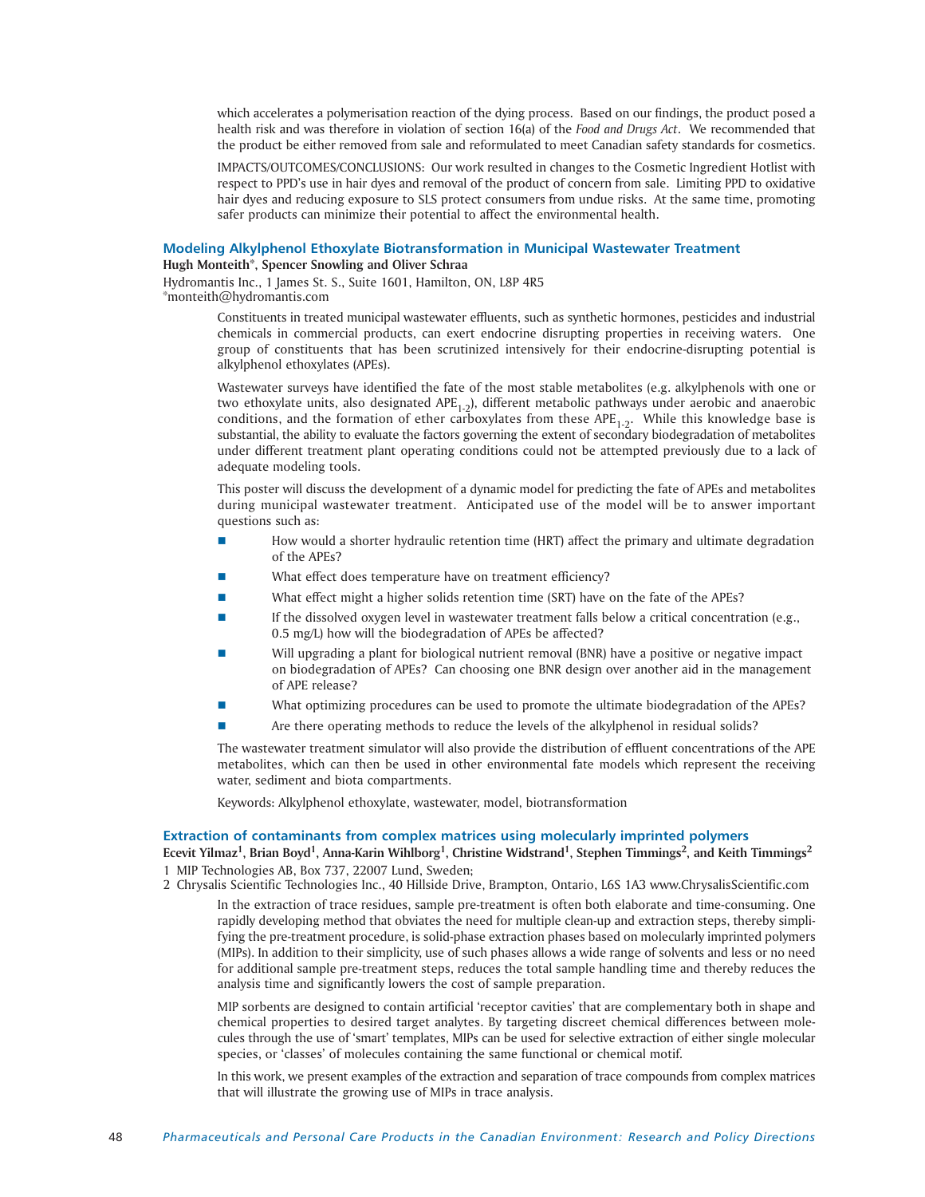which accelerates a polymerisation reaction of the dying process. Based on our findings, the product posed a health risk and was therefore in violation of section 16(a) of the *Food and Drugs Act*. We recommended that the product be either removed from sale and reformulated to meet Canadian safety standards for cosmetics.

IMPACTS/OUTCOMES/CONCLUSIONS: Our work resulted in changes to the Cosmetic Ingredient Hotlist with respect to PPD's use in hair dyes and removal of the product of concern from sale. Limiting PPD to oxidative hair dyes and reducing exposure to SLS protect consumers from undue risks. At the same time, promoting safer products can minimize their potential to affect the environmental health.

### Modeling Alkylphenol Ethoxylate Biotransformation in Municipal Wastewater Treatment

**Hugh Monteith\*, Spencer Snowling and Oliver Schraa**

Hydromantis Inc., 1 James St. S., Suite 1601, Hamilton, ON, L8P 4R5
\*monteith@hydromantis.com

Constituents in treated municipal wastewater effluents, such as synthetic hormones, pesticides and industrial chemicals in commercial products, can exert endocrine disrupting properties in receiving waters. One group of constituents that has been scrutinized intensively for their endocrine-disrupting potential is alkylphenol ethoxylates (APEs).

Wastewater surveys have identified the fate of the most stable metabolites (e.g. alkylphenols with one or two ethoxylate units, also designated $APE_{1\text{-}2}$), different metabolic pathways under aerobic and anaerobic conditions, and the formation of ether carboxylates from these $APE_{1\text{-}2}$. While this knowledge base is substantial, the ability to evaluate the factors governing the extent of secondary biodegradation of metabolites under different treatment plant operating conditions could not be attempted previously due to a lack of adequate modeling tools.

This poster will discuss the development of a dynamic model for predicting the fate of APEs and metabolites during municipal wastewater treatment. Anticipated use of the model will be to answer important questions such as:

- How would a shorter hydraulic retention time (HRT) affect the primary and ultimate degradation of the APEs?
- What effect does temperature have on treatment efficiency?
- What effect might a higher solids retention time (SRT) have on the fate of the APEs?
- If the dissolved oxygen level in wastewater treatment falls below a critical concentration (e.g., 0.5 mg/L) how will the biodegradation of APEs be affected?
- Will upgrading a plant for biological nutrient removal (BNR) have a positive or negative impact on biodegradation of APEs? Can choosing one BNR design over another aid in the management of APE release?
- What optimizing procedures can be used to promote the ultimate biodegradation of the APEs?
- Are there operating methods to reduce the levels of the alkylphenol in residual solids?

The wastewater treatment simulator will also provide the distribution of effluent concentrations of the APE metabolites, which can then be used in other environmental fate models which represent the receiving water, sediment and biota compartments.

Keywords: Alkylphenol ethoxylate, wastewater, model, biotransformation

### Extraction of contaminants from complex matrices using molecularly imprinted polymers

**Ecevit Yilmaz[1], Brian Boyd[1], Anna-Karin Wihlborg[1], Christine Widstrand[1], Stephen Timmings[2], and Keith Timmings[2]**

1 MIP Technologies AB, Box 737, 22007 Lund, Sweden;
2 Chrysalis Scientific Technologies Inc., 40 Hillside Drive, Brampton, Ontario, L6S 1A3 www.ChrysalisScientific.com

In the extraction of trace residues, sample pre-treatment is often both elaborate and time-consuming. One rapidly developing method that obviates the need for multiple clean-up and extraction steps, thereby simplifying the pre-treatment procedure, is solid-phase extraction phases based on molecularly imprinted polymers (MIPs). In addition to their simplicity, use of such phases allows a wide range of solvents and less or no need for additional sample pre-treatment steps, reduces the total sample handling time and thereby reduces the analysis time and significantly lowers the cost of sample preparation.

MIP sorbents are designed to contain artificial 'receptor cavities' that are complementary both in shape and chemical properties to desired target analytes. By targeting discreet chemical differences between molecules through the use of 'smart' templates, MIPs can be used for selective extraction of either single molecular species, or 'classes' of molecules containing the same functional or chemical motif.

In this work, we present examples of the extraction and separation of trace compounds from complex matrices that will illustrate the growing use of MIPs in trace analysis.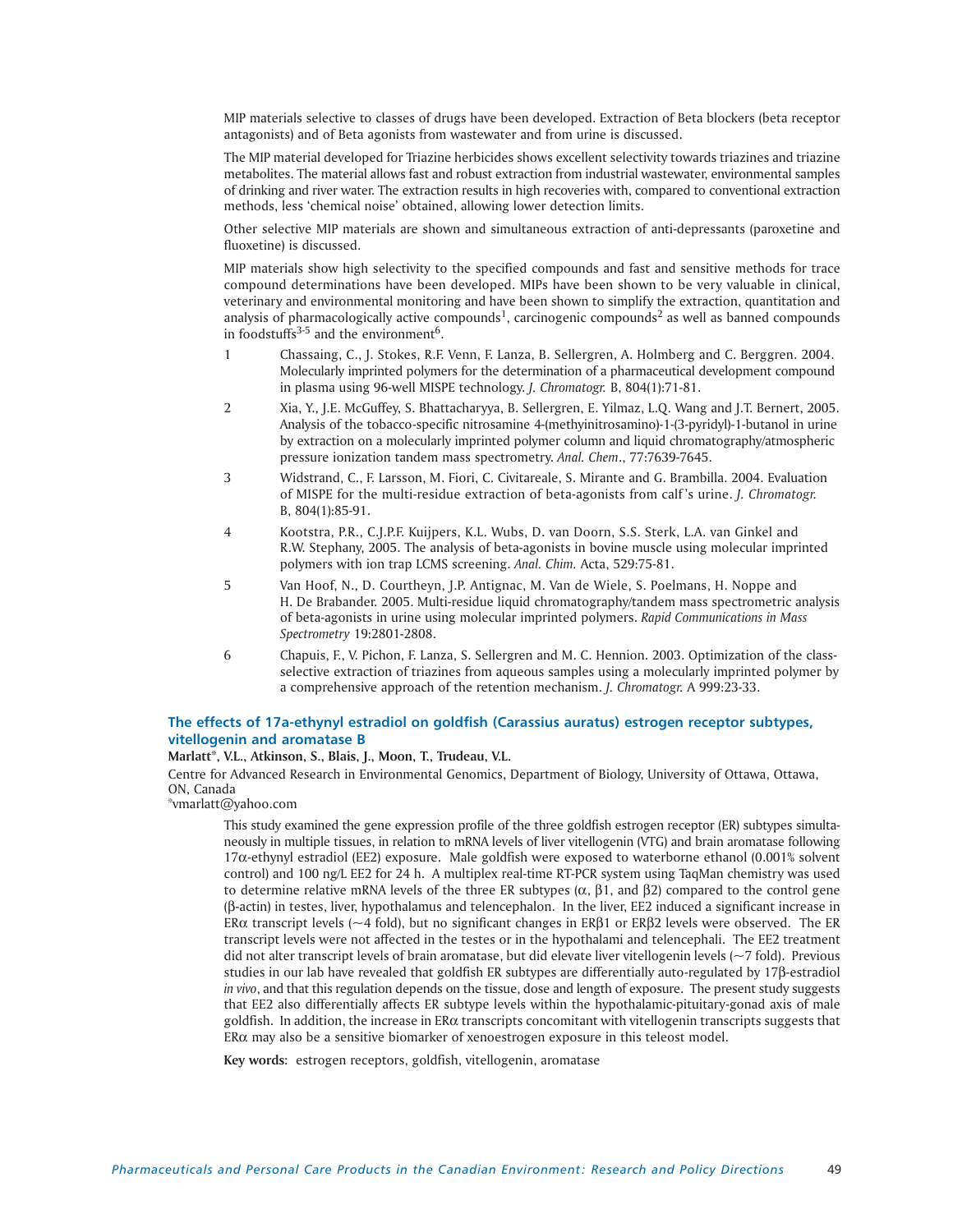MIP materials selective to classes of drugs have been developed. Extraction of Beta blockers (beta receptor antagonists) and of Beta agonists from wastewater and from urine is discussed.

The MIP material developed for Triazine herbicides shows excellent selectivity towards triazines and triazine metabolites. The material allows fast and robust extraction from industrial wastewater, environmental samples of drinking and river water. The extraction results in high recoveries with, compared to conventional extraction methods, less 'chemical noise' obtained, allowing lower detection limits.

Other selective MIP materials are shown and simultaneous extraction of anti-depressants (paroxetine and fluoxetine) is discussed.

MIP materials show high selectivity to the specified compounds and fast and sensitive methods for trace compound determinations have been developed. MIPs have been shown to be very valuable in clinical, veterinary and environmental monitoring and have been shown to simplify the extraction, quantitation and analysis of pharmacologically active compounds[1], carcinogenic compounds[2] as well as banned compounds in foodstuffs[3-5] and the environment[6].

1. Chassaing, C., J. Stokes, R.F. Venn, F. Lanza, B. Sellergren, A. Holmberg and C. Berggren. 2004. Molecularly imprinted polymers for the determination of a pharmaceutical development compound in plasma using 96-well MISPE technology. *J. Chromatogr.* B, 804(1):71-81.
2. Xia, Y., J.E. McGuffey, S. Bhattacharyya, B. Sellergren, E. Yilmaz, L.Q. Wang and J.T. Bernert, 2005. Analysis of the tobacco-specific nitrosamine 4-(methyinitrosamino)-1-(3-pyridyl)-1-butanol in urine by extraction on a molecularly imprinted polymer column and liquid chromatography/atmospheric pressure ionization tandem mass spectrometry. *Anal. Chem*., 77:7639-7645.
3. Widstrand, C., F. Larsson, M. Fiori, C. Civitareale, S. Mirante and G. Brambilla. 2004. Evaluation of MISPE for the multi-residue extraction of beta-agonists from calf's urine. *J. Chromatogr.* B, 804(1):85-91.
4. Kootstra, P.R., C.J.P.F. Kuijpers, K.L. Wubs, D. van Doorn, S.S. Sterk, L.A. van Ginkel and R.W. Stephany, 2005. The analysis of beta-agonists in bovine muscle using molecular imprinted polymers with ion trap LCMS screening. *Anal. Chim.* Acta, 529:75-81.
5. Van Hoof, N., D. Courtheyn, J.P. Antignac, M. Van de Wiele, S. Poelmans, H. Noppe and H. De Brabander. 2005. Multi-residue liquid chromatography/tandem mass spectrometric analysis of beta-agonists in urine using molecular imprinted polymers. *Rapid Communications in Mass Spectrometry* 19:2801-2808.
6. Chapuis, F., V. Pichon, F. Lanza, S. Sellergren and M. C. Hennion. 2003. Optimization of the class-selective extraction of triazines from aqueous samples using a molecularly imprinted polymer by a comprehensive approach of the retention mechanism. *J. Chromatogr.* A 999:23-33.

## The effects of 17a-ethynyl estradiol on goldfish (Carassius auratus) estrogen receptor subtypes, vitellogenin and aromatase B

**Marlatt\*, V.L., Atkinson, S., Blais, J., Moon, T., Trudeau, V.L.**

Centre for Advanced Research in Environmental Genomics, Department of Biology, University of Ottawa, Ottawa, ON, Canada

\*vmarlatt@yahoo.com

This study examined the gene expression profile of the three goldfish estrogen receptor (ER) subtypes simultaneously in multiple tissues, in relation to mRNA levels of liver vitellogenin (VTG) and brain aromatase following 17α-ethynyl estradiol (EE2) exposure. Male goldfish were exposed to waterborne ethanol (0.001% solvent control) and 100 ng/L EE2 for 24 h. A multiplex real-time RT-PCR system using TaqMan chemistry was used to determine relative mRNA levels of the three ER subtypes (α, β1, and β2) compared to the control gene (β-actin) in testes, liver, hypothalamus and telencephalon. In the liver, EE2 induced a significant increase in ERα transcript levels (~4 fold), but no significant changes in ERβ1 or ERβ2 levels were observed. The ER transcript levels were not affected in the testes or in the hypothalami and telencephali. The EE2 treatment did not alter transcript levels of brain aromatase, but did elevate liver vitellogenin levels (~7 fold). Previous studies in our lab have revealed that goldfish ER subtypes are differentially auto-regulated by 17β-estradiol *in vivo*, and that this regulation depends on the tissue, dose and length of exposure. The present study suggests that EE2 also differentially affects ER subtype levels within the hypothalamic-pituitary-gonad axis of male goldfish. In addition, the increase in ERα transcripts concomitant with vitellogenin transcripts suggests that ERα may also be a sensitive biomarker of xenoestrogen exposure in this teleost model.

**Key words**: estrogen receptors, goldfish, vitellogenin, aromatase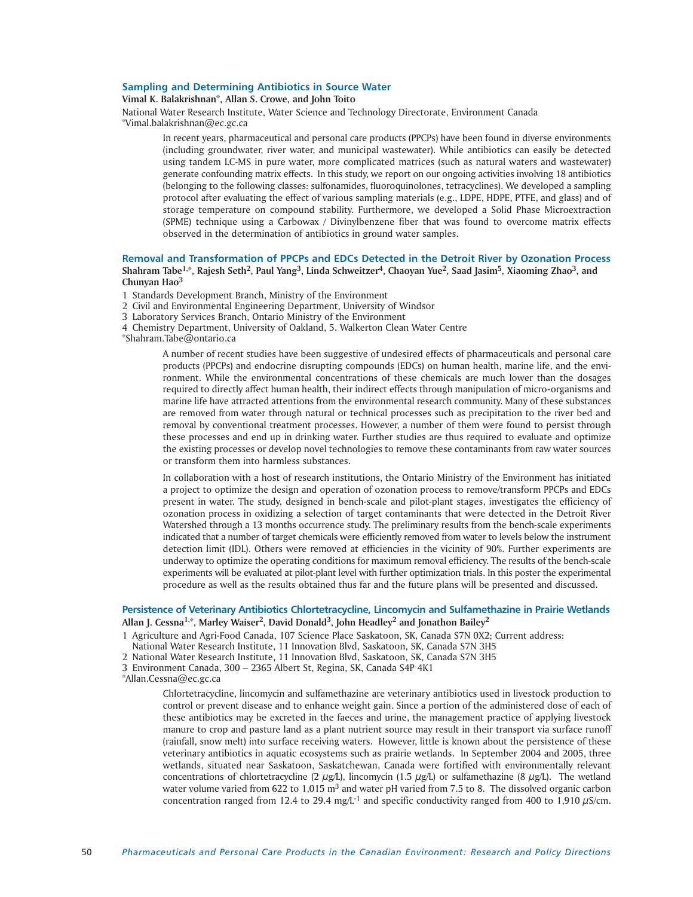### Sampling and Determining Antibiotics in Source Water

**Vimal K. Balakrishnan*, Allan S. Crowe, and John Toito**

National Water Research Institute, Water Science and Technology Directorate, Environment Canada
*Vimal.balakrishnan@ec.gc.ca

In recent years, pharmaceutical and personal care products (PPCPs) have been found in diverse environments (including groundwater, river water, and municipal wastewater). While antibiotics can easily be detected using tandem LC-MS in pure water, more complicated matrices (such as natural waters and wastewater) generate confounding matrix effects. In this study, we report on our ongoing activities involving 18 antibiotics (belonging to the following classes: sulfonamides, fluoroquinolones, tetracyclines). We developed a sampling protocol after evaluating the effect of various sampling materials (e.g., LDPE, HDPE, PTFE, and glass) and of storage temperature on compound stability. Furthermore, we developed a Solid Phase Microextraction (SPME) technique using a Carbowax / Divinylbenzene fiber that was found to overcome matrix effects observed in the determination of antibiotics in ground water samples.

### Removal and Transformation of PPCPs and EDCs Detected in the Detroit River by Ozonation Process

**Shahram Tabe[1,*], Rajesh Seth[2], Paul Yang[3], Linda Schweitzer[4], Chaoyan Yue[2], Saad Jasim[5], Xiaoming Zhao[3], and Chunyan Hao[3]**

1 Standards Development Branch, Ministry of the Environment
2 Civil and Environmental Engineering Department, University of Windsor
3 Laboratory Services Branch, Ontario Ministry of the Environment
4 Chemistry Department, University of Oakland, 5. Walkerton Clean Water Centre
*Shahram.Tabe@ontario.ca

A number of recent studies have been suggestive of undesired effects of pharmaceuticals and personal care products (PPCPs) and endocrine disrupting compounds (EDCs) on human health, marine life, and the environment. While the environmental concentrations of these chemicals are much lower than the dosages required to directly affect human health, their indirect effects through manipulation of micro-organisms and marine life have attracted attentions from the environmental research community. Many of these substances are removed from water through natural or technical processes such as precipitation to the river bed and removal by conventional treatment processes. However, a number of them were found to persist through these processes and end up in drinking water. Further studies are thus required to evaluate and optimize the existing processes or develop novel technologies to remove these contaminants from raw water sources or transform them into harmless substances.

In collaboration with a host of research institutions, the Ontario Ministry of the Environment has initiated a project to optimize the design and operation of ozonation process to remove/transform PPCPs and EDCs present in water. The study, designed in bench-scale and pilot-plant stages, investigates the efficiency of ozonation process in oxidizing a selection of target contaminants that were detected in the Detroit River Watershed through a 13 months occurrence study. The preliminary results from the bench-scale experiments indicated that a number of target chemicals were efficiently removed from water to levels below the instrument detection limit (IDL). Others were removed at efficiencies in the vicinity of 90%. Further experiments are underway to optimize the operating conditions for maximum removal efficiency. The results of the bench-scale experiments will be evaluated at pilot-plant level with further optimization trials. In this poster the experimental procedure as well as the results obtained thus far and the future plans will be presented and discussed.

### Persistence of Veterinary Antibiotics Chlortetracycline, Lincomycin and Sulfamethazine in Prairie Wetlands

**Allan J. Cessna[1,*], Marley Waiser[2], David Donald[3], John Headley[2] and Jonathon Bailey[2]**

1 Agriculture and Agri-Food Canada, 107 Science Place Saskatoon, SK, Canada S7N 0X2; Current address: National Water Research Institute, 11 Innovation Blvd, Saskatoon, SK, Canada S7N 3H5
2 National Water Research Institute, 11 Innovation Blvd, Saskatoon, SK, Canada S7N 3H5
3 Environment Canada, 300 – 2365 Albert St, Regina, SK, Canada S4P 4K1
*Allan.Cessna@ec.gc.ca

Chlortetracycline, lincomycin and sulfamethazine are veterinary antibiotics used in livestock production to control or prevent disease and to enhance weight gain. Since a portion of the administered dose of each of these antibiotics may be excreted in the faeces and urine, the management practice of applying livestock manure to crop and pasture land as a plant nutrient source may result in their transport via surface runoff (rainfall, snow melt) into surface receiving waters. However, little is known about the persistence of these veterinary antibiotics in aquatic ecosystems such as prairie wetlands. In September 2004 and 2005, three wetlands, situated near Saskatoon, Saskatchewan, Canada were fortified with environmentally relevant concentrations of chlortetracycline (2 $\mu$g/L), lincomycin (1.5 $\mu$g/L) or sulfamethazine (8 $\mu$g/L). The wetland water volume varied from 622 to 1,015 $m^3$ and water pH varied from 7.5 to 8. The dissolved organic carbon concentration ranged from 12.4 to 29.4 mg/$L^{-1}$ and specific conductivity ranged from 400 to 1,910 $\mu$S/cm.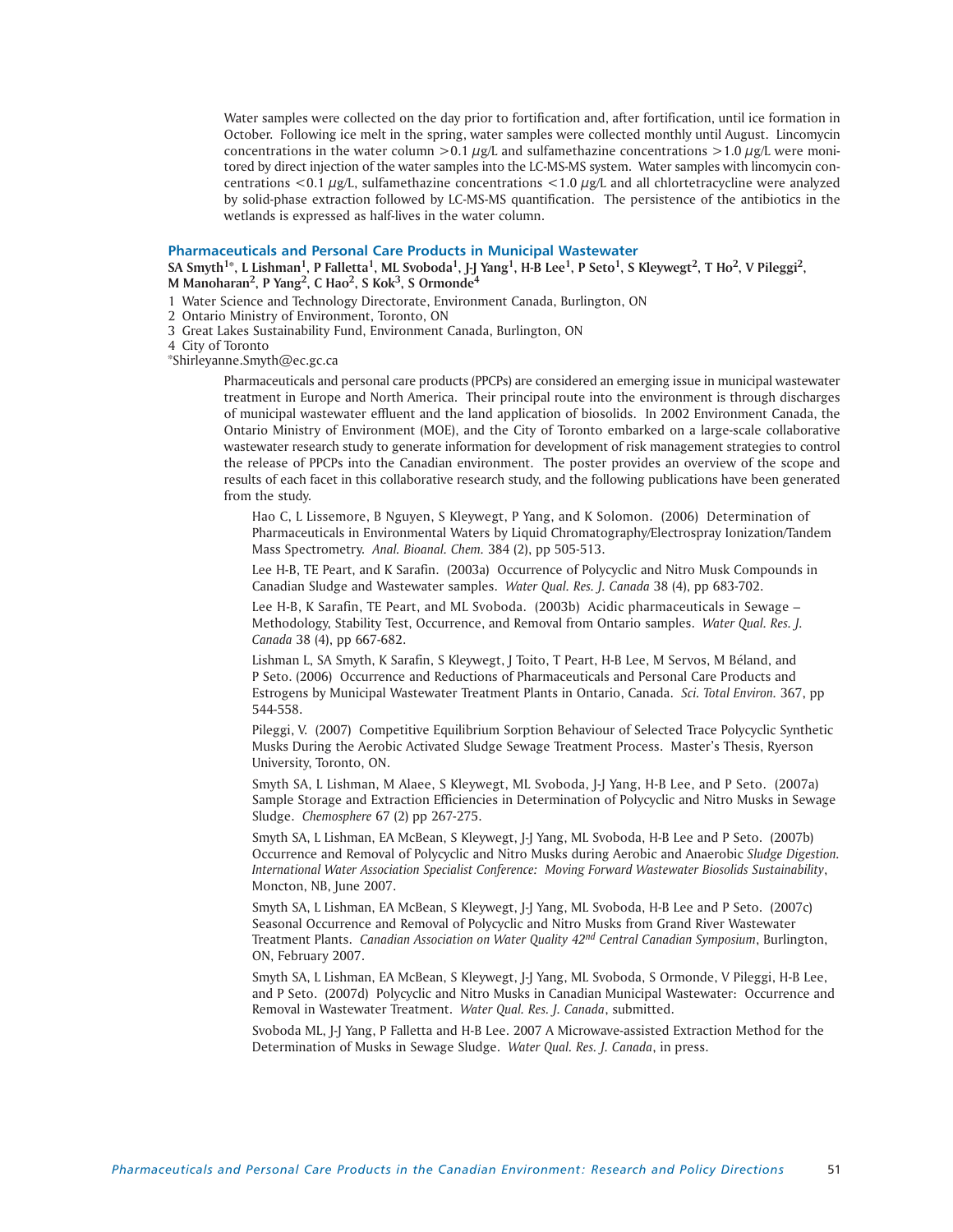Water samples were collected on the day prior to fortification and, after fortification, until ice formation in October. Following ice melt in the spring, water samples were collected monthly until August. Lincomycin concentrations in the water column >0.1 μg/L and sulfamethazine concentrations >1.0 μg/L were monitored by direct injection of the water samples into the LC-MS-MS system. Water samples with lincomycin concentrations <0.1 μg/L, sulfamethazine concentrations <1.0 μg/L and all chlortetracycline were analyzed by solid-phase extraction followed by LC-MS-MS quantification. The persistence of the antibiotics in the wetlands is expressed as half-lives in the water column.

## Pharmaceuticals and Personal Care Products in Municipal Wastewater

**SA Smyth[1*], L Lishman[1], P Falletta[1], ML Svoboda[1], J-J Yang[1], H-B Lee[1], P Seto[1], S Kleywegt[2], T Ho[2], V Pileggi[2], M Manoharan[2], P Yang[2], C Hao[2], S Kok[3], S Ormonde[4]**

1 Water Science and Technology Directorate, Environment Canada, Burlington, ON
2 Ontario Ministry of Environment, Toronto, ON
3 Great Lakes Sustainability Fund, Environment Canada, Burlington, ON
4 City of Toronto
*Shirleyanne.Smyth@ec.gc.ca

Pharmaceuticals and personal care products (PPCPs) are considered an emerging issue in municipal wastewater treatment in Europe and North America. Their principal route into the environment is through discharges of municipal wastewater effluent and the land application of biosolids. In 2002 Environment Canada, the Ontario Ministry of Environment (MOE), and the City of Toronto embarked on a large-scale collaborative wastewater research study to generate information for development of risk management strategies to control the release of PPCPs into the Canadian environment. The poster provides an overview of the scope and results of each facet in this collaborative research study, and the following publications have been generated from the study.

Hao C, L Lissemore, B Nguyen, S Kleywegt, P Yang, and K Solomon. (2006) Determination of Pharmaceuticals in Environmental Waters by Liquid Chromatography/Electrospray Ionization/Tandem Mass Spectrometry. *Anal. Bioanal. Chem.* 384 (2), pp 505-513.

Lee H-B, TE Peart, and K Sarafin. (2003a) Occurrence of Polycyclic and Nitro Musk Compounds in Canadian Sludge and Wastewater samples. *Water Qual. Res. J. Canada* 38 (4), pp 683-702.

Lee H-B, K Sarafin, TE Peart, and ML Svoboda. (2003b) Acidic pharmaceuticals in Sewage – Methodology, Stability Test, Occurrence, and Removal from Ontario samples. *Water Qual. Res. J. Canada* 38 (4), pp 667-682.

Lishman L, SA Smyth, K Sarafin, S Kleywegt, J Toito, T Peart, H-B Lee, M Servos, M Béland, and P Seto. (2006) Occurrence and Reductions of Pharmaceuticals and Personal Care Products and Estrogens by Municipal Wastewater Treatment Plants in Ontario, Canada. *Sci. Total Environ.* 367, pp 544-558.

Pileggi, V. (2007) Competitive Equilibrium Sorption Behaviour of Selected Trace Polycyclic Synthetic Musks During the Aerobic Activated Sludge Sewage Treatment Process. Master's Thesis, Ryerson University, Toronto, ON.

Smyth SA, L Lishman, M Alaee, S Kleywegt, ML Svoboda, J-J Yang, H-B Lee, and P Seto. (2007a) Sample Storage and Extraction Efficiencies in Determination of Polycyclic and Nitro Musks in Sewage Sludge. *Chemosphere* 67 (2) pp 267-275.

Smyth SA, L Lishman, EA McBean, S Kleywegt, J-J Yang, ML Svoboda, H-B Lee and P Seto. (2007b) Occurrence and Removal of Polycyclic and Nitro Musks during Aerobic and Anaerobic *Sludge Digestion. International Water Association Specialist Conference: Moving Forward Wastewater Biosolids Sustainability*, Moncton, NB, June 2007.

Smyth SA, L Lishman, EA McBean, S Kleywegt, J-J Yang, ML Svoboda, H-B Lee and P Seto. (2007c) Seasonal Occurrence and Removal of Polycyclic and Nitro Musks from Grand River Wastewater Treatment Plants. *Canadian Association on Water Quality 42nd Central Canadian Symposium*, Burlington, ON, February 2007.

Smyth SA, L Lishman, EA McBean, S Kleywegt, J-J Yang, ML Svoboda, S Ormonde, V Pileggi, H-B Lee, and P Seto. (2007d) Polycyclic and Nitro Musks in Canadian Municipal Wastewater: Occurrence and Removal in Wastewater Treatment. *Water Qual. Res. J. Canada*, submitted.

Svoboda ML, J-J Yang, P Falletta and H-B Lee. 2007 A Microwave-assisted Extraction Method for the Determination of Musks in Sewage Sludge. *Water Qual. Res. J. Canada*, in press.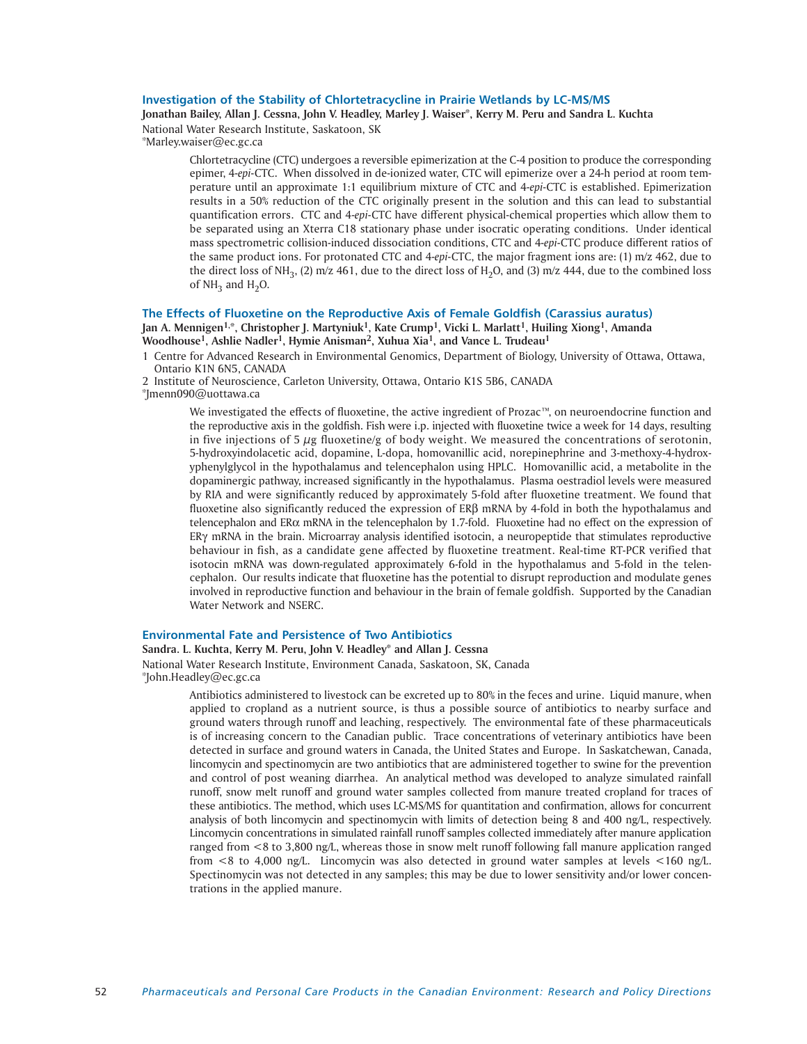### Investigation of the Stability of Chlortetracycline in Prairie Wetlands by LC-MS/MS

**Jonathan Bailey, Allan J. Cessna, John V. Headley, Marley J. Waiser*, Kerry M. Peru and Sandra L. Kuchta**

National Water Research Institute, Saskatoon, SK

*Marley.waiser@ec.gc.ca

Chlortetracycline (CTC) undergoes a reversible epimerization at the C-4 position to produce the corresponding epimer, 4-*epi*-CTC. When dissolved in de-ionized water, CTC will epimerize over a 24-h period at room temperature until an approximate 1:1 equilibrium mixture of CTC and 4-*epi*-CTC is established. Epimerization results in a 50% reduction of the CTC originally present in the solution and this can lead to substantial quantification errors. CTC and 4-*epi*-CTC have different physical-chemical properties which allow them to be separated using an Xterra C18 stationary phase under isocratic operating conditions. Under identical mass spectrometric collision-induced dissociation conditions, CTC and 4-*epi*-CTC produce different ratios of the same product ions. For protonated CTC and 4-*epi*-CTC, the major fragment ions are: (1) m/z 462, due to the direct loss of $NH_3$, (2) m/z 461, due to the direct loss of $H_2O$, and (3) m/z 444, due to the combined loss of $NH_3$ and $H_2O$.

### The Effects of Fluoxetine on the Reproductive Axis of Female Goldfish (Carassius auratus)

**Jan A. Mennigen[1,*], Christopher J. Martyniuk[1], Kate Crump[1], Vicki L. Marlatt[1], Huiling Xiong[1], Amanda Woodhouse[1], Ashlie Nadler[1], Hymie Anisman[2], Xuhua Xia[1], and Vance L. Trudeau[1]**

1 Centre for Advanced Research in Environmental Genomics, Department of Biology, University of Ottawa, Ottawa, Ontario K1N 6N5, CANADA

2 Institute of Neuroscience, Carleton University, Ottawa, Ontario K1S 5B6, CANADA

*Jmenn090@uottawa.ca

We investigated the effects of fluoxetine, the active ingredient of Prozac™, on neuroendocrine function and the reproductive axis in the goldfish. Fish were i.p. injected with fluoxetine twice a week for 14 days, resulting in five injections of 5 $\mu$g fluoxetine/g of body weight. We measured the concentrations of serotonin, 5-hydroxyindolacetic acid, dopamine, L-dopa, homovanillic acid, norepinephrine and 3-methoxy-4-hydroxyphenylglycol in the hypothalamus and telencephalon using HPLC. Homovanillic acid, a metabolite in the dopaminergic pathway, increased significantly in the hypothalamus. Plasma oestradiol levels were measured by RIA and were significantly reduced by approximately 5-fold after fluoxetine treatment. We found that fluoxetine also significantly reduced the expression of ER$\beta$ mRNA by 4-fold in both the hypothalamus and telencephalon and ER$\alpha$ mRNA in the telencephalon by 1.7-fold. Fluoxetine had no effect on the expression of ER$\gamma$ mRNA in the brain. Microarray analysis identified isotocin, a neuropeptide that stimulates reproductive behaviour in fish, as a candidate gene affected by fluoxetine treatment. Real-time RT-PCR verified that isotocin mRNA was down-regulated approximately 6-fold in the hypothalamus and 5-fold in the telencephalon. Our results indicate that fluoxetine has the potential to disrupt reproduction and modulate genes involved in reproductive function and behaviour in the brain of female goldfish. Supported by the Canadian Water Network and NSERC.

### Environmental Fate and Persistence of Two Antibiotics

**Sandra. L. Kuchta, Kerry M. Peru, John V. Headley* and Allan J. Cessna**

National Water Research Institute, Environment Canada, Saskatoon, SK, Canada

*John.Headley@ec.gc.ca

Antibiotics administered to livestock can be excreted up to 80% in the feces and urine. Liquid manure, when applied to cropland as a nutrient source, is thus a possible source of antibiotics to nearby surface and ground waters through runoff and leaching, respectively. The environmental fate of these pharmaceuticals is of increasing concern to the Canadian public. Trace concentrations of veterinary antibiotics have been detected in surface and ground waters in Canada, the United States and Europe. In Saskatchewan, Canada, lincomycin and spectinomycin are two antibiotics that are administered together to swine for the prevention and control of post weaning diarrhea. An analytical method was developed to analyze simulated rainfall runoff, snow melt runoff and ground water samples collected from manure treated cropland for traces of these antibiotics. The method, which uses LC-MS/MS for quantitation and confirmation, allows for concurrent analysis of both lincomycin and spectinomycin with limits of detection being 8 and 400 ng/L, respectively. Lincomycin concentrations in simulated rainfall runoff samples collected immediately after manure application ranged from <8 to 3,800 ng/L, whereas those in snow melt runoff following fall manure application ranged from <8 to 4,000 ng/L. Lincomycin was also detected in ground water samples at levels <160 ng/L. Spectinomycin was not detected in any samples; this may be due to lower sensitivity and/or lower concentrations in the applied manure.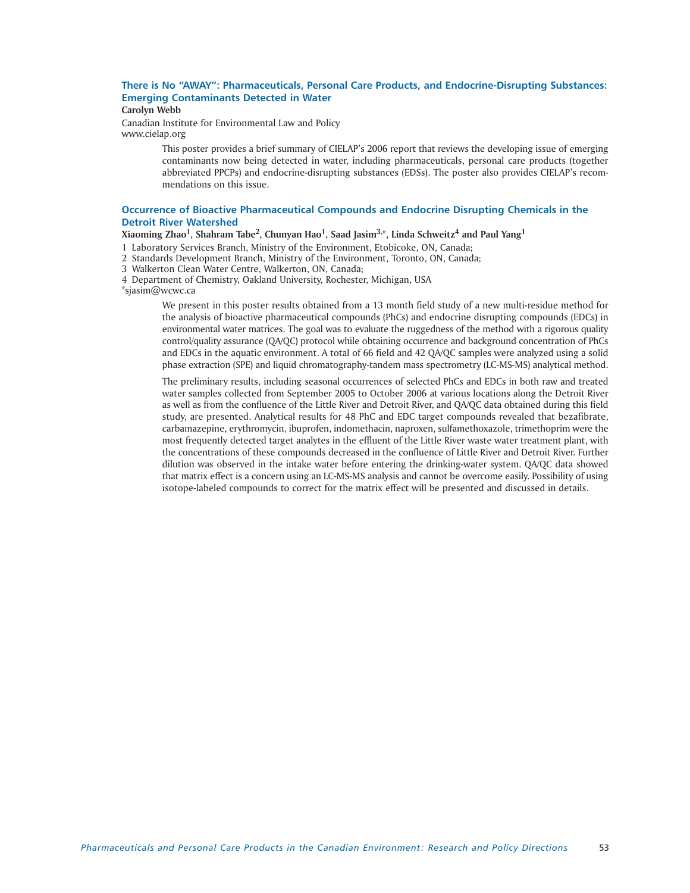### There is No "AWAY": Pharmaceuticals, Personal Care Products, and Endocrine-Disrupting Substances: Emerging Contaminants Detected in Water

**Carolyn Webb**

Canadian Institute for Environmental Law and Policy
www.cielap.org

This poster provides a brief summary of CIELAP's 2006 report that reviews the developing issue of emerging contaminants now being detected in water, including pharmaceuticals, personal care products (together abbreviated PPCPs) and endocrine-disrupting substances (EDSs). The poster also provides CIELAP's recommendations on this issue.

### Occurrence of Bioactive Pharmaceutical Compounds and Endocrine Disrupting Chemicals in the Detroit River Watershed

**Xiaoming Zhao[1], Shahram Tabe[2], Chunyan Hao[1], Saad Jasim[3,*], Linda Schweitz[4] and Paul Yang[1]**

1 Laboratory Services Branch, Ministry of the Environment, Etobicoke, ON, Canada;
2 Standards Development Branch, Ministry of the Environment, Toronto, ON, Canada;
3 Walkerton Clean Water Centre, Walkerton, ON, Canada;
4 Department of Chemistry, Oakland University, Rochester, Michigan, USA
*sjasim@wcwc.ca

We present in this poster results obtained from a 13 month field study of a new multi-residue method for the analysis of bioactive pharmaceutical compounds (PhCs) and endocrine disrupting compounds (EDCs) in environmental water matrices. The goal was to evaluate the ruggedness of the method with a rigorous quality control/quality assurance (QA/QC) protocol while obtaining occurrence and background concentration of PhCs and EDCs in the aquatic environment. A total of 66 field and 42 QA/QC samples were analyzed using a solid phase extraction (SPE) and liquid chromatography-tandem mass spectrometry (LC-MS-MS) analytical method.

The preliminary results, including seasonal occurrences of selected PhCs and EDCs in both raw and treated water samples collected from September 2005 to October 2006 at various locations along the Detroit River as well as from the confluence of the Little River and Detroit River, and QA/QC data obtained during this field study, are presented. Analytical results for 48 PhC and EDC target compounds revealed that bezafibrate, carbamazepine, erythromycin, ibuprofen, indomethacin, naproxen, sulfamethoxazole, trimethoprim were the most frequently detected target analytes in the effluent of the Little River waste water treatment plant, with the concentrations of these compounds decreased in the confluence of Little River and Detroit River. Further dilution was observed in the intake water before entering the drinking-water system. QA/QC data showed that matrix effect is a concern using an LC-MS-MS analysis and cannot be overcome easily. Possibility of using isotope-labeled compounds to correct for the matrix effect will be presented and discussed in details.